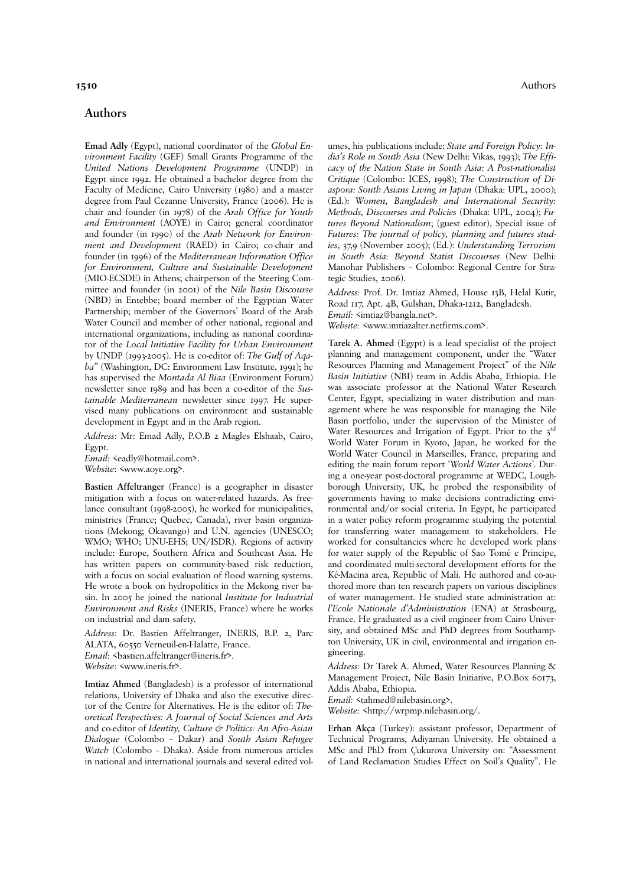# Authors

**Emad Adly** (Egypt), national coordinator of the *Global Environment Facility* (GEF) Small Grants Programme of the *United Nations Development Programme* (UNDP) in Egypt since 1992. He obtained a bachelor degree from the Faculty of Medicine, Cairo University (1980) and a master degree from Paul Cezanne University, France (2006). He is chair and founder (in 1978) of the *Arab Office for Youth and Environment* (AOYE) in Cairo; general coordinator and founder (in 1990) of the *Arab Network for Environment and Development* (RAED) in Cairo; co-chair and founder (in 1996) of the *Mediterranean Information Office for Environment, Culture and Sustainable Development* (MIO-ECSDE) in Athens; chairperson of the Steering Committee and founder (in 2001) of the *Nile Basin Discourse* (NBD) in Entebbe; board member of the Egyptian Water Partnership; member of the Governors' Board of the Arab Water Council and member of other national, regional and international organizations, including as national coordinator of the *Local Initiative Facility for Urban Environment* by UNDP (1993-2005). He is co-editor of: *The Gulf of Aqaba*" (Washington, DC: Environment Law Institute, 1991); he has supervised the *Montada Al Biaa* (Environment Forum) newsletter since 1989 and has been a co-editor of the *Sustainable Mediterranean* newsletter since 1997. He supervised many publications on environment and sustainable development in Egypt and in the Arab region.

*Address*: Mr: Emad Adly, P.O.B 2 Magles Elshaab, Cairo, Egypt.
*Email*: <eadly@hotmail.com>.
*Website*: <www.aoye.org>.

**Bastien Affeltranger** (France) is a geographer in disaster mitigation with a focus on water-related hazards. As freelance consultant (1998-2005), he worked for municipalities, ministries (France; Quebec, Canada), river basin organizations (Mekong; Okavango) and U.N. agencies (UNESCO; WMO; WHO; UNU-EHS; UN/ISDR). Regions of activity include: Europe, Southern Africa and Southeast Asia. He has written papers on community-based risk reduction, with a focus on social evaluation of flood warning systems. He wrote a book on hydropolitics in the Mekong river basin. In 2005 he joined the national *Institute for Industrial Environment and Risks* (INERIS, France) where he works on industrial and dam safety.

*Address*: Dr. Bastien Affeltranger, INERIS, B.P. 2, Parc ALATA, 60550 Verneuil-en-Halatte, France.
*Email*: <bastien.affeltranger@ineris.fr>.
*Website*: <www.ineris.fr>.

**Imtiaz Ahmed** (Bangladesh) is a professor of international relations, University of Dhaka and also the executive director of the Centre for Alternatives. He is the editor of: *Theoretical Perspectives: A Journal of Social Sciences and Arts* and co-editor of *Identity, Culture & Politics: An Afro-Asian Dialogue* (Colombo – Dakar) and *South Asian Refugee Watch* (Colombo – Dhaka). Aside from numerous articles in national and international journals and several edited volumes, his publications include: *State and Foreign Policy: India's Role in South Asia* (New Delhi: Vikas, 1993); *The Efficacy of the Nation State in South Asia: A Post-nationalist Critique* (Colombo: ICES, 1998); *The Construction of Diaspora: South Asians Living in Japan* (Dhaka: UPL, 2000); (Ed.): *Women, Bangladesh and International Security: Methods, Discourses and Policies* (Dhaka: UPL, 2004); *Futures Beyond Nationalism*; (guest editor), Special issue of *Futures: The journal of policy, planning and futures studies*, 37,9 (November 2005); (Ed.): *Understanding Terrorism in South Asia: Beyond Statist Discourses* (New Delhi: Manohar Publishers – Colombo: Regional Centre for Strategic Studies, 2006).

*Address:* Prof. Dr. Imtiaz Ahmed, House 13B, Helal Kutir, Road 117, Apt. 4B, Gulshan, Dhaka-1212, Bangladesh.
*Email:* <imtiaz@bangla.net>.
*Website:* <www.imtiazalter.netfirms.com>.

**Tarek A. Ahmed** (Egypt) is a lead specialist of the project planning and management component, under the "Water Resources Planning and Management Project" of the *Nile Basin Initiative* (NBI) team in Addis Ababa, Ethiopia. He was associate professor at the National Water Research Center, Egypt, specializing in water distribution and management where he was responsible for managing the Nile Basin portfolio, under the supervision of the Minister of Water Resources and Irrigation of Egypt. Prior to the 3rd World Water Forum in Kyoto, Japan, he worked for the World Water Council in Marseilles, France, preparing and editing the main forum report '*World Water Actions*'. During a one-year post-doctoral programme at WEDC, Loughborough University, UK, he probed the responsibility of governments having to make decisions contradicting environmental and/or social criteria. In Egypt, he participated in a water policy reform programme studying the potential for transferring water management to stakeholders. He worked for consultancies where he developed work plans for water supply of the Republic of Sao Tomé e Principe, and coordinated multi-sectoral development efforts for the Ké-Macina area, Republic of Mali. He authored and co-authored more than ten research papers on various disciplines of water management. He studied state administration at: *l'Ecole Nationale d'Administration* (ENA) at Strasbourg, France. He graduated as a civil engineer from Cairo University, and obtained MSc and PhD degrees from Southampton University, UK in civil, environmental and irrigation engineering.

*Address:* Dr Tarek A. Ahmed, Water Resources Planning & Management Project, Nile Basin Initiative, P.O.Box 60173, Addis Ababa, Ethiopia.
*Email:* <tahmed@nilebasin.org>.
*Website:* <http://wrpmp.nilebasin.org/.

**Erhan Akça** (Turkey): assistant professor, Department of Technical Programs, Adiyaman University. He obtained a MSc and PhD from Çukurova University on: "Assessment of Land Reclamation Studies Effect on Soil's Quality". He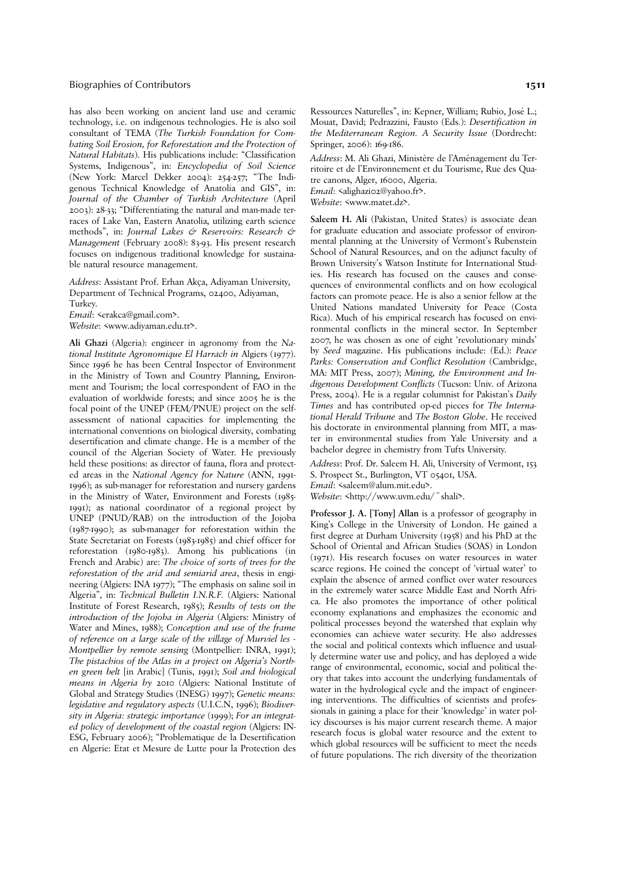has also been working on ancient land use and ceramic technology, i.e. on indigenous technologies. He is also soil consultant of TEMA (*The Turkish Foundation for Combating Soil Erosion, for Reforestation and the Protection of Natural Habitats*). His publications include: "Classification Systems, Indigenous", in: *Encyclopedia of Soil Science* (New York: Marcel Dekker 2004): 254-257; "The Indigenous Technical Knowledge of Anatolia and GIS", in: *Journal of the Chamber of Turkish Architecture* (April 2003): 28-33; "Differentiating the natural and man-made terraces of Lake Van, Eastern Anatolia, utilizing earth science methods", in: *Journal Lakes & Reservoirs: Research & Management* (February 2008): 83-93. His present research focuses on indigenous traditional knowledge for sustainable natural resource management.

*Address*: Assistant Prof. Erhan Akça, Adiyaman University, Department of Technical Programs, 02400, Adiyaman, Turkey.
*Email*: <erakca@gmail.com>.
*Website*: <www.adiyaman.edu.tr>.

**Ali Ghazi** (Algeria): engineer in agronomy from the *National Institute Agronomique El Harrach in* Algiers (1977). Since 1996 he has been Central Inspector of Environment in the Ministry of Town and Country Planning, Environment and Tourism; the local correspondent of FAO in the evaluation of worldwide forests; and since 2005 he is the focal point of the UNEP (FEM/PNUE) project on the self-assessment of national capacities for implementing the international conventions on biological diversity, combating desertification and climate change. He is a member of the council of the Algerian Society of Water. He previously held these positions: as director of fauna, flora and protected areas in the *National Agency for Nature* (ANN, 1991-1996); as sub-manager for reforestation and nursery gardens in the Ministry of Water, Environment and Forests (1985-1991); as national coordinator of a regional project by UNEP (PNUD/RAB) on the introduction of the Jojoba (1987-1990); as sub-manager for reforestation within the State Secretariat on Forests (1983-1985) and chief officer for reforestation (1980-1983). Among his publications (in French and Arabic) are: *The choice of sorts of trees for the reforestation of the arid and semiarid area*, thesis in engineering (Algiers: INA 1977); "The emphasis on saline soil in Algeria", in: *Technical Bulletin I.N.R.F.* (Algiers: National Institute of Forest Research, 1985); *Results of tests on the introduction of the Jojoba in Algeria* (Algiers: Ministry of Water and Mines, 1988); *Conception and use of the frame of reference on a large scale of the village of Murviel les - Montpellier by remote sensing* (Montpellier: INRA, 1991); *The pistachios of the Atlas in a project on Algeria's Northen green belt* [in Arabic] (Tunis, 1991); *Soil and biological means in Algeria by* 2010 (Algiers: National Institute of Global and Strategy Studies (INESG) 1997); *Genetic means: legislative and regulatory aspects* (U.I.C.N, 1996); *Biodiversity in Algeria: strategic importance* (1999); *For an integrated policy of development of the coastal region* (Algiers: INESG, February 2006); "Problematique de la Desertification en Algerie: Etat et Mesure de Lutte pour la Protection des Ressources Naturelles", in: Kepner, William; Rubio, José L.; Mouat, David; Pedrazzini, Fausto (Eds.): *Desertification in the Mediterranean Region. A Security Issue* (Dordrecht: Springer, 2006): 169-186.

*Address*: M. Ali Ghazi, Ministère de l'Aménagement du Territoire et de l'Environnement et du Tourisme, Rue des Quatre canons, Alger, 16000, Algeria.
*Email*: <alighazi02@yahoo.fr>.
*Website*: <www.matet.dz>.

**Saleem H. Ali** (Pakistan, United States) is associate dean for graduate education and associate professor of environmental planning at the University of Vermont's Rubenstein School of Natural Resources, and on the adjunct faculty of Brown University's Watson Institute for International Studies. His research has focused on the causes and consequences of environmental conflicts and on how ecological factors can promote peace. He is also a senior fellow at the United Nations mandated University for Peace (Costa Rica). Much of his empirical research has focused on environmental conflicts in the mineral sector. In September 2007, he was chosen as one of eight 'revolutionary minds' by *Seed* magazine. His publications include: (Ed.): *Peace Parks: Conservation and Conflict Resolution* (Cambridge, MA: MIT Press, 2007); *Mining, the Environment and Indigenous Development Conflicts* (Tucson: Univ. of Arizona Press, 2004). He is a regular columnist for Pakistan's *Daily Times* and has contributed op-ed pieces for *The International Herald Tribune* and *The Boston Globe*. He received his doctorate in environmental planning from MIT, a master in environmental studies from Yale University and a bachelor degree in chemistry from Tufts University.

*Address*: Prof. Dr. Saleem H. Ali, University of Vermont, 153 S. Prospect St., Burlington, VT 05401, USA.
*Email*: <saleem@alum.mit.edu>.
*Website*: <http://www.uvm.edu/~shali>.

**Professor J. A. [Tony] Allan** is a professor of geography in King's College in the University of London. He gained a first degree at Durham University (1958) and his PhD at the School of Oriental and African Studies (SOAS) in London (1971). His research focuses on water resources in water scarce regions. He coined the concept of 'virtual water' to explain the absence of armed conflict over water resources in the extremely water scarce Middle East and North Africa. He also promotes the importance of other political economy explanations and emphasizes the economic and political processes beyond the watershed that explain why economies can achieve water security. He also addresses the social and political contexts which influence and usually determine water use and policy, and has deployed a wide range of environmental, economic, social and political theory that takes into account the underlying fundamentals of water in the hydrological cycle and the impact of engineering interventions. The difficulties of scientists and professionals in gaining a place for their 'knowledge' in water policy discourses is his major current research theme. A major research focus is global water resource and the extent to which global resources will be sufficient to meet the needs of future populations. The rich diversity of the theorization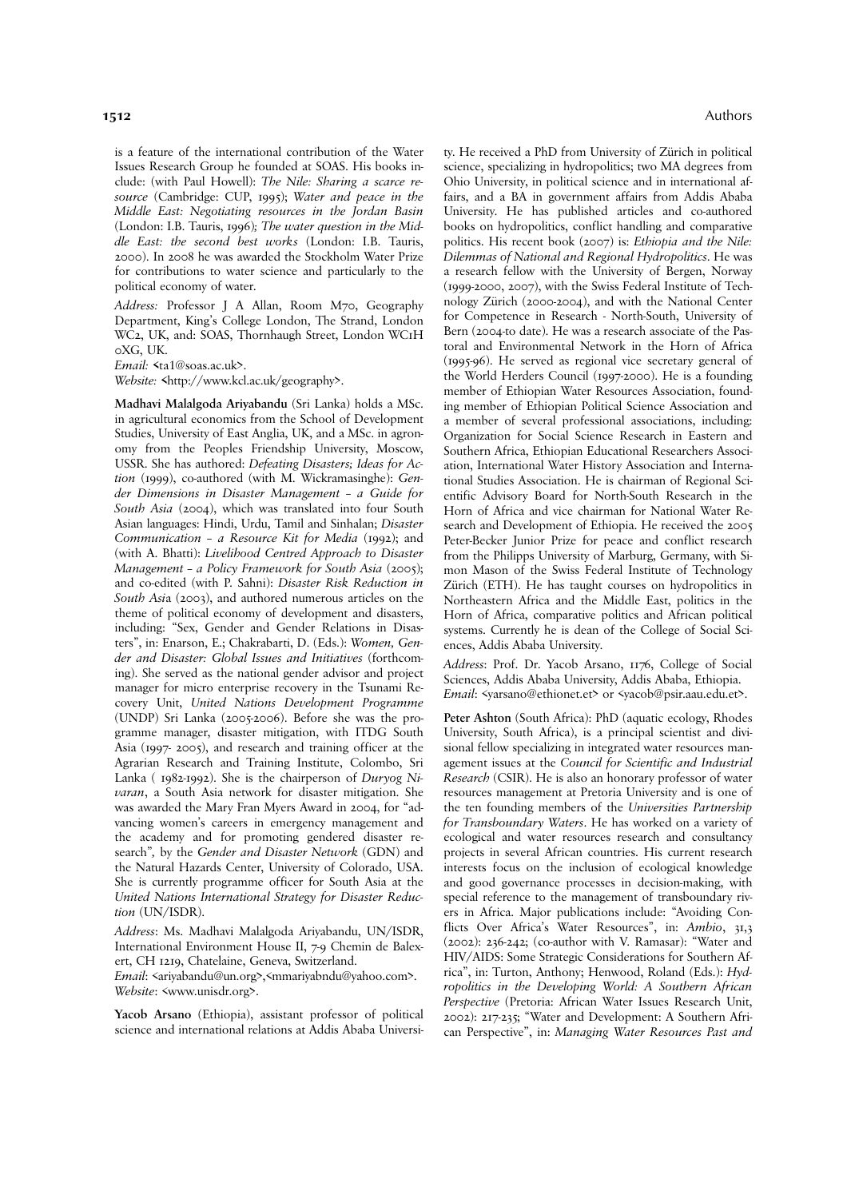is a feature of the international contribution of the Water Issues Research Group he founded at SOAS. His books include: (with Paul Howell): *The Nile: Sharing a scarce resource* (Cambridge: CUP, 1995); *Water and peace in the Middle East: Negotiating resources in the Jordan Basin* (London: I.B. Tauris, 1996); *The water question in the Middle East: the second best works* (London: I.B. Tauris, 2000). In 2008 he was awarded the Stockholm Water Prize for contributions to water science and particularly to the political economy of water.

*Address:* Professor J A Allan, Room M70, Geography Department, King's College London, The Strand, London WC2, UK, and: SOAS, Thornhaugh Street, London WC1H 0XG, UK.

*Email:* <ta1@soas.ac.uk>.

*Website:* <http://www.kcl.ac.uk/geography>.

**Madhavi Malalgoda Ariyabandu** (Sri Lanka) holds a MSc. in agricultural economics from the School of Development Studies, University of East Anglia, UK, and a MSc. in agronomy from the Peoples Friendship University, Moscow, USSR. She has authored: *Defeating Disasters; Ideas for Action* (1999), co-authored (with M. Wickramasinghe): *Gender Dimensions in Disaster Management – a Guide for South Asia* (2004), which was translated into four South Asian languages: Hindi, Urdu, Tamil and Sinhalan; *Disaster Communication – a Resource Kit for Media* (1992); and (with A. Bhatti): *Livelihood Centred Approach to Disaster Management – a Policy Framework for South Asia* (2005); and co-edited (with P. Sahni): *Disaster Risk Reduction in South Asia* (2003), and authored numerous articles on the theme of political economy of development and disasters, including: "Sex, Gender and Gender Relations in Disasters", in: Enarson, E.; Chakrabarti, D. (Eds.): *Women, Gender and Disaster: Global Issues and Initiatives* (forthcoming). She served as the national gender advisor and project manager for micro enterprise recovery in the Tsunami Recovery Unit, *United Nations Development Programme* (UNDP) Sri Lanka (2005-2006). Before she was the programme manager, disaster mitigation, with ITDG South Asia (1997- 2005), and research and training officer at the Agrarian Research and Training Institute, Colombo, Sri Lanka ( 1982-1992). She is the chairperson of *Duryog Nivaran*, a South Asia network for disaster mitigation. She was awarded the Mary Fran Myers Award in 2004, for "advancing women's careers in emergency management and the academy and for promoting gendered disaster research", by the *Gender and Disaster Network* (GDN) and the Natural Hazards Center, University of Colorado, USA. She is currently programme officer for South Asia at the *United Nations International Strategy for Disaster Reduction* (UN/ISDR).

*Address*: Ms. Madhavi Malalgoda Ariyabandu, UN/ISDR, International Environment House II, 7-9 Chemin de Balexert, CH 1219, Chatelaine, Geneva, Switzerland.

*Email*: <ariyabandu@un.org>,<mmariyabndu@yahoo.com>.

*Website*: <www.unisdr.org>.

**Yacob Arsano** (Ethiopia), assistant professor of political science and international relations at Addis Ababa University. He received a PhD from University of Zürich in political science, specializing in hydropolitics; two MA degrees from Ohio University, in political science and in international affairs, and a BA in government affairs from Addis Ababa University. He has published articles and co-authored books on hydropolitics, conflict handling and comparative politics. His recent book (2007) is: *Ethiopia and the Nile: Dilemmas of National and Regional Hydropolitics*. He was a research fellow with the University of Bergen, Norway (1999-2000, 2007), with the Swiss Federal Institute of Technology Zürich (2000-2004), and with the National Center for Competence in Research - North-South, University of Bern (2004-to date). He was a research associate of the Pastoral and Environmental Network in the Horn of Africa (1995-96). He served as regional vice secretary general of the World Herders Council (1997-2000). He is a founding member of Ethiopian Water Resources Association, founding member of Ethiopian Political Science Association and a member of several professional associations, including: Organization for Social Science Research in Eastern and Southern Africa, Ethiopian Educational Researchers Association, International Water History Association and International Studies Association. He is chairman of Regional Scientific Advisory Board for North-South Research in the Horn of Africa and vice chairman for National Water Research and Development of Ethiopia. He received the 2005 Peter-Becker Junior Prize for peace and conflict research from the Philipps University of Marburg, Germany, with Simon Mason of the Swiss Federal Institute of Technology Zürich (ETH). He has taught courses on hydropolitics in Northeastern Africa and the Middle East, politics in the Horn of Africa, comparative politics and African political systems. Currently he is dean of the College of Social Sciences, Addis Ababa University.

*Address*: Prof. Dr. Yacob Arsano, 1176, College of Social Sciences, Addis Ababa University, Addis Ababa, Ethiopia.

*Email*: <yarsano@ethionet.et> or <yacob@psir.aau.edu.et>.

**Peter Ashton** (South Africa): PhD (aquatic ecology, Rhodes University, South Africa), is a principal scientist and divisional fellow specializing in integrated water resources management issues at the *Council for Scientific and Industrial Research* (CSIR). He is also an honorary professor of water resources management at Pretoria University and is one of the ten founding members of the *Universities Partnership for Transboundary Waters*. He has worked on a variety of ecological and water resources research and consultancy projects in several African countries. His current research interests focus on the inclusion of ecological knowledge and good governance processes in decision-making, with special reference to the management of transboundary rivers in Africa. Major publications include: "Avoiding Conflicts Over Africa's Water Resources", in: *Ambio*, 31,3 (2002): 236-242; (co-author with V. Ramasar): "Water and HIV/AIDS: Some Strategic Considerations for Southern Africa", in: Turton, Anthony; Henwood, Roland (Eds.): *Hydropolitics in the Developing World: A Southern African Perspective* (Pretoria: African Water Issues Research Unit, 2002): 217-235; "Water and Development: A Southern African Perspective", in: *Managing Water Resources Past and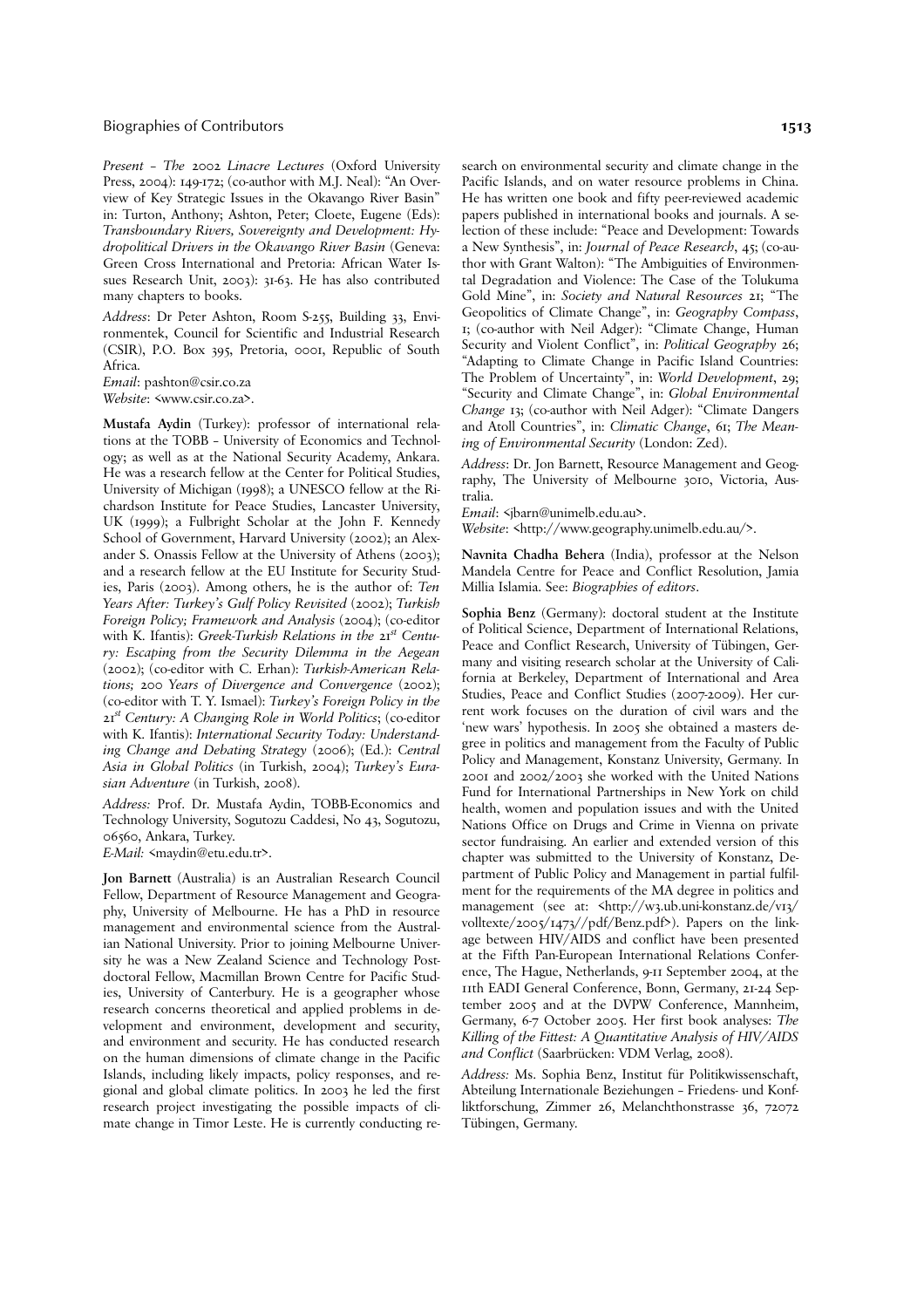*Present – The 2002 Linacre Lectures* (Oxford University Press, 2004): 149-172; (co-author with M.J. Neal): "An Overview of Key Strategic Issues in the Okavango River Basin" in: Turton, Anthony; Ashton, Peter; Cloete, Eugene (Eds): *Transboundary Rivers, Sovereignty and Development: Hydropolitical Drivers in the Okavango River Basin* (Geneva: Green Cross International and Pretoria: African Water Issues Research Unit, 2003): 31-63. He has also contributed many chapters to books.

*Address*: Dr Peter Ashton, Room S-255, Building 33, Environmentek, Council for Scientific and Industrial Research (CSIR), P.O. Box 395, Pretoria, 0001, Republic of South Africa.
*Email*: pashton@csir.co.za
*Website*: <www.csir.co.za>.

**Mustafa Aydin** (Turkey): professor of international relations at the TOBB – University of Economics and Technology; as well as at the National Security Academy, Ankara. He was a research fellow at the Center for Political Studies, University of Michigan (1998); a UNESCO fellow at the Richardson Institute for Peace Studies, Lancaster University, UK (1999); a Fulbright Scholar at the John F. Kennedy School of Government, Harvard University (2002); an Alexander S. Onassis Fellow at the University of Athens (2003); and a research fellow at the EU Institute for Security Studies, Paris (2003). Among others, he is the author of: *Ten Years After: Turkey's Gulf Policy Revisited* (2002); *Turkish Foreign Policy; Framework and Analysis* (2004); (co-editor with K. Ifantis): *Greek-Turkish Relations in the 21st Century: Escaping from the Security Dilemma in the Aegean* (2002); (co-editor with C. Erhan): *Turkish-American Relations; 200 Years of Divergence and Convergence* (2002); (co-editor with T. Y. Ismael): *Turkey's Foreign Policy in the 21st Century: A Changing Role in World Politics*; (co-editor with K. Ifantis): *International Security Today: Understanding Change and Debating Strategy* (2006); (Ed.): *Central Asia in Global Politics* (in Turkish, 2004); *Turkey's Eurasian Adventure* (in Turkish, 2008).

*Address:* Prof. Dr. Mustafa Aydin, TOBB-Economics and Technology University, Sogutozu Caddesi, No 43, Sogutozu, 06560, Ankara, Turkey.
*E-Mail:* <maydin@etu.edu.tr>.

**Jon Barnett** (Australia) is an Australian Research Council Fellow, Department of Resource Management and Geography, University of Melbourne. He has a PhD in resource management and environmental science from the Australian National University. Prior to joining Melbourne University he was a New Zealand Science and Technology Postdoctoral Fellow, Macmillan Brown Centre for Pacific Studies, University of Canterbury. He is a geographer whose research concerns theoretical and applied problems in development and environment, development and security, and environment and security. He has conducted research on the human dimensions of climate change in the Pacific Islands, including likely impacts, policy responses, and regional and global climate politics. In 2003 he led the first research project investigating the possible impacts of climate change in Timor Leste. He is currently conducting research on environmental security and climate change in the Pacific Islands, and on water resource problems in China. He has written one book and fifty peer-reviewed academic papers published in international books and journals. A selection of these include: "Peace and Development: Towards a New Synthesis", in: *Journal of Peace Research*, 45; (co-author with Grant Walton): "The Ambiguities of Environmental Degradation and Violence: The Case of the Tolukuma Gold Mine", in: *Society and Natural Resources* 21; "The Geopolitics of Climate Change", in: *Geography Compass*, 1; (co-author with Neil Adger): "Climate Change, Human Security and Violent Conflict", in: *Political Geography* 26; "Adapting to Climate Change in Pacific Island Countries: The Problem of Uncertainty", in: *World Development*, 29; "Security and Climate Change", in: *Global Environmental Change* 13; (co-author with Neil Adger): "Climate Dangers and Atoll Countries", in: *Climatic Change*, 61; *The Meaning of Environmental Security* (London: Zed).

*Address*: Dr. Jon Barnett, Resource Management and Geography, The University of Melbourne 3010, Victoria, Australia.
*Email*: <jbarn@unimelb.edu.au>.
*Website*: <http://www.geography.unimelb.edu.au/>.

**Navnita Chadha Behera** (India), professor at the Nelson Mandela Centre for Peace and Conflict Resolution, Jamia Millia Islamia. See: *Biographies of editors*.

**Sophia Benz** (Germany): doctoral student at the Institute of Political Science, Department of International Relations, Peace and Conflict Research, University of Tübingen, Germany and visiting research scholar at the University of California at Berkeley, Department of International and Area Studies, Peace and Conflict Studies (2007-2009). Her current work focuses on the duration of civil wars and the 'new wars' hypothesis. In 2005 she obtained a masters degree in politics and management from the Faculty of Public Policy and Management, Konstanz University, Germany. In 2001 and 2002/2003 she worked with the United Nations Fund for International Partnerships in New York on child health, women and population issues and with the United Nations Office on Drugs and Crime in Vienna on private sector fundraising. An earlier and extended version of this chapter was submitted to the University of Konstanz, Department of Public Policy and Management in partial fulfilment for the requirements of the MA degree in politics and management (see at: <http://w3.ub.uni-konstanz.de/v13/volltexte/2005/1473//pdf/Benz.pdf>). Papers on the linkage between HIV/AIDS and conflict have been presented at the Fifth Pan-European International Relations Conference, The Hague, Netherlands, 9-11 September 2004, at the 11th EADI General Conference, Bonn, Germany, 21-24 September 2005 and at the DVPW Conference, Mannheim, Germany, 6-7 October 2005. Her first book analyses: *The Killing of the Fittest: A Quantitative Analysis of HIV/AIDS and Conflict* (Saarbrücken: VDM Verlag, 2008).

*Address:* Ms. Sophia Benz, Institut für Politikwissenschaft, Abteilung Internationale Beziehungen – Friedens- und Konfliktforschung, Zimmer 26, Melanchthonstrasse 36, 72072 Tübingen, Germany.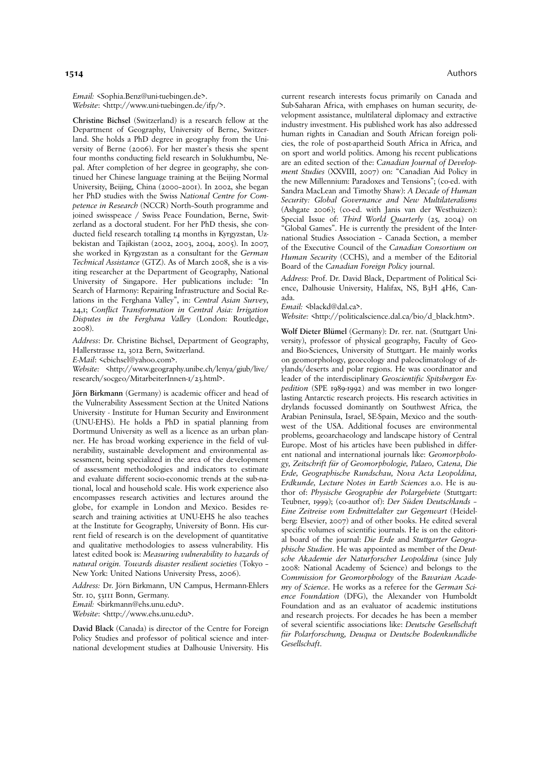*Email:* <Sophia.Benz@uni-tuebingen.de>.
*Website*: <http://www.uni-tuebingen.de/ifp/>.

**Christine Bichsel** (Switzerland) is a research fellow at the Department of Geography, University of Berne, Switzerland. She holds a PhD degree in geography from the University of Berne (2006). For her master's thesis she spent four months conducting field research in Solukhumbu, Nepal. After completion of her degree in geography, she continued her Chinese language training at the Beijing Normal University, Beijing, China (2000–2001). In 2002, she began her PhD studies with the Swiss *National Centre for Competence in Research* (NCCR) North–South programme and joined swisspeace / Swiss Peace Foundation, Berne, Switzerland as a doctoral student. For her PhD thesis, she conducted field research totalling 14 months in Kyrgyzstan, Uzbekistan and Tajikistan (2002, 2003, 2004, 2005). In 2007, she worked in Kyrgyzstan as a consultant for the *German Technical Assistance* (GTZ). As of March 2008, she is a visiting researcher at the Department of Geography, National University of Singapore. Her publications include: "In Search of Harmony: Repairing Infrastructure and Social Relations in the Ferghana Valley", in: *Central Asian Survey*, 24,1; *Conflict Transformation in Central Asia: Irrigation Disputes in the Ferghana Valley* (London: Routledge, 2008).

*Address*: Dr. Christine Bichsel, Department of Geography, Hallerstrasse 12, 3012 Bern, Switzerland.
*E-Mail*: <cbichsel@yahoo.com>.
*Website:* <http://www.geography.unibe.ch/lenya/giub/live/research/socgeo/MitarbeiterInnen-1/23.html>.

**Jörn Birkmann** (Germany) is academic officer and head of the Vulnerability Assessment Section at the United Nations University - Institute for Human Security and Environment (UNU-EHS). He holds a PhD in spatial planning from Dortmund University as well as a licence as an urban planner. He has broad working experience in the field of vulnerability, sustainable development and environmental assessment, being specialized in the area of the development of assessment methodologies and indicators to estimate and evaluate different socio-economic trends at the sub-national, local and household scale. His work experience also encompasses research activities and lectures around the globe, for example in London and Mexico. Besides research and training activities at UNU-EHS he also teaches at the Institute for Geography, University of Bonn. His current field of research is on the development of quantitative and qualitative methodologies to assess vulnerability. His latest edited book is: *Measuring vulnerability to hazards of natural origin. Towards disaster resilient societies* (Tokyo – New York: United Nations University Press, 2006).

*Address:* Dr. Jörn Birkmann, UN Campus, Hermann-Ehlers Str. 10, 53111 Bonn, Germany.
*Email:* <birkmann@ehs.unu.edu>.
*Website*: <http://www.ehs.unu.edu>.

**David Black** (Canada) is director of the Centre for Foreign Policy Studies and professor of political science and international development studies at Dalhousie University. His current research interests focus primarily on Canada and Sub-Saharan Africa, with emphases on human security, development assistance, multilateral diplomacy and extractive industry investment. His published work has also addressed human rights in Canadian and South African foreign policies, the role of post-apartheid South Africa in Africa, and on sport and world politics. Among his recent publications are an edited section of the: *Canadian Journal of Development Studies* (XXVIII, 2007) on: "Canadian Aid Policy in the new Millennium: Paradoxes and Tensions"; (co-ed. with Sandra MacLean and Timothy Shaw): *A Decade of Human Security: Global Governance and New Multilateralisms* (Ashgate 2006); (co-ed. with Janis van der Westhuizen): Special Issue of: *Third World Quarterly* (25, 2004) on "Global Games". He is currently the president of the International Studies Association – Canada Section, a member of the Executive Council of the *Canadian Consortium on Human Security* (CCHS), and a member of the Editorial Board of the *Canadian Foreign Policy* journal.

*Address:* Prof. Dr. David Black, Department of Political Science, Dalhousie University, Halifax, NS, B3H 4H6, Canada.
*Email:* <blackd@dal.ca>.
*Website:* <http://politicalscience.dal.ca/bio/d_black.htm>.

**Wolf Dieter Blümel** (Germany): Dr. rer. nat. (Stuttgart University), professor of physical geography, Faculty of Geo- and Bio-Sciences, University of Stuttgart. He mainly works on geomorphology, geoecology and paleoclimatology of drylands/deserts and polar regions. He was coordinator and leader of the interdisciplinary *Geoscientific Spitsbergen Expedition* (SPE 1989-1992) and was member in two longer-lasting Antarctic research projects. His research activities in drylands focussed dominantly on Southwest Africa, the Arabian Peninsula, Israel, SE-Spain, Mexico and the southwest of the USA. Additional focuses are environmental problems, geoarchaeology and landscape history of Central Europe. Most of his articles have been published in different national and international journals like: *Geomorphology, Zeitschrift für of Geomorphologie, Palaeo, Catena, Die Erde, Geographische Rundschau, Nova Acta Leopoldina, Erdkunde, Lecture Notes in Earth Sciences* a.o. He is author of: *Physische Geographie der Polargebiete* (Stuttgart: Teubner, 1999); (co-author of): *Der Süden Deutschlands – Eine Zeitreise vom Erdmittelalter zur Gegenwart* (Heidelberg: Elsevier, 2007) and of other books. He edited several specific volumes of scientific journals. He is on the editorial board of the journal: *Die Erde* and *Stuttgarter Geographische Studien*. He was appointed as member of the *Deutsche Akademie der Naturforscher Leopoldina* (since July 2008: National Academy of Science) and belongs to the *Commission for Geomorphology* of the *Bavarian Academy of Science*. He works as a referee for the *German Science Foundation* (DFG), the Alexander von Humboldt Foundation and as an evaluator of academic institutions and research projects. For decades he has been a member of several scientific associations like: *Deutsche Gesellschaft für Polarforschung, Deuqua* or *Deutsche Bodenkundliche Gesellschaft*.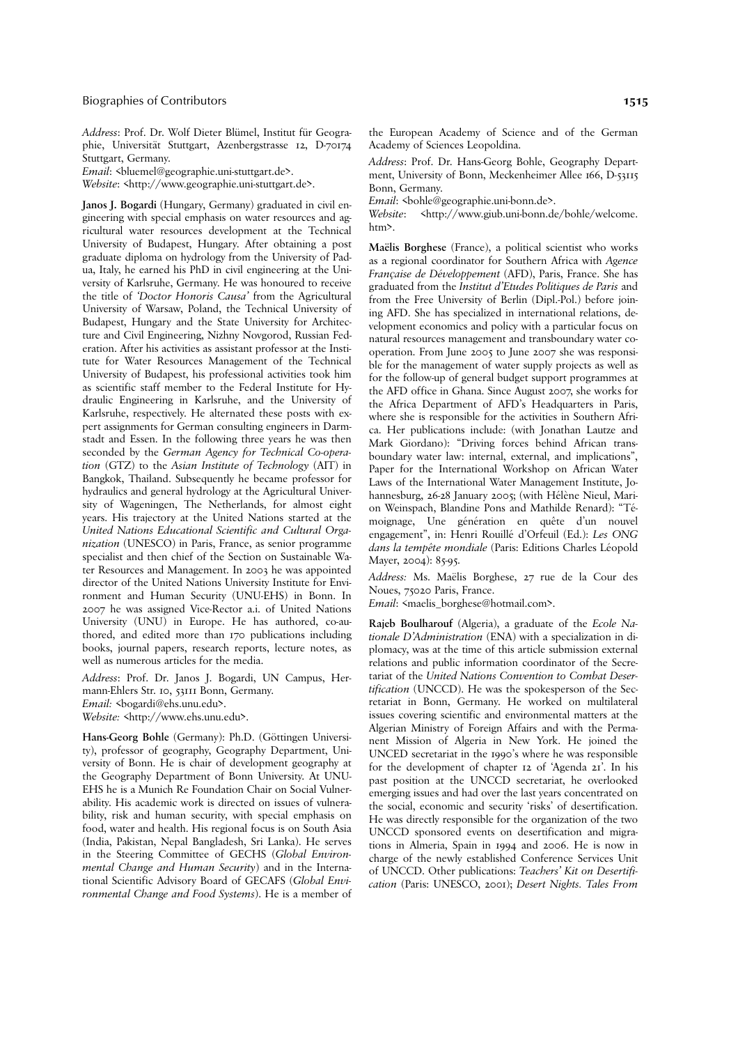*Address*: Prof. Dr. Wolf Dieter Blümel, Institut für Geographie, Universität Stuttgart, Azenbergstrasse 12, D-70174 Stuttgart, Germany.
*Email*: <bluemel@geographie.uni-stuttgart.de>.
*Website*: <http://www.geographie.uni-stuttgart.de>.

**Janos J. Bogardi** (Hungary, Germany) graduated in civil engineering with special emphasis on water resources and agricultural water resources development at the Technical University of Budapest, Hungary. After obtaining a post graduate diploma on hydrology from the University of Padua, Italy, he earned his PhD in civil engineering at the University of Karlsruhe, Germany. He was honoured to receive the title of *'Doctor Honoris Causa'* from the Agricultural University of Warsaw, Poland, the Technical University of Budapest, Hungary and the State University for Architecture and Civil Engineering, Nizhny Novgorod, Russian Federation. After his activities as assistant professor at the Institute for Water Resources Management of the Technical University of Budapest, his professional activities took him as scientific staff member to the Federal Institute for Hydraulic Engineering in Karlsruhe, and the University of Karlsruhe, respectively. He alternated these posts with expert assignments for German consulting engineers in Darmstadt and Essen. In the following three years he was then seconded by the *German Agency for Technical Co-operation* (GTZ) to the *Asian Institute of Technology* (AIT) in Bangkok, Thailand. Subsequently he became professor for hydraulics and general hydrology at the Agricultural University of Wageningen, The Netherlands, for almost eight years. His trajectory at the United Nations started at the *United Nations Educational Scientific and Cultural Organization* (UNESCO) in Paris, France, as senior programme specialist and then chief of the Section on Sustainable Water Resources and Management. In 2003 he was appointed director of the United Nations University Institute for Environment and Human Security (UNU-EHS) in Bonn. In 2007 he was assigned Vice-Rector a.i. of United Nations University (UNU) in Europe. He has authored, co-authored, and edited more than 170 publications including books, journal papers, research reports, lecture notes, as well as numerous articles for the media.

*Address*: Prof. Dr. Janos J. Bogardi, UN Campus, Hermann-Ehlers Str. 10, 53111 Bonn, Germany.
*Email:* <bogardi@ehs.unu.edu>.
*Website:* <http://www.ehs.unu.edu>.

**Hans-Georg Bohle** (Germany): Ph.D. (Göttingen University), professor of geography, Geography Department, University of Bonn. He is chair of development geography at the Geography Department of Bonn University. At UNU-EHS he is a Munich Re Foundation Chair on Social Vulnerability. His academic work is directed on issues of vulnerability, risk and human security, with special emphasis on food, water and health. His regional focus is on South Asia (India, Pakistan, Nepal Bangladesh, Sri Lanka). He serves in the Steering Committee of GECHS (*Global Environmental Change and Human Security*) and in the International Scientific Advisory Board of GECAFS (*Global Environmental Change and Food Systems*). He is a member of the European Academy of Science and of the German Academy of Sciences Leopoldina.

*Address*: Prof. Dr. Hans-Georg Bohle, Geography Department, University of Bonn, Meckenheimer Allee 166, D-53115 Bonn, Germany.
*Email*: <bohle@geographie.uni-bonn.de>.
*Website*: <http://www.giub.uni-bonn.de/bohle/welcome.htm>.

**Maëlis Borghese** (France), a political scientist who works as a regional coordinator for Southern Africa with *Agence Française de Développement* (AFD), Paris, France. She has graduated from the *Institut d'Etudes Politiques de Paris* and from the Free University of Berlin (Dipl.-Pol.) before joining AFD. She has specialized in international relations, development economics and policy with a particular focus on natural resources management and transboundary water cooperation. From June 2005 to June 2007 she was responsible for the management of water supply projects as well as for the follow-up of general budget support programmes at the AFD office in Ghana. Since August 2007, she works for the Africa Department of AFD's Headquarters in Paris, where she is responsible for the activities in Southern Africa. Her publications include: (with Jonathan Lautze and Mark Giordano): "Driving forces behind African transboundary water law: internal, external, and implications", Paper for the International Workshop on African Water Laws of the International Water Management Institute, Johannesburg, 26-28 January 2005; (with Hélène Nieul, Marion Weinspach, Blandine Pons and Mathilde Renard): "Témoignage, Une génération en quête d'un nouvel engagement", in: Henri Rouillé d'Orfeuil (Ed.): *Les ONG dans la tempête mondiale* (Paris: Editions Charles Léopold Mayer, 2004): 85-95.

*Address:* Ms. Maëlis Borghese, 27 rue de la Cour des Noues, 75020 Paris, France.
*Email*: <maelis_borghese@hotmail.com>.

**Rajeb Boulharouf** (Algeria), a graduate of the *Ecole Nationale D'Administration* (ENA) with a specialization in diplomacy, was at the time of this article submission external relations and public information coordinator of the Secretariat of the *United Nations Convention to Combat Desertification* (UNCCD). He was the spokesperson of the Secretariat in Bonn, Germany. He worked on multilateral issues covering scientific and environmental matters at the Algerian Ministry of Foreign Affairs and with the Permanent Mission of Algeria in New York. He joined the UNCED secretariat in the 1990's where he was responsible for the development of chapter 12 of 'Agenda 21'. In his past position at the UNCCD secretariat, he overlooked emerging issues and had over the last years concentrated on the social, economic and security 'risks' of desertification. He was directly responsible for the organization of the two UNCCD sponsored events on desertification and migrations in Almeria, Spain in 1994 and 2006. He is now in charge of the newly established Conference Services Unit of UNCCD. Other publications: *Teachers' Kit on Desertification* (Paris: UNESCO, 2001); *Desert Nights. Tales From*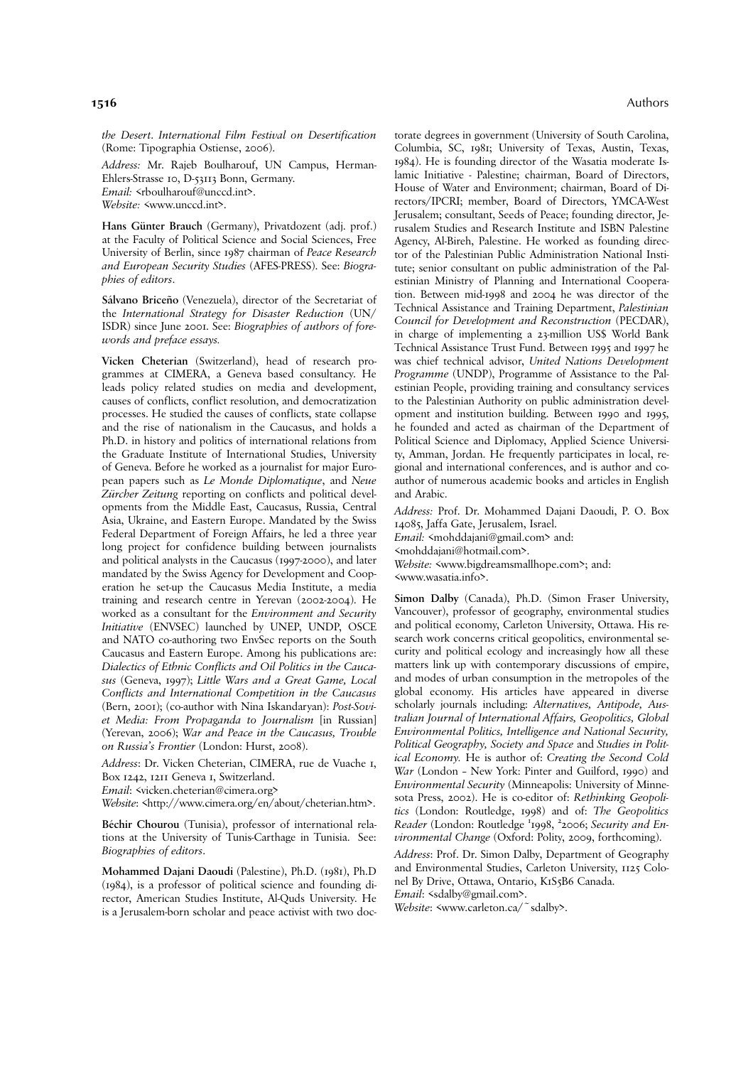*the Desert. International Film Festival on Desertification* (Rome: Tipographia Ostiense, 2006).

*Address:* Mr. Rajeb Boulharouf, UN Campus, Herman-Ehlers-Strasse 10, D-53113 Bonn, Germany.
*Email:* <rboulharouf@unccd.int>.
*Website:* <www.unccd.int>.

**Hans Günter Brauch** (Germany), Privatdozent (adj. prof.) at the Faculty of Political Science and Social Sciences, Free University of Berlin, since 1987 chairman of *Peace Research and European Security Studies* (AFES-PRESS). See: *Biographies of editors*.

**Sálvano Briceño** (Venezuela), director of the Secretariat of the *International Strategy for Disaster Reduction* (UN/ISDR) since June 2001. See: *Biographies of authors of forewords and preface essays.*

**Vicken Cheterian** (Switzerland), head of research programmes at CIMERA, a Geneva based consultancy. He leads policy related studies on media and development, causes of conflicts, conflict resolution, and democratization processes. He studied the causes of conflicts, state collapse and the rise of nationalism in the Caucasus, and holds a Ph.D. in history and politics of international relations from the Graduate Institute of International Studies, University of Geneva. Before he worked as a journalist for major European papers such as *Le Monde Diplomatique*, and *Neue Zürcher Zeitung* reporting on conflicts and political developments from the Middle East, Caucasus, Russia, Central Asia, Ukraine, and Eastern Europe. Mandated by the Swiss Federal Department of Foreign Affairs, he led a three year long project for confidence building between journalists and political analysts in the Caucasus (1997-2000), and later mandated by the Swiss Agency for Development and Cooperation he set-up the Caucasus Media Institute, a media training and research centre in Yerevan (2002-2004). He worked as a consultant for the *Environment and Security Initiative* (ENVSEC) launched by UNEP, UNDP, OSCE and NATO co-authoring two EnvSec reports on the South Caucasus and Eastern Europe. Among his publications are: *Dialectics of Ethnic Conflicts and Oil Politics in the Caucasus* (Geneva, 1997); *Little Wars and a Great Game, Local Conflicts and International Competition in the Caucasus* (Bern, 2001); (co-author with Nina Iskandaryan): *Post-Soviet Media: From Propaganda to Journalism* [in Russian] (Yerevan, 2006); *War and Peace in the Caucasus, Trouble on Russia's Frontier* (London: Hurst, 2008).

*Address*: Dr. Vicken Cheterian, CIMERA, rue de Vuache 1, Box 1242, 1211 Geneva 1, Switzerland.
*Email*: <vicken.cheterian@cimera.org>
*Website*: <http://www.cimera.org/en/about/cheterian.htm>.

**Béchir Chourou** (Tunisia), professor of international relations at the University of Tunis-Carthage in Tunisia. See: *Biographies of editors*.

**Mohammed Dajani Daoudi** (Palestine), Ph.D. (1981), Ph.D (1984), is a professor of political science and founding director, American Studies Institute, Al-Quds University. He is a Jerusalem-born scholar and peace activist with two doctorate degrees in government (University of South Carolina, Columbia, SC, 1981; University of Texas, Austin, Texas, 1984). He is founding director of the Wasatia moderate Islamic Initiative - Palestine; chairman, Board of Directors, House of Water and Environment; chairman, Board of Directors/IPCRI; member, Board of Directors, YMCA-West Jerusalem; consultant, Seeds of Peace; founding director, Jerusalem Studies and Research Institute and ISBN Palestine Agency, Al-Bireh, Palestine. He worked as founding director of the Palestinian Public Administration National Institute; senior consultant on public administration of the Palestinian Ministry of Planning and International Cooperation. Between mid-1998 and 2004 he was director of the Technical Assistance and Training Department, *Palestinian Council for Development and Reconstruction* (PECDAR), in charge of implementing a 23-million US$ World Bank Technical Assistance Trust Fund. Between 1995 and 1997 he was chief technical advisor, *United Nations Development Programme* (UNDP), Programme of Assistance to the Palestinian People, providing training and consultancy services to the Palestinian Authority on public administration development and institution building. Between 1990 and 1995, he founded and acted as chairman of the Department of Political Science and Diplomacy, Applied Science University, Amman, Jordan. He frequently participates in local, regional and international conferences, and is author and co-author of numerous academic books and articles in English and Arabic.

*Address:* Prof. Dr. Mohammed Dajani Daoudi, P. O. Box 14085, Jaffa Gate, Jerusalem, Israel.
*Email:* <mohddajani@gmail.com> and:
<mohddajani@hotmail.com>.
*Website:* <www.bigdreamsmallhope.com>; and:
<www.wasatia.info>.

**Simon Dalby** (Canada), Ph.D. (Simon Fraser University, Vancouver), professor of geography, environmental studies and political economy, Carleton University, Ottawa. His research work concerns critical geopolitics, environmental security and political ecology and increasingly how all these matters link up with contemporary discussions of empire, and modes of urban consumption in the metropoles of the global economy. His articles have appeared in diverse scholarly journals including: *Alternatives, Antipode, Australian Journal of International Affairs, Geopolitics, Global Environmental Politics, Intelligence and National Security, Political Geography, Society and Space* and *Studies in Political Economy.* He is author of: *Creating the Second Cold War* (London – New York: Pinter and Guilford, 1990) and *Environmental Security* (Minneapolis: University of Minnesota Press, 2002). He is co-editor of: *Rethinking Geopolitics* (London: Routledge, 1998) and of: *The Geopolitics Reader* (London: Routledge [1]1998, [2]2006; *Security and Environmental Change* (Oxford: Polity, 2009, forthcoming).

*Address*: Prof. Dr. Simon Dalby, Department of Geography and Environmental Studies, Carleton University, 1125 Colonel By Drive, Ottawa, Ontario, K1S5B6 Canada.
*Email*: <sdalby@gmail.com>.
*Website*: <www.carleton.ca/~sdalby>.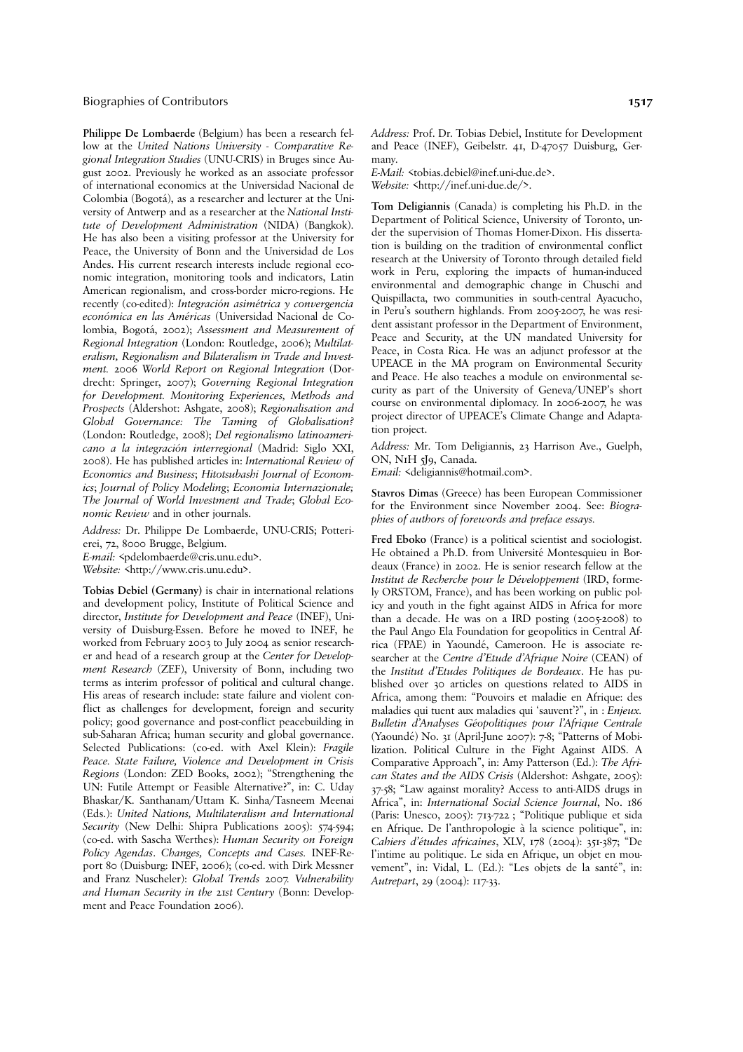**Philippe De Lombaerde** (Belgium) has been a research fellow at the *United Nations University - Comparative Regional Integration Studies* (UNU-CRIS) in Bruges since August 2002. Previously he worked as an associate professor of international economics at the Universidad Nacional de Colombia (Bogotá), as a researcher and lecturer at the University of Antwerp and as a researcher at the *National Institute of Development Administration* (NIDA) (Bangkok). He has also been a visiting professor at the University for Peace, the University of Bonn and the Universidad de Los Andes. His current research interests include regional economic integration, monitoring tools and indicators, Latin American regionalism, and cross-border micro-regions. He recently (co-edited): *Integración asimétrica y convergencia económica en las Américas* (Universidad Nacional de Colombia, Bogotá, 2002); *Assessment and Measurement of Regional Integration* (London: Routledge, 2006); *Multilateralism, Regionalism and Bilateralism in Trade and Investment. 2006 World Report on Regional Integration* (Dordrecht: Springer, 2007); *Governing Regional Integration for Development. Monitoring Experiences, Methods and Prospects* (Aldershot: Ashgate, 2008); *Regionalisation and Global Governance: The Taming of Globalisation?* (London: Routledge, 2008); *Del regionalismo latinoamericano a la integración interregional* (Madrid: Siglo XXI, 2008). He has published articles in: *International Review of Economics and Business*; *Hitotsubashi Journal of Economics*; *Journal of Policy Modeling*; *Economia Internazionale*; *The Journal of World Investment and Trade*; *Global Economic Review* and in other journals.

*Address:* Dr. Philippe De Lombaerde, UNU-CRIS; Potterierei, 72, 8000 Brugge, Belgium.
*E-mail:* <pdelombaerde@cris.unu.edu>.
*Website:* <http://www.cris.unu.edu>.

**Tobias Debiel (Germany)** is chair in international relations and development policy, Institute of Political Science and director, *Institute for Development and Peace* (INEF), University of Duisburg-Essen. Before he moved to INEF, he worked from February 2003 to July 2004 as senior researcher and head of a research group at the *Center for Development Research* (ZEF), University of Bonn, including two terms as interim professor of political and cultural change. His areas of research include: state failure and violent conflict as challenges for development, foreign and security policy; good governance and post-conflict peacebuilding in sub-Saharan Africa; human security and global governance. Selected Publications: (co-ed. with Axel Klein): *Fragile Peace. State Failure, Violence and Development in Crisis Regions* (London: ZED Books, 2002); "Strengthening the UN: Futile Attempt or Feasible Alternative?", in: C. Uday Bhaskar/K. Santhanam/Uttam K. Sinha/Tasneem Meenai (Eds.): *United Nations, Multilateralism and International Security* (New Delhi: Shipra Publications 2005): 574-594; (co-ed. with Sascha Werthes): *Human Security on Foreign Policy Agendas*. *Changes, Concepts and Cases.* INEF-Report 80 (Duisburg: INEF, 2006); (co-ed. with Dirk Messner and Franz Nuscheler): *Global Trends 2007. Vulnerability and Human Security in the 21st Century* (Bonn: Development and Peace Foundation 2006).

*Address:* Prof. Dr. Tobias Debiel, Institute for Development and Peace (INEF), Geibelstr. 41, D-47057 Duisburg, Germany.
*E-Mail:* <tobias.debiel@inef.uni-due.de>.
*Website:* <http://inef.uni-due.de/>.

**Tom Deligiannis** (Canada) is completing his Ph.D. in the Department of Political Science, University of Toronto, under the supervision of Thomas Homer-Dixon. His dissertation is building on the tradition of environmental conflict research at the University of Toronto through detailed field work in Peru, exploring the impacts of human-induced environmental and demographic change in Chuschi and Quispillacta, two communities in south-central Ayacucho, in Peru's southern highlands. From 2005-2007, he was resident assistant professor in the Department of Environment, Peace and Security, at the UN mandated University for Peace, in Costa Rica. He was an adjunct professor at the UPEACE in the MA program on Environmental Security and Peace. He also teaches a module on environmental security as part of the University of Geneva/UNEP's short course on environmental diplomacy. In 2006-2007, he was project director of UPEACE's Climate Change and Adaptation project.

*Address:* Mr. Tom Deligiannis, 23 Harrison Ave., Guelph, ON, N1H 5J9, Canada.
*Email:* <deligiannis@hotmail.com>.

**Stavros Dimas** (Greece) has been European Commissioner for the Environment since November 2004. See: *Biographies of authors of forewords and preface essays.*

**Fred Eboko** (France) is a political scientist and sociologist. He obtained a Ph.D. from Université Montesquieu in Bordeaux (France) in 2002. He is senior research fellow at the *Institut de Recherche pour le Développement* (IRD, formely ORSTOM, France), and has been working on public policy and youth in the fight against AIDS in Africa for more than a decade. He was on a IRD posting (2005-2008) to the Paul Ango Ela Foundation for geopolitics in Central Africa (FPAE) in Yaoundé, Cameroon. He is associate researcher at the *Centre d'Etude d'Afrique Noire* (CEAN) of the *Institut d'Etudes Politiques de Bordeaux*. He has published over 30 articles on questions related to AIDS in Africa, among them: "Pouvoirs et maladie en Afrique: des maladies qui tuent aux maladies qui 'sauvent'?", in : *Enjeux. Bulletin d'Analyses Géopolitiques pour l'Afrique Centrale* (Yaoundé) No. 31 (April-June 2007): 7-8; "Patterns of Mobilization. Political Culture in the Fight Against AIDS. A Comparative Approach", in: Amy Patterson (Ed.): *The African States and the AIDS Crisis* (Aldershot: Ashgate, 2005): 37-58; "Law against morality? Access to anti-AIDS drugs in Africa", in: *International Social Science Journal*, No. 186 (Paris: Unesco, 2005): 713-722 ; "Politique publique et sida en Afrique. De l'anthropologie à la science politique", in: *Cahiers d'études africaines*, XLV, 178 (2004): 351-387; "De l'intime au politique. Le sida en Afrique, un objet en mouvement", in: Vidal, L. (Ed.): "Les objets de la santé", in: *Autrepart*, 29 (2004): 117-33.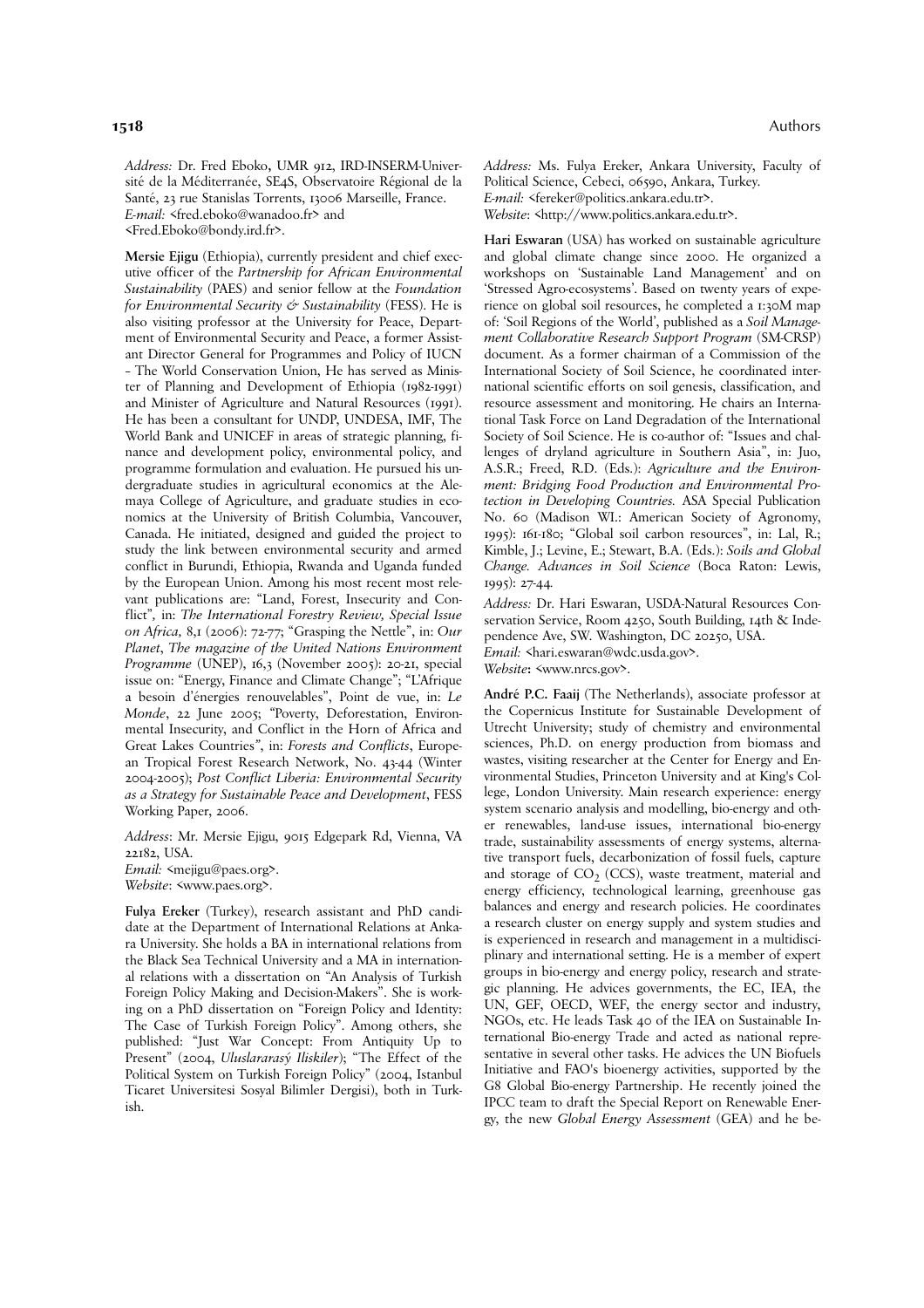*Address:* Dr. Fred Eboko, UMR 912, IRD-INSERM-Université de la Méditerranée, SE4S, Observatoire Régional de la Santé, 23 rue Stanislas Torrents, 13006 Marseille, France.
*E-mail:* <fred.eboko@wanadoo.fr> and <Fred.Eboko@bondy.ird.fr>.

**Mersie Ejigu** (Ethiopia), currently president and chief executive officer of the *Partnership for African Environmental Sustainability* (PAES) and senior fellow at the *Foundation for Environmental Security & Sustainability* (FESS). He is also visiting professor at the University for Peace, Department of Environmental Security and Peace, a former Assistant Director General for Programmes and Policy of IUCN – The World Conservation Union, He has served as Minister of Planning and Development of Ethiopia (1982-1991) and Minister of Agriculture and Natural Resources (1991). He has been a consultant for UNDP, UNDESA, IMF, The World Bank and UNICEF in areas of strategic planning, finance and development policy, environmental policy, and programme formulation and evaluation. He pursued his undergraduate studies in agricultural economics at the Alemaya College of Agriculture, and graduate studies in economics at the University of British Columbia, Vancouver, Canada. He initiated, designed and guided the project to study the link between environmental security and armed conflict in Burundi, Ethiopia, Rwanda and Uganda funded by the European Union. Among his most recent most relevant publications are: "Land, Forest, Insecurity and Conflict", in: *The International Forestry Review, Special Issue on Africa*, 8,1 (2006): 72-77; "Grasping the Nettle", in: *Our Planet*, *The magazine of the United Nations Environment Programme* (UNEP), 16,3 (November 2005): 20-21, special issue on: "Energy, Finance and Climate Change"; "L'Afrique a besoin d'énergies renouvelables", Point de vue, in: *Le Monde*, 22 June 2005; "Poverty, Deforestation, Environmental Insecurity, and Conflict in the Horn of Africa and Great Lakes Countries", in: *Forests and Conflicts*, European Tropical Forest Research Network, No. 43-44 (Winter 2004-2005); *Post Conflict Liberia: Environmental Security as a Strategy for Sustainable Peace and Development*, FESS Working Paper, 2006.

*Address*: Mr. Mersie Ejigu, 9015 Edgepark Rd, Vienna, VA 22182, USA.
*Email:* <mejigu@paes.org>.
*Website*: <www.paes.org>.

**Fulya Ereker** (Turkey), research assistant and PhD candidate at the Department of International Relations at Ankara University. She holds a BA in international relations from the Black Sea Technical University and a MA in international relations with a dissertation on "An Analysis of Turkish Foreign Policy Making and Decision-Makers". She is working on a PhD dissertation on "Foreign Policy and Identity: The Case of Turkish Foreign Policy". Among others, she published: "Just War Concept: From Antiquity Up to Present" (2004, *Uluslararasý Iliskiler*); "The Effect of the Political System on Turkish Foreign Policy" (2004, Istanbul Ticaret Universitesi Sosyal Bilimler Dergisi), both in Turkish.

*Address:* Ms. Fulya Ereker, Ankara University, Faculty of Political Science, Cebeci, 06590, Ankara, Turkey.
*E-mail:* <fereker@politics.ankara.edu.tr>.
*Website*: <http://www.politics.ankara.edu.tr>.

**Hari Eswaran** (USA) has worked on sustainable agriculture and global climate change since 2000. He organized a workshops on 'Sustainable Land Management' and on 'Stressed Agro-ecosystems'. Based on twenty years of experience on global soil resources, he completed a 1:30M map of: 'Soil Regions of the World', published as a *Soil Management Collaborative Research Support Program* (SM-CRSP) document. As a former chairman of a Commission of the International Society of Soil Science, he coordinated international scientific efforts on soil genesis, classification, and resource assessment and monitoring. He chairs an International Task Force on Land Degradation of the International Society of Soil Science. He is co-author of: "Issues and challenges of dryland agriculture in Southern Asia", in: Juo, A.S.R.; Freed, R.D. (Eds.): *Agriculture and the Environment: Bridging Food Production and Environmental Protection in Developing Countries.* ASA Special Publication No. 60 (Madison WI.: American Society of Agronomy, 1995): 161-180; "Global soil carbon resources", in: Lal, R.; Kimble, J.; Levine, E.; Stewart, B.A. (Eds.): *Soils and Global Change. Advances in Soil Science* (Boca Raton: Lewis, 1995): 27-44.

*Address:* Dr. Hari Eswaran, USDA-Natural Resources Conservation Service, Room 4250, South Building, 14th & Independence Ave, SW. Washington, DC 20250, USA.
*Email:* <hari.eswaran@wdc.usda.gov>.
*Website***:** <www.nrcs.gov>.

**André P.C. Faaij** (The Netherlands), associate professor at the Copernicus Institute for Sustainable Development of Utrecht University; study of chemistry and environmental sciences, Ph.D. on energy production from biomass and wastes, visiting researcher at the Center for Energy and Environmental Studies, Princeton University and at King's College, London University. Main research experience: energy system scenario analysis and modelling, bio-energy and other renewables, land-use issues, international bio-energy trade, sustainability assessments of energy systems, alternative transport fuels, decarbonization of fossil fuels, capture and storage of $CO_2$ (CCS), waste treatment, material and energy efficiency, technological learning, greenhouse gas balances and energy and research policies. He coordinates a research cluster on energy supply and system studies and is experienced in research and management in a multidisciplinary and international setting. He is a member of expert groups in bio-energy and energy policy, research and strategic planning. He advices governments, the EC, IEA, the UN, GEF, OECD, WEF, the energy sector and industry, NGOs, etc. He leads Task 40 of the IEA on Sustainable International Bio-energy Trade and acted as national representative in several other tasks. He advices the UN Biofuels Initiative and FAO's bioenergy activities, supported by the G8 Global Bio-energy Partnership. He recently joined the IPCC team to draft the Special Report on Renewable Energy, the new *Global Energy Assessment* (GEA) and he be-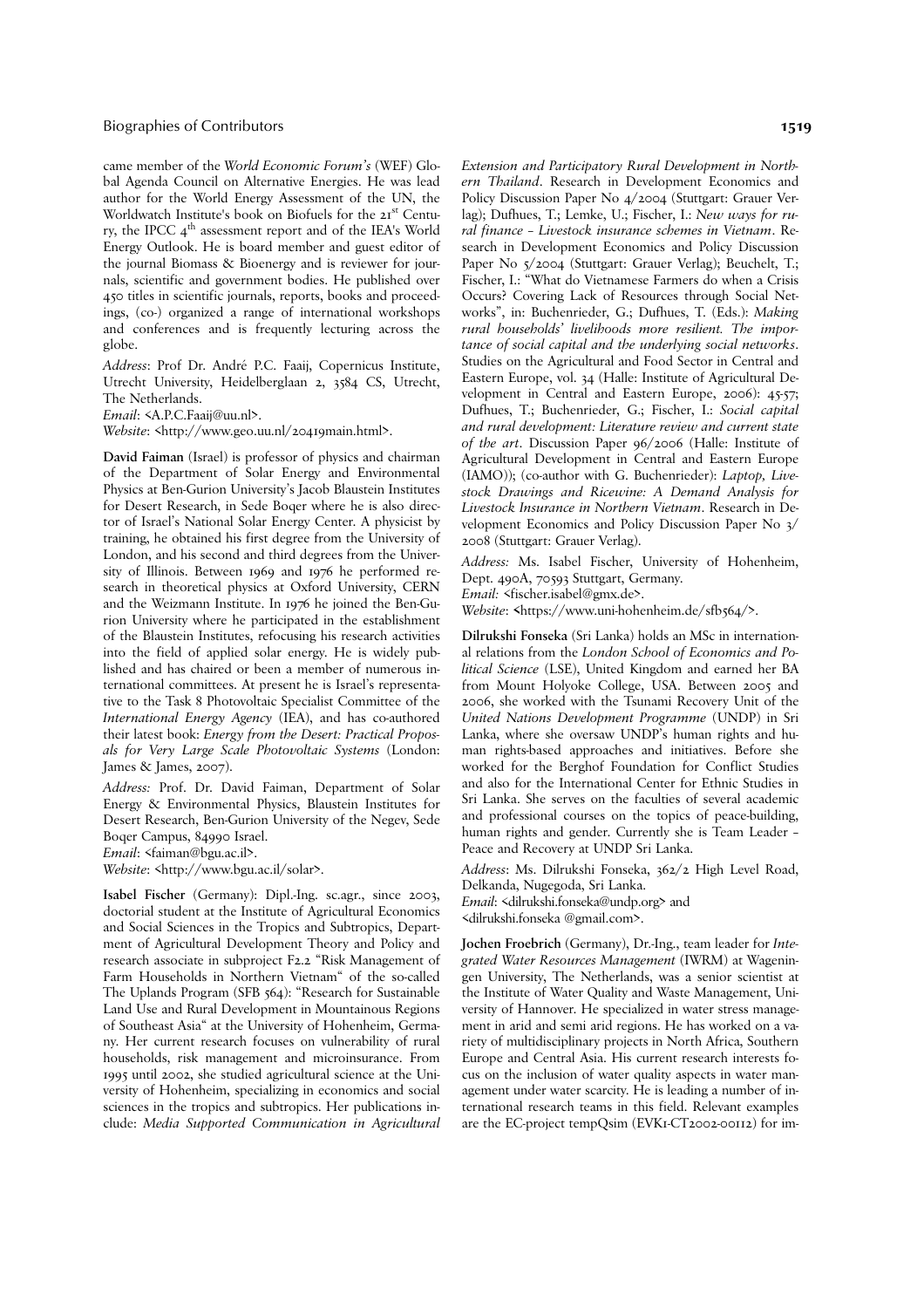came member of the *World Economic Forum's* (WEF) Global Agenda Council on Alternative Energies. He was lead author for the World Energy Assessment of the UN, the Worldwatch Institute's book on Biofuels for the 21st Century, the IPCC 4th assessment report and of the IEA's World Energy Outlook. He is board member and guest editor of the journal Biomass & Bioenergy and is reviewer for journals, scientific and government bodies. He published over 450 titles in scientific journals, reports, books and proceedings, (co-) organized a range of international workshops and conferences and is frequently lecturing across the globe.

*Address*: Prof Dr. André P.C. Faaij, Copernicus Institute, Utrecht University, Heidelberglaan 2, 3584 CS, Utrecht, The Netherlands.
*Email*: <A.P.C.Faaij@uu.nl>.
*Website*: <http://www.geo.uu.nl/20419main.html>.

**David Faiman** (Israel) is professor of physics and chairman of the Department of Solar Energy and Environmental Physics at Ben-Gurion University's Jacob Blaustein Institutes for Desert Research, in Sede Boqer where he is also director of Israel's National Solar Energy Center. A physicist by training, he obtained his first degree from the University of London, and his second and third degrees from the University of Illinois. Between 1969 and 1976 he performed research in theoretical physics at Oxford University, CERN and the Weizmann Institute. In 1976 he joined the Ben-Gurion University where he participated in the establishment of the Blaustein Institutes, refocusing his research activities into the field of applied solar energy. He is widely published and has chaired or been a member of numerous international committees. At present he is Israel's representative to the Task 8 Photovoltaic Specialist Committee of the *International Energy Agency* (IEA), and has co-authored their latest book: *Energy from the Desert: Practical Proposals for Very Large Scale Photovoltaic Systems* (London: James & James, 2007).

*Address:* Prof. Dr. David Faiman, Department of Solar Energy & Environmental Physics, Blaustein Institutes for Desert Research, Ben-Gurion University of the Negev, Sede Boqer Campus, 84990 Israel.
*Email*: <faiman@bgu.ac.il>.
*Website*: <http://www.bgu.ac.il/solar>.

**Isabel Fischer** (Germany): Dipl.-Ing. sc.agr., since 2003, doctorial student at the Institute of Agricultural Economics and Social Sciences in the Tropics and Subtropics, Department of Agricultural Development Theory and Policy and research associate in subproject F2.2 "Risk Management of Farm Households in Northern Vietnam" of the so-called The Uplands Program (SFB 564): "Research for Sustainable Land Use and Rural Development in Mountainous Regions of Southeast Asia" at the University of Hohenheim, Germany. Her current research focuses on vulnerability of rural households, risk management and microinsurance. From 1995 until 2002, she studied agricultural science at the University of Hohenheim, specializing in economics and social sciences in the tropics and subtropics. Her publications include: *Media Supported Communication in Agricultural Extension and Participatory Rural Development in Northern Thailand*. Research in Development Economics and Policy Discussion Paper No 4/2004 (Stuttgart: Grauer Verlag); Dufhues, T.; Lemke, U.; Fischer, I.: *New ways for rural finance – Livestock insurance schemes in Vietnam*. Research in Development Economics and Policy Discussion Paper No 5/2004 (Stuttgart: Grauer Verlag); Beuchelt, T.; Fischer, I.: "What do Vietnamese Farmers do when a Crisis Occurs? Covering Lack of Resources through Social Networks", in: Buchenrieder, G.; Dufhues, T. (Eds.): *Making rural households' livelihoods more resilient. The importance of social capital and the underlying social networks*. Studies on the Agricultural and Food Sector in Central and Eastern Europe, vol. 34 (Halle: Institute of Agricultural Development in Central and Eastern Europe, 2006): 45-57; Dufhues, T.; Buchenrieder, G.; Fischer, I.: *Social capital and rural development: Literature review and current state of the art*. Discussion Paper 96/2006 (Halle: Institute of Agricultural Development in Central and Eastern Europe (IAMO)); (co-author with G. Buchenrieder): *Laptop, Livestock Drawings and Ricewine: A Demand Analysis for Livestock Insurance in Northern Vietnam*. Research in Development Economics and Policy Discussion Paper No 3/2008 (Stuttgart: Grauer Verlag).

*Address:* Ms. Isabel Fischer, University of Hohenheim, Dept. 490A, 70593 Stuttgart, Germany.
*Email:* <fischer.isabel@gmx.de>.
*Website*: <https://www.uni-hohenheim.de/sfb564/>.

**Dilrukshi Fonseka** (Sri Lanka) holds an MSc in international relations from the *London School of Economics and Political Science* (LSE), United Kingdom and earned her BA from Mount Holyoke College, USA. Between 2005 and 2006, she worked with the Tsunami Recovery Unit of the *United Nations Development Programme* (UNDP) in Sri Lanka, where she oversaw UNDP's human rights and human rights-based approaches and initiatives. Before she worked for the Berghof Foundation for Conflict Studies and also for the International Center for Ethnic Studies in Sri Lanka. She serves on the faculties of several academic and professional courses on the topics of peace-building, human rights and gender. Currently she is Team Leader – Peace and Recovery at UNDP Sri Lanka.

*Address*: Ms. Dilrukshi Fonseka, 362/2 High Level Road, Delkanda, Nugegoda, Sri Lanka.
*Email*: <dilrukshi.fonseka@undp.org> and <dilrukshi.fonseka @gmail.com>.

**Jochen Froebrich** (Germany), Dr.-Ing., team leader for *Integrated Water Resources Management* (IWRM) at Wageningen University, The Netherlands, was a senior scientist at the Institute of Water Quality and Waste Management, University of Hannover. He specialized in water stress management in arid and semi arid regions. He has worked on a variety of multidisciplinary projects in North Africa, Southern Europe and Central Asia. His current research interests focus on the inclusion of water quality aspects in water management under water scarcity. He is leading a number of international research teams in this field. Relevant examples are the EC-project tempQsim (EVK1-CT2002-00112) for im-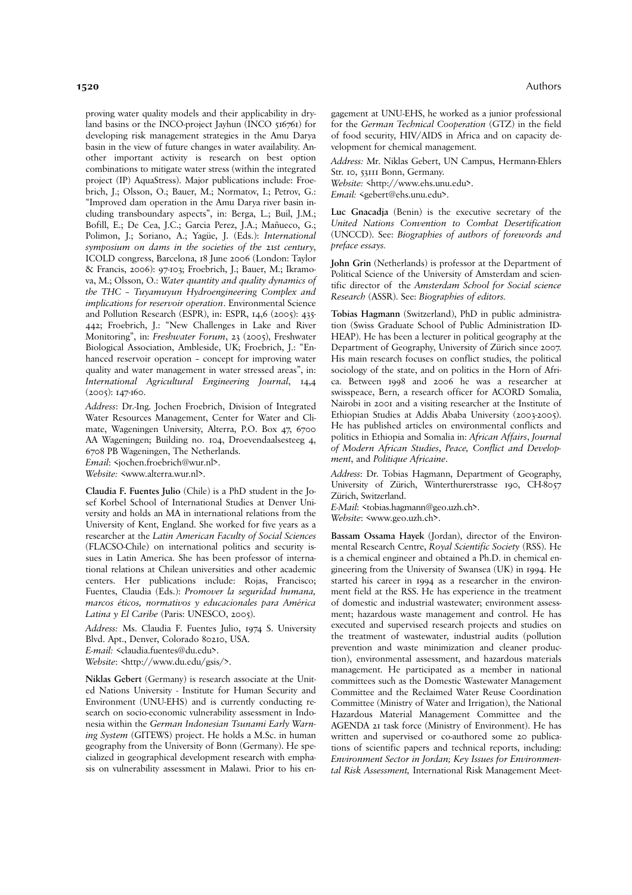proving water quality models and their applicability in dryland basins or the INCO-project Jayhun (INCO 516761) for developing risk management strategies in the Amu Darya basin in the view of future changes in water availability. Another important activity is research on best option combinations to mitigate water stress (within the integrated project (IP) AquaStress). Major publications include: Froebrich, J.; Olsson, O.; Bauer, M.; Normatov, I.; Petrov, G.: "Improved dam operation in the Amu Darya river basin including transboundary aspects", in: Berga, L.; Buil, J.M.; Bofill, E.; De Cea, J.C.; Garcia Perez, J.A.; Mañueco, G.; Polimon, J.; Soriano, A.; Yagüe, J. (Eds.): *International symposium on dams in the societies of the 21st century*, ICOLD congress, Barcelona, 18 June 2006 (London: Taylor & Francis, 2006): 97-103; Froebrich, J.; Bauer, M.; Ikramova, M.; Olsson, O.: *Water quantity and quality dynamics of the THC – Tuyamuyun Hydroengineering Complex and implications for reservoir operation*. Environmental Science and Pollution Research (ESPR), in: ESPR, 14,6 (2005): 435-442; Froebrich, J.: "New Challenges in Lake and River Monitoring", in: *Freshwater Forum*, 23 (2005), Freshwater Biological Association, Ambleside, UK; Froebrich, J.: "Enhanced reservoir operation – concept for improving water quality and water management in water stressed areas", in: *International Agricultural Engineering Journal*, 14,4 (2005): 147-160.

*Address*: Dr.-Ing. Jochen Froebrich, Division of Integrated Water Resources Management, Center for Water and Climate, Wageningen University, Alterra, P.O. Box 47, 6700 AA Wageningen; Building no. 104, Droevendaalsesteeg 4, 6708 PB Wageningen, The Netherlands.
*Email*: <jochen.froebrich@wur.nl>.
*Website:* <www.alterra.wur.nl>.

**Claudia F. Fuentes Julio** (Chile) is a PhD student in the Josef Korbel School of International Studies at Denver University and holds an MA in international relations from the University of Kent, England. She worked for five years as a researcher at the *Latin American Faculty of Social Sciences* (FLACSO-Chile) on international politics and security issues in Latin America. She has been professor of international relations at Chilean universities and other academic centers. Her publications include: Rojas, Francisco; Fuentes, Claudia (Eds.): *Promover la seguridad humana, marcos éticos, normativos y educacionales para América Latina y El Caribe* (Paris: UNESCO, 2005).

*Address:* Ms. Claudia F. Fuentes Julio, 1974 S. University Blvd. Apt., Denver, Colorado 80210, USA.
*E-mail:* <claudia.fuentes@du.edu>.
*Website*: <http://www.du.edu/gsis/>.

**Niklas Gebert** (Germany) is research associate at the United Nations University - Institute for Human Security and Environment (UNU-EHS) and is currently conducting research on socio-economic vulnerability assessment in Indonesia within the *German Indonesian Tsunami Early Warning System* (GITEWS) project. He holds a M.Sc. in human geography from the University of Bonn (Germany). He specialized in geographical development research with emphasis on vulnerability assessment in Malawi. Prior to his engagement at UNU-EHS, he worked as a junior professional for the *German Technical Cooperation* (GTZ) in the field of food security, HIV/AIDS in Africa and on capacity development for chemical management.

*Address:* Mr. Niklas Gebert, UN Campus, Hermann-Ehlers Str. 10, 53111 Bonn, Germany.
*Website:* <http://www.ehs.unu.edu>.
*Email:* <gebert@ehs.unu.edu>.

**Luc Gnacadja** (Benin) is the executive secretary of the *United Nations Convention to Combat Desertification* (UNCCD). See: *Biographies of authors of forewords and preface essays.*

**John Grin** (Netherlands) is professor at the Department of Political Science of the University of Amsterdam and scientific director of the *Amsterdam School for Social science Research* (ASSR). See: *Biographies of editors.*

**Tobias Hagmann** (Switzerland), PhD in public administration (Swiss Graduate School of Public Administration IDHEAP). He has been a lecturer in political geography at the Department of Geography, University of Zürich since 2007. His main research focuses on conflict studies, the political sociology of the state, and on politics in the Horn of Africa. Between 1998 and 2006 he was a researcher at swisspeace, Bern, a research officer for ACORD Somalia, Nairobi in 2001 and a visiting researcher at the Institute of Ethiopian Studies at Addis Ababa University (2003-2005). He has published articles on environmental conflicts and politics in Ethiopia and Somalia in: *African Affairs*, *Journal of Modern African Studies*, *Peace, Conflict and Development*, and *Politique Africaine*.

*Address*: Dr. Tobias Hagmann, Department of Geography, University of Zürich, Winterthurerstrasse 190, CH-8057 Zürich, Switzerland.
*E-Mail*: <tobias.hagmann@geo.uzh.ch>.
*Website*: <www.geo.uzh.ch>.

**Bassam Ossama Hayek** (Jordan), director of the Environmental Research Centre, *Royal Scientific Society* (RSS). He is a chemical engineer and obtained a Ph.D. in chemical engineering from the University of Swansea (UK) in 1994. He started his career in 1994 as a researcher in the environment field at the RSS. He has experience in the treatment of domestic and industrial wastewater; environment assessment; hazardous waste management and control. He has executed and supervised research projects and studies on the treatment of wastewater, industrial audits (pollution prevention and waste minimization and cleaner production), environmental assessment, and hazardous materials management. He participated as a member in national committees such as the Domestic Wastewater Management Committee and the Reclaimed Water Reuse Coordination Committee (Ministry of Water and Irrigation), the National Hazardous Material Management Committee and the AGENDA 21 task force (Ministry of Environment). He has written and supervised or co-authored some 20 publications of scientific papers and technical reports, including: *Environment Sector in Jordan; Key Issues for Environmental Risk Assessment,* International Risk Management Meet-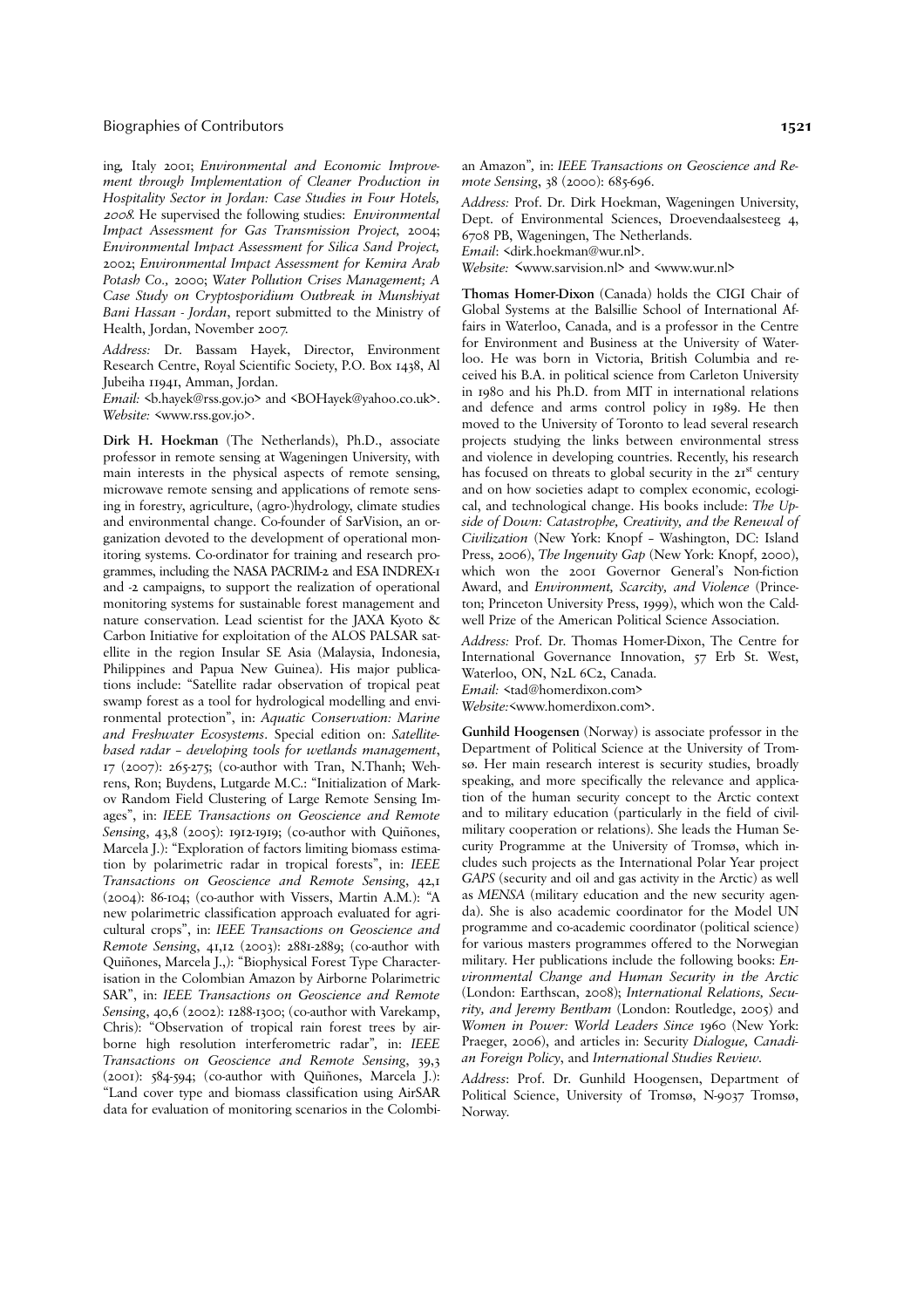ing, Italy 2001; *Environmental and Economic Improvement through Implementation of Cleaner Production in Hospitality Sector in Jordan: Case Studies in Four Hotels, 2008.* He supervised the following studies: *Environmental Impact Assessment for Gas Transmission Project,* 2004; *Environmental Impact Assessment for Silica Sand Project,* 2002; *Environmental Impact Assessment for Kemira Arab Potash Co.,* 2000; *Water Pollution Crises Management; A Case Study on Cryptosporidium Outbreak in Munshiyat Bani Hassan - Jordan*, report submitted to the Ministry of Health, Jordan, November 2007.

*Address:* Dr. Bassam Hayek, Director, Environment Research Centre, Royal Scientific Society, P.O. Box 1438, Al Jubeiha 11941, Amman, Jordan.
*Email:* <b.hayek@rss.gov.jo> and <BOHayek@yahoo.co.uk>.
*Website:* <www.rss.gov.jo>.

**Dirk H. Hoekman** (The Netherlands), Ph.D., associate professor in remote sensing at Wageningen University, with main interests in the physical aspects of remote sensing, microwave remote sensing and applications of remote sensing in forestry, agriculture, (agro-)hydrology, climate studies and environmental change. Co-founder of SarVision, an organization devoted to the development of operational monitoring systems. Co-ordinator for training and research programmes, including the NASA PACRIM-2 and ESA INDREX-1 and -2 campaigns, to support the realization of operational monitoring systems for sustainable forest management and nature conservation. Lead scientist for the JAXA Kyoto & Carbon Initiative for exploitation of the ALOS PALSAR satellite in the region Insular SE Asia (Malaysia, Indonesia, Philippines and Papua New Guinea). His major publications include: "Satellite radar observation of tropical peat swamp forest as a tool for hydrological modelling and environmental protection", in: *Aquatic Conservation: Marine and Freshwater Ecosystems*. Special edition on: *Satellite-based radar – developing tools for wetlands management*, 17 (2007): 265-275; (co-author with Tran, N.Thanh; Wehrens, Ron; Buydens, Lutgarde M.C.: "Initialization of Markov Random Field Clustering of Large Remote Sensing Images", in: *IEEE Transactions on Geoscience and Remote Sensing*, 43,8 (2005): 1912-1919; (co-author with Quiñones, Marcela J.): "Exploration of factors limiting biomass estimation by polarimetric radar in tropical forests", in: *IEEE Transactions on Geoscience and Remote Sensing*, 42,1 (2004): 86-104; (co-author with Vissers, Martin A.M.): "A new polarimetric classification approach evaluated for agricultural crops", in: *IEEE Transactions on Geoscience and Remote Sensing*, 41,12 (2003): 2881-2889; (co-author with Quiñones, Marcela J.,): "Biophysical Forest Type Characterisation in the Colombian Amazon by Airborne Polarimetric SAR", in: *IEEE Transactions on Geoscience and Remote Sensing*, 40,6 (2002): 1288-1300; (co-author with Varekamp, Chris): "Observation of tropical rain forest trees by airborne high resolution interferometric radar", in: *IEEE Transactions on Geoscience and Remote Sensing*, 39,3 (2001): 584-594; (co-author with Quiñones, Marcela J.): "Land cover type and biomass classification using AirSAR data for evaluation of monitoring scenarios in the Colombian Amazon", in: *IEEE Transactions on Geoscience and Remote Sensing*, 38 (2000): 685-696.

*Address:* Prof. Dr. Dirk Hoekman, Wageningen University, Dept. of Environmental Sciences, Droevendaalsesteeg 4, 6708 PB, Wageningen, The Netherlands.
*Email*: <dirk.hoekman@wur.nl>.
*Website:* <www.sarvision.nl> and <www.wur.nl>

**Thomas Homer-Dixon** (Canada) holds the CIGI Chair of Global Systems at the Balsillie School of International Affairs in Waterloo, Canada, and is a professor in the Centre for Environment and Business at the University of Waterloo. He was born in Victoria, British Columbia and received his B.A. in political science from Carleton University in 1980 and his Ph.D. from MIT in international relations and defence and arms control policy in 1989. He then moved to the University of Toronto to lead several research projects studying the links between environmental stress and violence in developing countries. Recently, his research has focused on threats to global security in the 21st century and on how societies adapt to complex economic, ecological, and technological change. His books include: *The Upside of Down: Catastrophe, Creativity, and the Renewal of Civilization* (New York: Knopf – Washington, DC: Island Press, 2006), *The Ingenuity Gap* (New York: Knopf, 2000), which won the 2001 Governor General's Non-fiction Award, and *Environment, Scarcity, and Violence* (Princeton; Princeton University Press, 1999), which won the Caldwell Prize of the American Political Science Association.

*Address:* Prof. Dr. Thomas Homer-Dixon, The Centre for International Governance Innovation, 57 Erb St. West, Waterloo, ON, N2L 6C2, Canada.
*Email:* <tad@homerdixon.com>
*Website:*<www.homerdixon.com>.

**Gunhild Hoogensen** (Norway) is associate professor in the Department of Political Science at the University of Tromsø. Her main research interest is security studies, broadly speaking, and more specifically the relevance and application of the human security concept to the Arctic context and to military education (particularly in the field of civil-military cooperation or relations). She leads the Human Security Programme at the University of Tromsø, which includes such projects as the International Polar Year project *GAPS* (security and oil and gas activity in the Arctic) as well as *MENSA* (military education and the new security agenda). She is also academic coordinator for the Model UN programme and co-academic coordinator (political science) for various masters programmes offered to the Norwegian military. Her publications include the following books: *Environmental Change and Human Security in the Arctic* (London: Earthscan, 2008); *International Relations, Security, and Jeremy Bentham* (London: Routledge, 2005) and *Women in Power: World Leaders Since 1960* (New York: Praeger, 2006), and articles in: Security *Dialogue, Canadian Foreign Policy*, and *International Studies Review*.

*Address*: Prof. Dr. Gunhild Hoogensen, Department of Political Science, University of Tromsø, N-9037 Tromsø, Norway.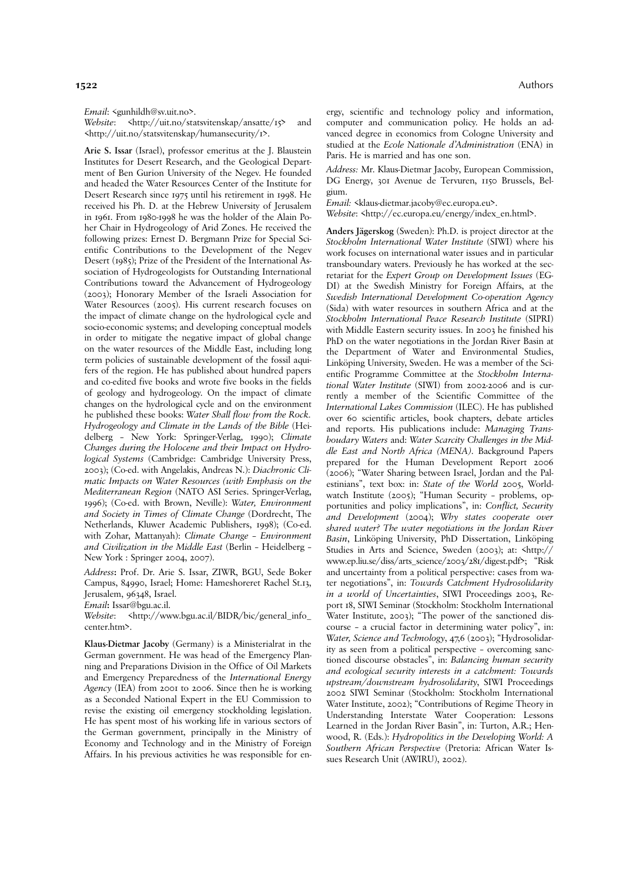*Email*: <gunhildh@sv.uit.no>.
*Website*: <http://uit.no/statsvitenskap/ansatte/15> and <http://uit.no/statsvitenskap/humansecurity/1>.

**Arie S. Issar** (Israel), professor emeritus at the J. Blaustein Institutes for Desert Research, and the Geological Department of Ben Gurion University of the Negev. He founded and headed the Water Resources Center of the Institute for Desert Research since 1975 until his retirement in 1998. He received his Ph. D. at the Hebrew University of Jerusalem in 1961. From 1980-1998 he was the holder of the Alain Poher Chair in Hydrogeology of Arid Zones. He received the following prizes: Ernest D. Bergmann Prize for Special Scientific Contributions to the Development of the Negev Desert (1985); Prize of the President of the International Association of Hydrogeologists for Outstanding International Contributions toward the Advancement of Hydrogeology (2003); Honorary Member of the Israeli Association for Water Resources (2005). His current research focuses on the impact of climate change on the hydrological cycle and socio-economic systems; and developing conceptual models in order to mitigate the negative impact of global change on the water resources of the Middle East, including long term policies of sustainable development of the fossil aquifers of the region. He has published about hundred papers and co-edited five books and wrote five books in the fields of geology and hydrogeology. On the impact of climate changes on the hydrological cycle and on the environment he published these books: *Water Shall flow from the Rock. Hydrogeology and Climate in the Lands of the Bible* (Heidelberg – New York: Springer-Verlag, 1990); *Climate Changes during the Holocene and their Impact on Hydrological Systems* (Cambridge: Cambridge University Press, 2003); (Co-ed. with Angelakis, Andreas N.): *Diachronic Climatic Impacts on Water Resources (with Emphasis on the Mediterranean Region* (NATO ASI Series. Springer-Verlag, 1996); (Co-ed. with Brown, Neville): *Water, Environment and Society in Times of Climate Change* (Dordrecht, The Netherlands, Kluwer Academic Publishers, 1998); (Co-ed. with Zohar, Mattanyah): *Climate Change – Environment and Civilization in the Middle East* (Berlin – Heidelberg – New York : Springer 2004, 2007).

*Address***:** Prof. Dr. Arie S. Issar, ZIWR, BGU, Sede Boker Campus, 84990, Israel; Home: Hameshoreret Rachel St.13, Jerusalem, 96348, Israel.
*Email***:** Issar@bgu.ac.il.
*Website*: <http://www.bgu.ac.il/BIDR/bic/general_info_center.htm>.

**Klaus-Dietmar Jacoby** (Germany) is a Ministerialrat in the German government. He was head of the Emergency Planning and Preparations Division in the Office of Oil Markets and Emergency Preparedness of the *International Energy Agency* (IEA) from 2001 to 2006. Since then he is working as a Seconded National Expert in the EU Commission to revise the existing oil emergency stockholding legislation. He has spent most of his working life in various sectors of the German government, principally in the Ministry of Economy and Technology and in the Ministry of Foreign Affairs. In his previous activities he was responsible for energy, scientific and technology policy and information, computer and communication policy. He holds an advanced degree in economics from Cologne University and studied at the *Ecole Nationale d'Administration* (ENA) in Paris. He is married and has one son.

*Address:* Mr. Klaus-Dietmar Jacoby, European Commission, DG Energy, 301 Avenue de Tervuren, 1150 Brussels, Belgium.
*Email:* <klaus-dietmar.jacoby@ec.europa.eu>.
*Website*: <http://ec.europa.eu/energy/index_en.html>.

**Anders Jägerskog** (Sweden): Ph.D. is project director at the *Stockholm International Water Institute* (SIWI) where his work focuses on international water issues and in particular transboundary waters. Previously he has worked at the secretariat for the *Expert Group on Development Issues* (EGDI) at the Swedish Ministry for Foreign Affairs, at the *Swedish International Development Co-operation Agency* (Sida) with water resources in southern Africa and at the *Stockholm International Peace Research Institute* (SIPRI) with Middle Eastern security issues. In 2003 he finished his PhD on the water negotiations in the Jordan River Basin at the Department of Water and Environmental Studies, Linköping University, Sweden. He was a member of the Scientific Programme Committee at the *Stockholm International Water Institute* (SIWI) from 2002-2006 and is currently a member of the Scientific Committee of the *International Lakes Commission* (ILEC). He has published over 60 scientific articles, book chapters, debate articles and reports. His publications include: *Managing Transboudary Waters* and: *Water Scarcity Challenges in the Middle East and North Africa (MENA)*. Background Papers prepared for the Human Development Report 2006 (2006); "Water Sharing between Israel, Jordan and the Palestinians", text box: in: *State of the World* 2005, Worldwatch Institute (2005); "Human Security – problems, opportunities and policy implications", in: *Conflict, Security and Development* (2004); *Why states cooperate over shared water? The water negotiations in the Jordan River Basin*, Linköping University, PhD Dissertation, Linköping Studies in Arts and Science, Sweden (2003); at: <http://www.ep.liu.se/diss/arts_science/2003/281/digest.pdf>; "Risk and uncertainty from a political perspective: cases from water negotiations", in: *Towards Catchment Hydrosolidarity in a world of Uncertainties*, SIWI Proceedings 2003, Report 18, SIWI Seminar (Stockholm: Stockholm International Water Institute, 2003); "The power of the sanctioned discourse – a crucial factor in determining water policy", in: *Water, Science and Technology*, 47,6 (2003); "Hydrosolidarity as seen from a political perspective – overcoming sanctioned discourse obstacles", in: *Balancing human security and ecological security interests in a catchment: Towards upstream/downstream hydrosolidarity*, SIWI Proceedings 2002 SIWI Seminar (Stockholm: Stockholm International Water Institute, 2002); "Contributions of Regime Theory in Understanding Interstate Water Cooperation: Lessons Learned in the Jordan River Basin", in: Turton, A.R.; Henwood, R. (Eds.): *Hydropolitics in the Developing World: A Southern African Perspective* (Pretoria: African Water Issues Research Unit (AWIRU), 2002).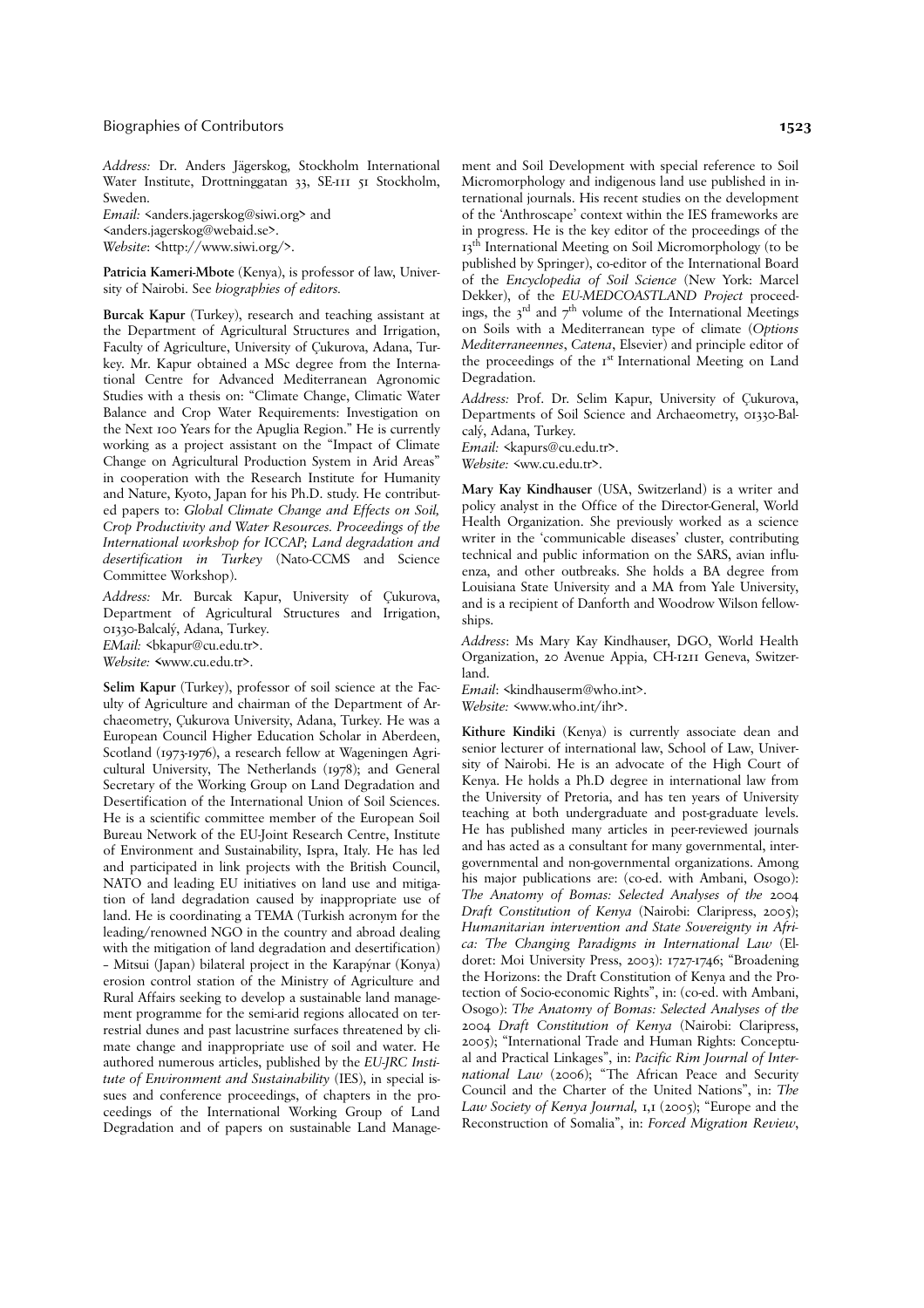*Address:* Dr. Anders Jägerskog, Stockholm International Water Institute, Drottninggatan 33, SE-111 51 Stockholm, Sweden.
*Email:* <anders.jagerskog@siwi.org> and <anders.jagerskog@webaid.se>.
*Website*: <http://www.siwi.org/>.

**Patricia Kameri-Mbote** (Kenya), is professor of law, University of Nairobi. See *biographies of editors.*

**Burcak Kapur** (Turkey), research and teaching assistant at the Department of Agricultural Structures and Irrigation, Faculty of Agriculture, University of Çukurova, Adana, Turkey. Mr. Kapur obtained a MSc degree from the International Centre for Advanced Mediterranean Agronomic Studies with a thesis on: "Climate Change, Climatic Water Balance and Crop Water Requirements: Investigation on the Next 100 Years for the Apuglia Region." He is currently working as a project assistant on the "Impact of Climate Change on Agricultural Production System in Arid Areas" in cooperation with the Research Institute for Humanity and Nature, Kyoto, Japan for his Ph.D. study. He contributed papers to: *Global Climate Change and Effects on Soil, Crop Productivity and Water Resources. Proceedings of the International workshop for ICCAP; Land degradation and desertification in Turkey* (Nato-CCMS and Science Committee Workshop).

*Address:* Mr. Burcak Kapur, University of Çukurova, Department of Agricultural Structures and Irrigation, 01330-Balcalý, Adana, Turkey.
*EMail:* <bkapur@cu.edu.tr>.
*Website:* <www.cu.edu.tr>.

**Selim Kapur** (Turkey), professor of soil science at the Faculty of Agriculture and chairman of the Department of Archaeometry, Çukurova University, Adana, Turkey. He was a European Council Higher Education Scholar in Aberdeen, Scotland (1973-1976), a research fellow at Wageningen Agricultural University, The Netherlands (1978); and General Secretary of the Working Group on Land Degradation and Desertification of the International Union of Soil Sciences. He is a scientific committee member of the European Soil Bureau Network of the EU-Joint Research Centre, Institute of Environment and Sustainability, Ispra, Italy. He has led and participated in link projects with the British Council, NATO and leading EU initiatives on land use and mitigation of land degradation caused by inappropriate use of land. He is coordinating a TEMA (Turkish acronym for the leading/renowned NGO in the country and abroad dealing with the mitigation of land degradation and desertification) – Mitsui (Japan) bilateral project in the Karapýnar (Konya) erosion control station of the Ministry of Agriculture and Rural Affairs seeking to develop a sustainable land management programme for the semi-arid regions allocated on terrestrial dunes and past lacustrine surfaces threatened by climate change and inappropriate use of soil and water. He authored numerous articles, published by the *EU-JRC Institute of Environment and Sustainability* (IES), in special issues and conference proceedings, of chapters in the proceedings of the International Working Group of Land Degradation and of papers on sustainable Land Management and Soil Development with special reference to Soil Micromorphology and indigenous land use published in international journals. His recent studies on the development of the 'Anthroscape' context within the IES frameworks are in progress. He is the key editor of the proceedings of the 13th International Meeting on Soil Micromorphology (to be published by Springer), co-editor of the International Board of the *Encyclopedia of Soil Science* (New York: Marcel Dekker), of the *EU-MEDCOASTLAND Project* proceedings, the 3rd and 7th volume of the International Meetings on Soils with a Mediterranean type of climate (*Options Mediterraneennes*, *Catena*, Elsevier) and principle editor of the proceedings of the 1st International Meeting on Land Degradation.

*Address:* Prof. Dr. Selim Kapur, University of Çukurova, Departments of Soil Science and Archaeometry, 01330-Balcalý, Adana, Turkey.
*Email:* <kapurs@cu.edu.tr>.
*Website:* <ww.cu.edu.tr>.

**Mary Kay Kindhauser** (USA, Switzerland) is a writer and policy analyst in the Office of the Director-General, World Health Organization. She previously worked as a science writer in the 'communicable diseases' cluster, contributing technical and public information on the SARS, avian influenza, and other outbreaks. She holds a BA degree from Louisiana State University and a MA from Yale University, and is a recipient of Danforth and Woodrow Wilson fellowships.

*Address*: Ms Mary Kay Kindhauser, DGO, World Health Organization, 20 Avenue Appia, CH-1211 Geneva, Switzerland.
*Email*: <kindhauserm@who.int>.
*Website:* <www.who.int/ihr>.

**Kithure Kindiki** (Kenya) is currently associate dean and senior lecturer of international law, School of Law, University of Nairobi. He is an advocate of the High Court of Kenya. He holds a Ph.D degree in international law from the University of Pretoria, and has ten years of University teaching at both undergraduate and post-graduate levels. He has published many articles in peer-reviewed journals and has acted as a consultant for many governmental, intergovernmental and non-governmental organizations. Among his major publications are: (co-ed. with Ambani, Osogo): *The Anatomy of Bomas: Selected Analyses of the 2004 Draft Constitution of Kenya* (Nairobi: Claripress, 2005); *Humanitarian intervention and State Sovereignty in Africa: The Changing Paradigms in International Law* (Eldoret: Moi University Press, 2003): 1727-1746; "Broadening the Horizons: the Draft Constitution of Kenya and the Protection of Socio-economic Rights", in: (co-ed. with Ambani, Osogo): *The Anatomy of Bomas: Selected Analyses of the 2004 Draft Constitution of Kenya* (Nairobi: Claripress, 2005); "International Trade and Human Rights: Conceptual and Practical Linkages", in: *Pacific Rim Journal of International Law* (2006); "The African Peace and Security Council and the Charter of the United Nations", in: *The Law Society of Kenya Journal*, 1,1 (2005); "Europe and the Reconstruction of Somalia", in: *Forced Migration Review*,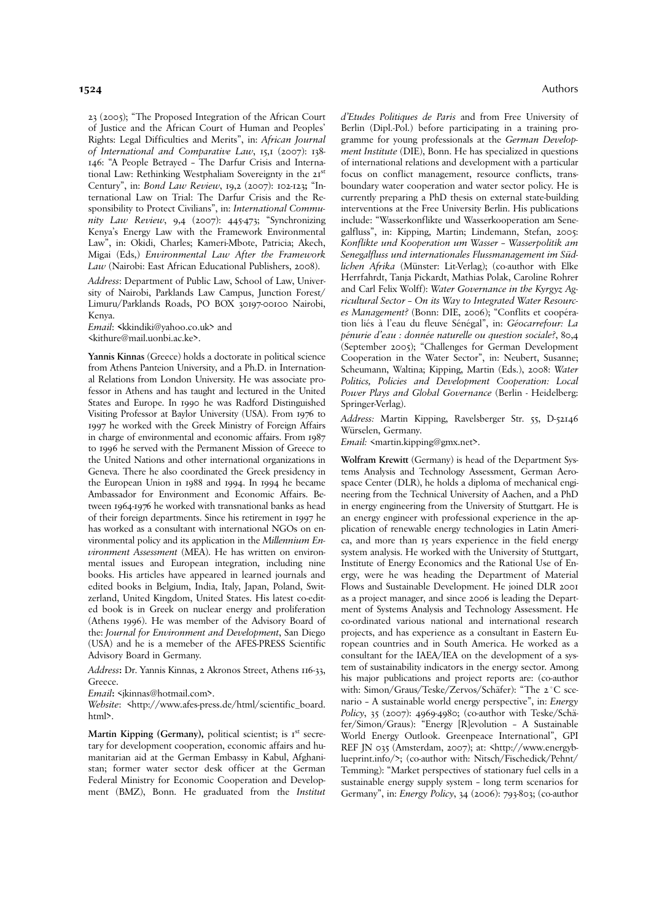23 (2005); "The Proposed Integration of the African Court of Justice and the African Court of Human and Peoples' Rights: Legal Difficulties and Merits", in: *African Journal of International and Comparative Law*, 15,1 (2007): 138-146: "A People Betrayed – The Darfur Crisis and International Law: Rethinking Westphaliam Sovereignty in the 21st Century", in: *Bond Law Review*, 19,2 (2007): 102-123; "International Law on Trial: The Darfur Crisis and the Responsibility to Protect Civilians", in: *International Community Law Review*, 9,4 (2007): 445-473; "Synchronizing Kenya's Energy Law with the Framework Environmental Law", in: Okidi, Charles; Kameri-Mbote, Patricia; Akech, Migai (Eds,) *Environmental Law After the Framework Law* (Nairobi: East African Educational Publishers, 2008).

*Address*: Department of Public Law, School of Law, University of Nairobi, Parklands Law Campus, Junction Forest/ Limuru/Parklands Roads, PO BOX 30197-00100 Nairobi, Kenya.

*Email*: <kkindiki@yahoo.co.uk> and <kithure@mail.uonbi.ac.ke>.

**Yannis Kinnas** (Greece) holds a doctorate in political science from Athens Panteion University, and a Ph.D. in International Relations from London University. He was associate professor in Athens and has taught and lectured in the United States and Europe. In 1990 he was Radford Distinguished Visiting Professor at Baylor University (USA). From 1976 to 1997 he worked with the Greek Ministry of Foreign Affairs in charge of environmental and economic affairs. From 1987 to 1996 he served with the Permanent Mission of Greece to the United Nations and other international organizations in Geneva. There he also coordinated the Greek presidency in the European Union in 1988 and 1994. In 1994 he became Ambassador for Environment and Economic Affairs. Between 1964-1976 he worked with transnational banks as head of their foreign departments. Since his retirement in 1997 he has worked as a consultant with international NGOs on environmental policy and its application in the *Millennium Environment Assessment* (MEA). He has written on environmental issues and European integration, including nine books. His articles have appeared in learned journals and edited books in Belgium, India, Italy, Japan, Poland, Switzerland, United Kingdom, United States. His latest co-edited book is in Greek on nuclear energy and proliferation (Athens 1996). He was member of the Advisory Board of the: *Journal for Environment and Development*, San Diego (USA) and he is a memeber of the AFES-PRESS Scientific Advisory Board in Germany.

*Address*: Dr. Yannis Kinnas, 2 Akronos Street, Athens 116-33, Greece.

*Email*: <jkinnas@hotmail.com>.

*Website*: <http://www.afes-press.de/html/scientific_board.html>.

**Martin Kipping (Germany),** political scientist; is 1st secretary for development cooperation, economic affairs and humanitarian aid at the German Embassy in Kabul, Afghanistan; former water sector desk officer at the German Federal Ministry for Economic Cooperation and Development (BMZ), Bonn. He graduated from the *Institut d'Etudes Politiques de Paris* and from Free University of Berlin (Dipl.-Pol.) before participating in a training programme for young professionals at the *German Development Institute* (DIE), Bonn. He has specialized in questions of international relations and development with a particular focus on conflict management, resource conflicts, transboundary water cooperation and water sector policy. He is currently preparing a PhD thesis on external state-building interventions at the Free University Berlin. His publications include: "Wasserkonflikte und Wasserkooperation am Senegalfluss", in: Kipping, Martin; Lindemann, Stefan, 2005: *Konflikte und Kooperation um Wasser – Wasserpolitik am Senegalfluss und internationales Flussmanagement im Südlichen Afrika* (Münster: Lit-Verlag); (co-author with Elke Herrfahrdt, Tanja Pickardt, Mathias Polak, Caroline Rohrer and Carl Felix Wolff): *Water Governance in the Kyrgyz Agricultural Sector – On its Way to Integrated Water Resources Management?* (Bonn: DIE, 2006); "Conflits et coopération liés à l'eau du fleuve Sénégal", in: *Géocarrefour: La pénurie d'eau : donnée naturelle ou question sociale?*, 80,4 (September 2005); "Challenges for German Development Cooperation in the Water Sector", in: Neubert, Susanne; Scheumann, Waltina; Kipping, Martin (Eds.), 2008: *Water Politics, Policies and Development Cooperation: Local Power Plays and Global Governance* (Berlin - Heidelberg: Springer-Verlag).

*Address:* Martin Kipping, Ravelsberger Str. 55, D-52146 Würselen, Germany.

*Email:* <martin.kipping@gmx.net>.

**Wolfram Krewitt** (Germany) is head of the Department Systems Analysis and Technology Assessment, German Aerospace Center (DLR), he holds a diploma of mechanical engineering from the Technical University of Aachen, and a PhD in energy engineering from the University of Stuttgart. He is an energy engineer with professional experience in the application of renewable energy technologies in Latin America, and more than 15 years experience in the field energy system analysis. He worked with the University of Stuttgart, Institute of Energy Economics and the Rational Use of Energy, were he was heading the Department of Material Flows and Sustainable Development. He joined DLR 2001 as a project manager, and since 2006 is leading the Department of Systems Analysis and Technology Assessment. He co-ordinated various national and international research projects, and has experience as a consultant in Eastern European countries and in South America. He worked as a consultant for the IAEA/IEA on the development of a system of sustainability indicators in the energy sector. Among his major publications and project reports are: (co-author with: Simon/Graus/Teske/Zervos/Schäfer): "The 2°C scenario – A sustainable world energy perspective", in: *Energy Policy*, 35 (2007): 4969-4980; (co-author with Teske/Schäfer/Simon/Graus): "Energy [R]evolution – A Sustainable World Energy Outlook. Greenpeace International", GPI REF JN 035 (Amsterdam, 2007); at: <http://www.energyblueprint.info/>; (co-author with: Nitsch/Fischedick/Pehnt/ Temming): "Market perspectives of stationary fuel cells in a sustainable energy supply system – long term scenarios for Germany", in: *Energy Policy*, 34 (2006): 793-803; (co-author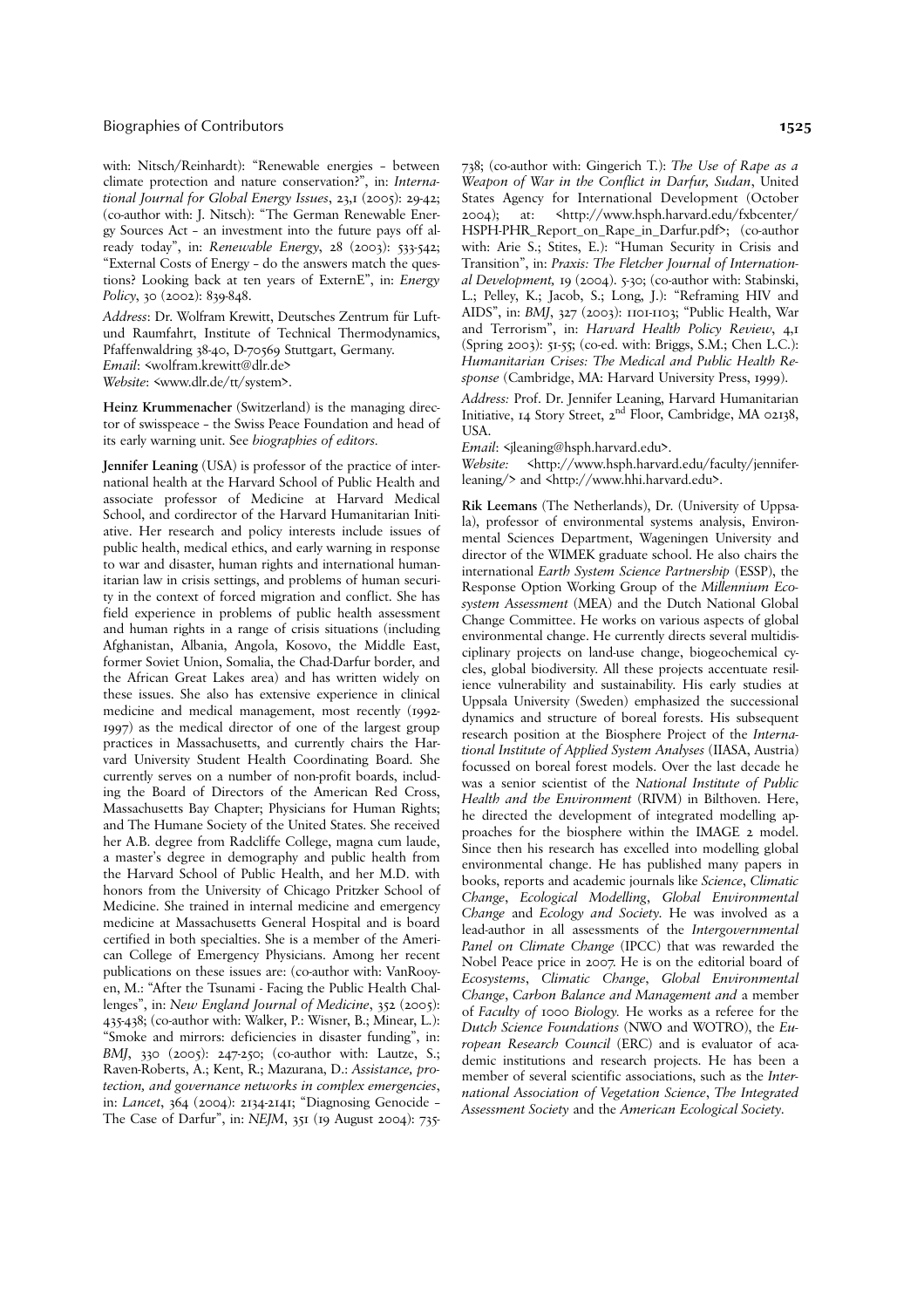with: Nitsch/Reinhardt): "Renewable energies – between climate protection and nature conservation?", in: *International Journal for Global Energy Issues*, 23,1 (2005): 29-42; (co-author with: J. Nitsch): "The German Renewable Energy Sources Act – an investment into the future pays off already today", in: *Renewable Energy*, 28 (2003): 533-542; "External Costs of Energy – do the answers match the questions? Looking back at ten years of ExternE", in: *Energy Policy*, 30 (2002): 839-848.

*Address*: Dr. Wolfram Krewitt, Deutsches Zentrum für Luft- und Raumfahrt, Institute of Technical Thermodynamics, Pfaffenwaldring 38-40, D-70569 Stuttgart, Germany.
*Email*: <wolfram.krewitt@dlr.de>
*Website*: <www.dlr.de/tt/system>.

**Heinz Krummenacher** (Switzerland) is the managing director of swisspeace – the Swiss Peace Foundation and head of its early warning unit. See *biographies of editors.*

**Jennifer Leaning** (USA) is professor of the practice of international health at the Harvard School of Public Health and associate professor of Medicine at Harvard Medical School, and cordirector of the Harvard Humanitarian Initiative. Her research and policy interests include issues of public health, medical ethics, and early warning in response to war and disaster, human rights and international humanitarian law in crisis settings, and problems of human security in the context of forced migration and conflict. She has field experience in problems of public health assessment and human rights in a range of crisis situations (including Afghanistan, Albania, Angola, Kosovo, the Middle East, former Soviet Union, Somalia, the Chad-Darfur border, and the African Great Lakes area) and has written widely on these issues. She also has extensive experience in clinical medicine and medical management, most recently (1992-1997) as the medical director of one of the largest group practices in Massachusetts, and currently chairs the Harvard University Student Health Coordinating Board. She currently serves on a number of non-profit boards, including the Board of Directors of the American Red Cross, Massachusetts Bay Chapter; Physicians for Human Rights; and The Humane Society of the United States. She received her A.B. degree from Radcliffe College, magna cum laude, a master's degree in demography and public health from the Harvard School of Public Health, and her M.D. with honors from the University of Chicago Pritzker School of Medicine. She trained in internal medicine and emergency medicine at Massachusetts General Hospital and is board certified in both specialties. She is a member of the American College of Emergency Physicians. Among her recent publications on these issues are: (co-author with: VanRooyen, M.: "After the Tsunami - Facing the Public Health Challenges", in: *New England Journal of Medicine*, 352 (2005): 435-438; (co-author with: Walker, P.: Wisner, B.; Minear, L.): "Smoke and mirrors: deficiencies in disaster funding", in: *BMJ*, 330 (2005): 247-250; (co-author with: Lautze, S.; Raven-Roberts, A.; Kent, R.; Mazurana, D.: *Assistance, protection, and governance networks in complex emergencies*, in: *Lancet*, 364 (2004): 2134-2141; "Diagnosing Genocide – The Case of Darfur", in: *NEJM*, 351 (19 August 2004): 735-738; (co-author with: Gingerich T.): *The Use of Rape as a Weapon of War in the Conflict in Darfur, Sudan*, United States Agency for International Development (October 2004); at: <http://www.hsph.harvard.edu/fxbcenter/HSPH-PHR_Report_on_Rape_in_Darfur.pdf>; (co-author with: Arie S.; Stites, E.): "Human Security in Crisis and Transition", in: *Praxis: The Fletcher Journal of International Development*, 19 (2004). 5-30; (co-author with: Stabinski, L.; Pelley, K.; Jacob, S.; Long, J.): "Reframing HIV and AIDS", in: *BMJ*, 327 (2003): 1101-1103; "Public Health, War and Terrorism", in: *Harvard Health Policy Review*, 4,1 (Spring 2003): 51-55; (co-ed. with: Briggs, S.M.; Chen L.C.): *Humanitarian Crises: The Medical and Public Health Response* (Cambridge, MA: Harvard University Press, 1999).

*Address:* Prof. Dr. Jennifer Leaning, Harvard Humanitarian Initiative, 14 Story Street, 2nd Floor, Cambridge, MA 02138, USA.
*Email*: <jleaning@hsph.harvard.edu>.
*Website:* <http://www.hsph.harvard.edu/faculty/jennifer-leaning/> and <http://www.hhi.harvard.edu>.

**Rik Leemans** (The Netherlands), Dr. (University of Uppsala), professor of environmental systems analysis, Environmental Sciences Department, Wageningen University and director of the WIMEK graduate school. He also chairs the international *Earth System Science Partnership* (ESSP), the Response Option Working Group of the *Millennium Ecosystem Assessment* (MEA) and the Dutch National Global Change Committee. He works on various aspects of global environmental change. He currently directs several multidisciplinary projects on land-use change, biogeochemical cycles, global biodiversity. All these projects accentuate resilience vulnerability and sustainability. His early studies at Uppsala University (Sweden) emphasized the successional dynamics and structure of boreal forests. His subsequent research position at the Biosphere Project of the *International Institute of Applied System Analyses* (IIASA, Austria) focussed on boreal forest models. Over the last decade he was a senior scientist of the *National Institute of Public Health and the Environment* (RIVM) in Bilthoven. Here, he directed the development of integrated modelling approaches for the biosphere within the IMAGE 2 model. Since then his research has excelled into modelling global environmental change. He has published many papers in books, reports and academic journals like *Science*, *Climatic Change*, *Ecological Modelling*, *Global Environmental Change* and *Ecology and Society*. He was involved as a lead-author in all assessments of the *Intergovernmental Panel on Climate Change* (IPCC) that was rewarded the Nobel Peace price in 2007. He is on the editorial board of *Ecosystems*, *Climatic Change*, *Global Environmental Change*, *Carbon Balance and Management and* a member of *Faculty of 1000 Biology.* He works as a referee for the *Dutch Science Foundations* (NWO and WOTRO), the *European Research Council* (ERC) and is evaluator of academic institutions and research projects. He has been a member of several scientific associations, such as the *International Association of Vegetation Science*, *The Integrated Assessment Society* and the *American Ecological Society*.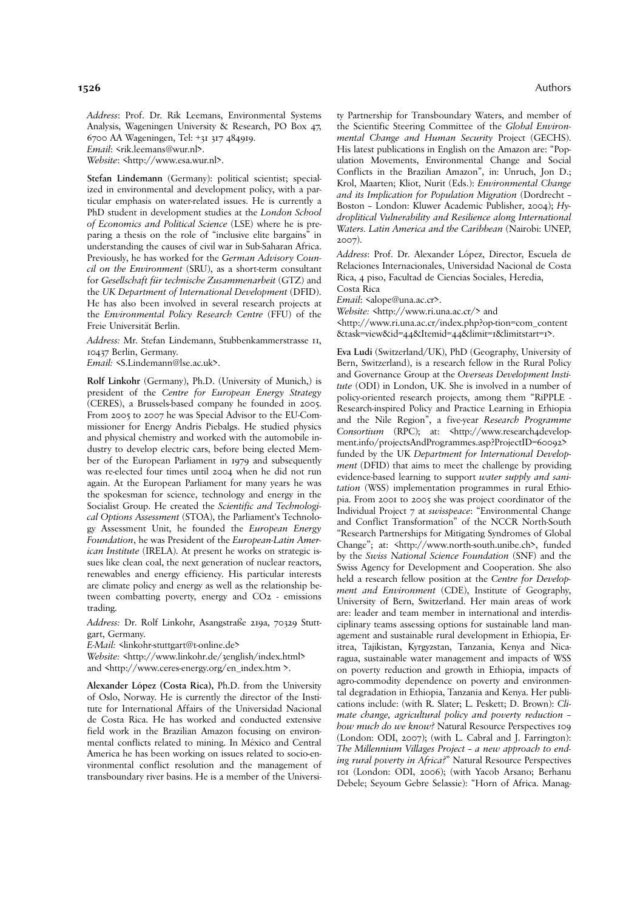*Address*: Prof. Dr. Rik Leemans, Environmental Systems Analysis, Wageningen University & Research, PO Box 47, 6700 AA Wageningen, Tel: +31 317 484919.
*Email*: <rik.leemans@wur.nl>.
*Website*: <http://www.esa.wur.nl>.

**Stefan Lindemann** (Germany): political scientist; specialized in environmental and development policy, with a particular emphasis on water-related issues. He is currently a PhD student in development studies at the *London School of Economics and Political Science* (LSE) where he is preparing a thesis on the role of "inclusive elite bargains" in understanding the causes of civil war in Sub-Saharan Africa. Previously, he has worked for the *German Advisory Council on the Environment* (SRU), as a short-term consultant for *Gesellschaft für technische Zusammenarbeit* (GTZ) and the *UK Department of International Development* (DFID). He has also been involved in several research projects at the *Environmental Policy Research Centre* (FFU) of the Freie Universität Berlin.

*Address:* Mr. Stefan Lindemann, Stubbenkammerstrasse 11, 10437 Berlin, Germany.
*Email:* <S.Lindemann@lse.ac.uk>.

**Rolf Linkohr** (Germany), Ph.D. (University of Munich,) is president of the *Centre for European Energy Strategy* (CERES), a Brussels-based company he founded in 2005. From 2005 to 2007 he was Special Advisor to the EU-Commissioner for Energy Andris Piebalgs. He studied physics and physical chemistry and worked with the automobile industry to develop electric cars, before being elected Member of the European Parliament in 1979 and subsequently was re-elected four times until 2004 when he did not run again. At the European Parliament for many years he was the spokesman for science, technology and energy in the Socialist Group. He created the *Scientific and Technological Options Assessment* (STOA), the Parliament's Technology Assessment Unit, he founded the *European Energy Foundation*, he was President of the *European-Latin American Institute* (IRELA). At present he works on strategic issues like clean coal, the next generation of nuclear reactors, renewables and energy efficiency. His particular interests are climate policy and energy as well as the relationship between combatting poverty, energy and $CO_2$ - emissions trading.

*Address:* Dr. Rolf Linkohr, Asangstraße 219a, 70329 Stuttgart, Germany.
*E-Mail:* <linkohr-stuttgart@t-online.de>
*Website:* <http://www.linkohr.de/3english/index.html> and <http://www.ceres-energy.org/en_index.htm >.

**Alexander López (Costa Rica),** Ph.D. from the University of Oslo, Norway. He is currently the director of the Institute for International Affairs of the Universidad Nacional de Costa Rica. He has worked and conducted extensive field work in the Brazilian Amazon focusing on environmental conflicts related to mining. In México and Central America he has been working on issues related to socio-environmental conflict resolution and the management of transboundary river basins. He is a member of the University Partnership for Transboundary Waters, and member of the Scientific Steering Committee of the *Global Environmental Change and Human Security* Project (GECHS). His latest publications in English on the Amazon are: "Population Movements, Environmental Change and Social Conflicts in the Brazilian Amazon", in: Unruch, Jon D.; Krol, Maarten; Kliot, Nurit (Eds.): *Environmental Change and its Implication for Population Migration* (Dordrecht – Boston – London: Kluwer Academic Publisher, 2004); *Hydroplitical Vulnerability and Resilience along International Waters. Latin America and the Caribbean* (Nairobi: UNEP, 2007).

*Address*: Prof. Dr. Alexander López, Director, Escuela de Relaciones Internacionales, Universidad Nacional de Costa Rica, 4 piso, Facultad de Ciencias Sociales, Heredia, Costa Rica
*Email*: <alope@una.ac.cr>.
*Website:* <http://www.ri.una.ac.cr/> and <http://www.ri.una.ac.cr/index.php?op-tion=com_content&task=view&id=44&Itemid=44&limit=1&limitstart=1>.

**Eva Ludi** (Switzerland/UK), PhD (Geography, University of Bern, Switzerland), is a research fellow in the Rural Policy and Governance Group at the *Overseas Development Institute* (ODI) in London, UK. She is involved in a number of policy-oriented research projects, among them "RiPPLE - Research-inspired Policy and Practice Learning in Ethiopia and the Nile Region", a five-year *Research Programme Consortium* (RPC); at: <http://www.research4development.info/projectsAndProgrammes.asp?ProjectID=60092> funded by the UK *Department for International Development* (DFID) that aims to meet the challenge by providing evidence-based learning to support *water supply and sanitation* (WSS) implementation programmes in rural Ethiopia. From 2001 to 2005 she was project coordinator of the Individual Project 7 at *swisspeace*: "Environmental Change and Conflict Transformation" of the NCCR North-South "Research Partnerships for Mitigating Syndromes of Global Change"; at: <http://www.north-south.unibe.ch>, funded by the *Swiss National Science Foundation* (SNF) and the Swiss Agency for Development and Cooperation. She also held a research fellow position at the *Centre for Development and Environment* (CDE), Institute of Geography, University of Bern, Switzerland. Her main areas of work are: leader and team member in international and interdisciplinary teams assessing options for sustainable land management and sustainable rural development in Ethiopia, Eritrea, Tajikistan, Kyrgyzstan, Tanzania, Kenya and Nicaragua, sustainable water management and impacts of WSS on poverty reduction and growth in Ethiopia, impacts of agro-commodity dependence on poverty and environmental degradation in Ethiopia, Tanzania and Kenya. Her publications include: (with R. Slater; L. Peskett; D. Brown): *Climate change, agricultural policy and poverty reduction – how much do we know?* Natural Resource Perspectives 109 (London: ODI, 2007); (with L. Cabral and J. Farrington): *The Millennium Villages Project – a new approach to ending rural poverty in Africa?*" Natural Resource Perspectives 101 (London: ODI, 2006); (with Yacob Arsano; Berhanu Debele; Seyoum Gebre Selassie): "Horn of Africa. Manag-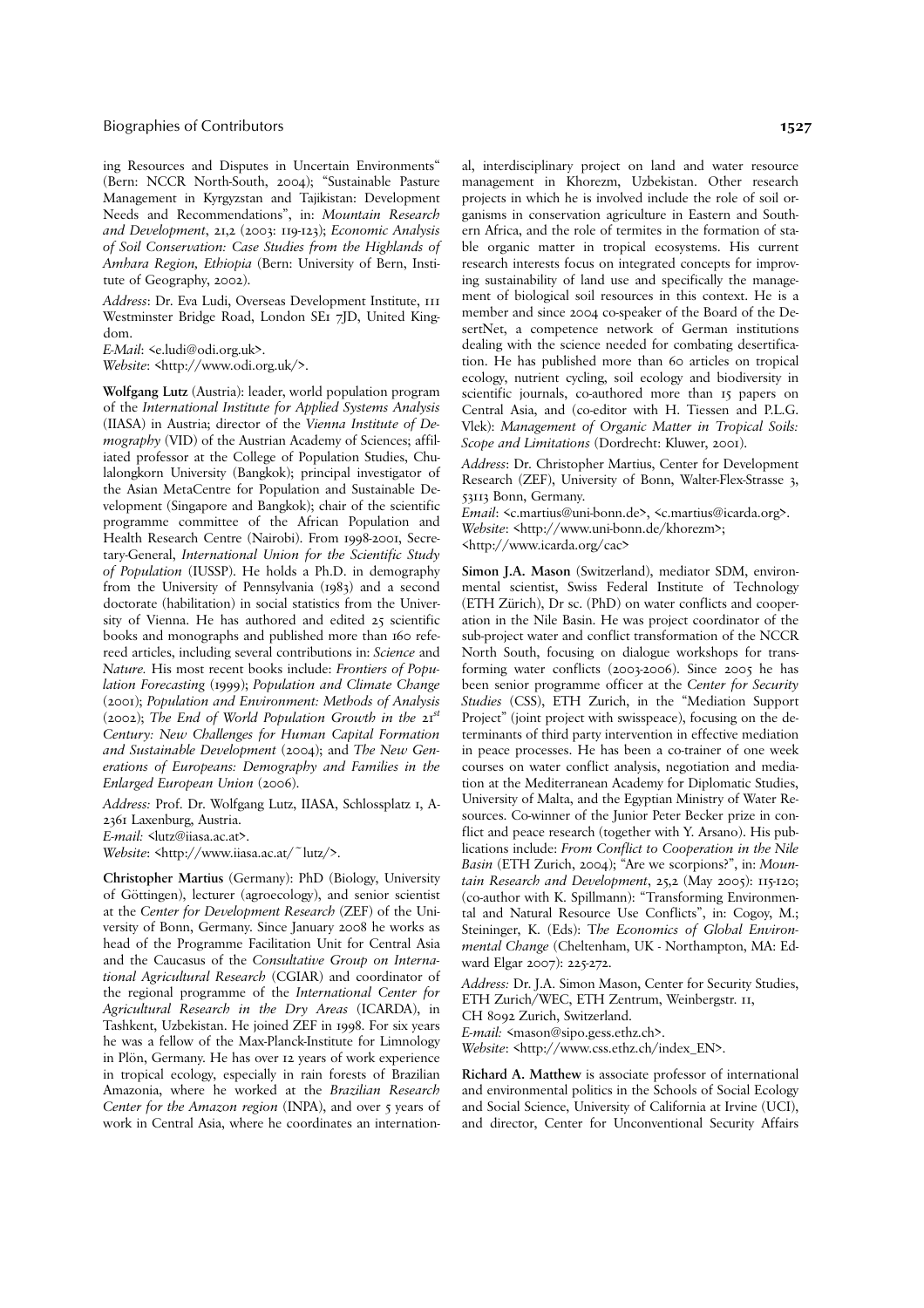ing Resources and Disputes in Uncertain Environments" (Bern: NCCR North-South, 2004); "Sustainable Pasture Management in Kyrgyzstan and Tajikistan: Development Needs and Recommendations", in: *Mountain Research and Development*, 21,2 (2003: 119-123); *Economic Analysis of Soil Conservation: Case Studies from the Highlands of Amhara Region, Ethiopia* (Bern: University of Bern, Institute of Geography, 2002).

*Address*: Dr. Eva Ludi, Overseas Development Institute, 111 Westminster Bridge Road, London SE1 7JD, United Kingdom.

*E-Mail*: <e.ludi@odi.org.uk>.

*Website*: <http://www.odi.org.uk/>.

**Wolfgang Lutz** (Austria): leader, world population program of the *International Institute for Applied Systems Analysis* (IIASA) in Austria; director of the *Vienna Institute of Demography* (VID) of the Austrian Academy of Sciences; affiliated professor at the College of Population Studies, Chulalongkorn University (Bangkok); principal investigator of the Asian MetaCentre for Population and Sustainable Development (Singapore and Bangkok); chair of the scientific programme committee of the African Population and Health Research Centre (Nairobi). From 1998-2001, Secretary-General, *International Union for the Scientific Study of Population* (IUSSP). He holds a Ph.D. in demography from the University of Pennsylvania (1983) and a second doctorate (habilitation) in social statistics from the University of Vienna. He has authored and edited 25 scientific books and monographs and published more than 160 refereed articles, including several contributions in: *Science* and *Nature.* His most recent books include: *Frontiers of Population Forecasting* (1999); *Population and Climate Change* (2001); *Population and Environment: Methods of Analysis* (2002); *The End of World Population Growth in the 21st Century: New Challenges for Human Capital Formation and Sustainable Development* (2004); and *The New Generations of Europeans: Demography and Families in the Enlarged European Union* (2006).

*Address:* Prof. Dr. Wolfgang Lutz, IIASA, Schlossplatz 1, A-2361 Laxenburg, Austria.

*E-mail:* <lutz@iiasa.ac.at>.

*Website*: <http://www.iiasa.ac.at/~lutz/>.

**Christopher Martius** (Germany): PhD (Biology, University of Göttingen), lecturer (agroecology), and senior scientist at the *Center for Development Research* (ZEF) of the University of Bonn, Germany. Since January 2008 he works as head of the Programme Facilitation Unit for Central Asia and the Caucasus of the *Consultative Group on International Agricultural Research* (CGIAR) and coordinator of the regional programme of the *International Center for Agricultural Research in the Dry Areas* (ICARDA), in Tashkent, Uzbekistan. He joined ZEF in 1998. For six years he was a fellow of the Max-Planck-Institute for Limnology in Plön, Germany. He has over 12 years of work experience in tropical ecology, especially in rain forests of Brazilian Amazonia, where he worked at the *Brazilian Research Center for the Amazon region* (INPA), and over 5 years of work in Central Asia, where he coordinates an international, interdisciplinary project on land and water resource management in Khorezm, Uzbekistan. Other research projects in which he is involved include the role of soil organisms in conservation agriculture in Eastern and Southern Africa, and the role of termites in the formation of stable organic matter in tropical ecosystems. His current research interests focus on integrated concepts for improving sustainability of land use and specifically the management of biological soil resources in this context. He is a member and since 2004 co-speaker of the Board of the DesertNet, a competence network of German institutions dealing with the science needed for combating desertification. He has published more than 60 articles on tropical ecology, nutrient cycling, soil ecology and biodiversity in scientific journals, co-authored more than 15 papers on Central Asia, and (co-editor with H. Tiessen and P.L.G. Vlek): *Management of Organic Matter in Tropical Soils: Scope and Limitations* (Dordrecht: Kluwer, 2001).

*Address*: Dr. Christopher Martius, Center for Development Research (ZEF), University of Bonn, Walter-Flex-Strasse 3, 53113 Bonn, Germany.

*Email*: <c.martius@uni-bonn.de>, <c.martius@icarda.org>.

*Website*: <http://www.uni-bonn.de/khorezm>; <http://www.icarda.org/cac>

**Simon J.A. Mason** (Switzerland), mediator SDM, environmental scientist, Swiss Federal Institute of Technology (ETH Zürich), Dr sc. (PhD) on water conflicts and cooperation in the Nile Basin. He was project coordinator of the sub-project water and conflict transformation of the NCCR North South, focusing on dialogue workshops for transforming water conflicts (2003-2006). Since 2005 he has been senior programme officer at the *Center for Security Studies* (CSS), ETH Zurich, in the "Mediation Support Project" (joint project with swisspeace), focusing on the determinants of third party intervention in effective mediation in peace processes. He has been a co-trainer of one week courses on water conflict analysis, negotiation and mediation at the Mediterranean Academy for Diplomatic Studies, University of Malta, and the Egyptian Ministry of Water Resources. Co-winner of the Junior Peter Becker prize in conflict and peace research (together with Y. Arsano). His publications include: *From Conflict to Cooperation in the Nile Basin* (ETH Zurich, 2004); "Are we scorpions?", in: *Mountain Research and Development*, 25,2 (May 2005): 115-120; (co-author with K. Spillmann): "Transforming Environmental and Natural Resource Use Conflicts", in: Cogoy, M.; Steininger, K. (Eds): *The Economics of Global Environmental Change* (Cheltenham, UK - Northampton, MA: Edward Elgar 2007): 225-272.

*Address:* Dr. J.A. Simon Mason, Center for Security Studies, ETH Zurich/WEC, ETH Zentrum, Weinbergstr. 11, CH 8092 Zurich, Switzerland.

*E-mail:* <mason@sipo.gess.ethz.ch>.

*Website*: <http://www.css.ethz.ch/index_EN>.

**Richard A. Matthew** is associate professor of international and environmental politics in the Schools of Social Ecology and Social Science, University of California at Irvine (UCI), and director, Center for Unconventional Security Affairs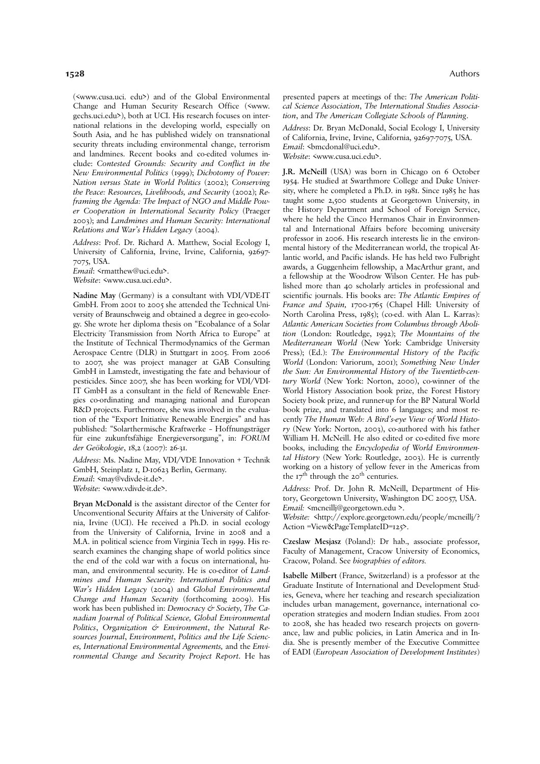(<www.cusa.uci. edu>) and of the Global Environmental Change and Human Security Research Office (<www. gechs.uci.edu>), both at UCI. His research focuses on international relations in the developing world, especially on South Asia, and he has published widely on transnational security threats including environmental change, terrorism and landmines. Recent books and co-edited volumes include: *Contested Grounds: Security and Conflict in the New Environmental Politics* (1999); *Dichotomy of Power: Nation versus State in World Politics* (2002); *Conserving the Peace: Resources, Livelihoods, and Security* (2002); *Reframing the Agenda: The Impact of NGO and Middle Power Cooperation in International Security Policy* (Praeger 2003); and *Landmines and Human Security: International Relations and War's Hidden Legacy* (2004).

*Address*: Prof. Dr. Richard A. Matthew, Social Ecology I, University of California, Irvine, Irvine, California, 92697-7075, USA.
*Email*: <rmatthew@uci.edu>.
*Website*: <www.cusa.uci.edu>.

**Nadine May** (Germany) is a consultant with VDI/VDE-IT GmbH. From 2001 to 2005 she attended the Technical University of Braunschweig and obtained a degree in geo-ecology. She wrote her diploma thesis on "Ecobalance of a Solar Electricity Transmission from North Africa to Europe" at the Institute of Technical Thermodynamics of the German Aerospace Centre (DLR) in Stuttgart in 2005. From 2006 to 2007, she was project manager at GAB Consulting GmbH in Lamstedt, investigating the fate and behaviour of pesticides. Since 2007, she has been working for VDI/VDI-IT GmbH as a consultant in the field of Renewable Energies co-ordinating and managing national and European R&D projects. Furthermore, she was involved in the evaluation of the "Export Initiative Renewable Energies" and has published: "Solarthermische Kraftwerke – Hoffnungsträger für eine zukunftsfähige Energieversorgung", in: *FORUM der Geökologie*, 18,2 (2007): 26-31.

*Address*: Ms. Nadine May, VDI/VDE Innovation + Technik GmbH, Steinplatz 1, D-10623 Berlin, Germany.
*Email*: <may@vdivde-it.de>.
*Website*: <www.vdivde-it.de>.

**Bryan McDonald** is the assistant director of the Center for Unconventional Security Affairs at the University of California, Irvine (UCI). He received a Ph.D. in social ecology from the University of California, Irvine in 2008 and a M.A. in political science from Virginia Tech in 1999. His research examines the changing shape of world politics since the end of the cold war with a focus on international, human, and environmental security. He is co-editor of *Landmines and Human Security: International Politics and War's Hidden Legacy* (2004) and *Global Environmental Change and Human Security* (forthcoming 2009). His work has been published in: *Democracy & Society*, *The Canadian Journal of Political Science*, *Global Environmental Politics*, *Organization & Environment*, *the Natural Resources Journal*, *Environment*, *Politics and the Life Sciences*, *International Environmental Agreements*, and the *Environmental Change and Security Project Report*. He has presented papers at meetings of the: *The American Political Science Association*, *The International Studies Association*, and *The American Collegiate Schools of Planning*.

*Address*: Dr. Bryan McDonald, Social Ecology I, University of California, Irvine, Irvine, California, 92697-7075, USA.
*Email*: <bmcdonal@uci.edu>.
*Website*: <www.cusa.uci.edu>.

**J.R. McNeill** (USA) was born in Chicago on 6 October 1954. He studied at Swarthmore College and Duke University, where he completed a Ph.D. in 1981. Since 1985 he has taught some 2,500 students at Georgetown University, in the History Department and School of Foreign Service, where he held the Cinco Hermanos Chair in Environmental and International Affairs before becoming university professor in 2006. His research interests lie in the environmental history of the Mediterranean world, the tropical Atlantic world, and Pacific islands. He has held two Fulbright awards, a Guggenheim fellowship, a MacArthur grant, and a fellowship at the Woodrow Wilson Center. He has published more than 40 scholarly articles in professional and scientific journals. His books are: *The Atlantic Empires of France and Spain, 1700-1765* (Chapel Hill: University of North Carolina Press, 1985); (co-ed. with Alan L. Karras): *Atlantic American Societies from Columbus through Abolition* (London: Routledge, 1992); *The Mountains of the Mediterranean World* (New York: Cambridge University Press); (Ed.): *The Environmental History of the Pacific World* (London: Variorum, 2001); *Something New Under the Sun: An Environmental History of the Twentieth-century World* (New York: Norton, 2000), co-winner of the World History Association book prize, the Forest History Society book prize, and runner-up for the BP Natural World book prize, and translated into 6 languages; and most recently *The Human Web: A Bird's-eye View of World History* (New York: Norton, 2003), co-authored with his father William H. McNeill. He also edited or co-edited five more books, including the *Encyclopedia of World Environmental History* (New York: Routledge, 2003). He is currently working on a history of yellow fever in the Americas from the 17th through the 20th centuries.

*Address:* Prof. Dr. John R. McNeill, Department of History, Georgetown University, Washington DC 20057, USA.
*Email:* <mcneillj@georgetown.edu >.
*Website:* <http://explore.georgetown.edu/people/mcneillj/?Action =View&PageTemplateID=125>.

**Czeslaw Mesjasz** (Poland): Dr hab., associate professor, Faculty of Management, Cracow University of Economics, Cracow, Poland. See *biographies of editors.*

**Isabelle Milbert** (France, Switzerland) is a professor at the Graduate Institute of International and Development Studies, Geneva, where her teaching and research specialization includes urban management, governance, international cooperation strategies and modern Indian studies. From 2001 to 2008, she has headed two research projects on governance, law and public policies, in Latin America and in India. She is presently member of the Executive Committee of EADI (*European Association of Development Institutes*)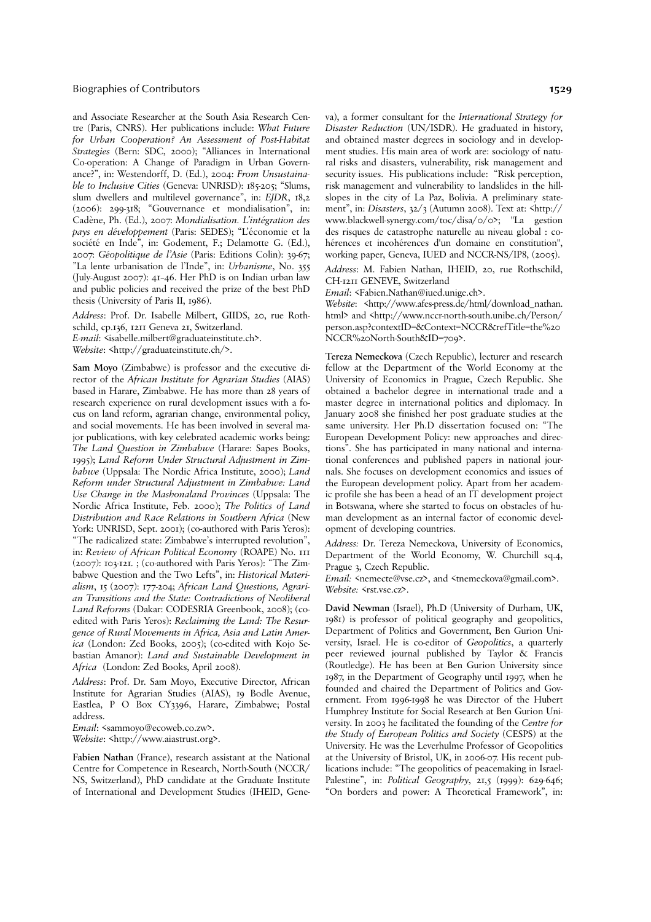and Associate Researcher at the South Asia Research Centre (Paris, CNRS). Her publications include: *What Future for Urban Cooperation? An Assessment of Post-Habitat Strategies* (Bern: SDC, 2000); "Alliances in International Co-operation: A Change of Paradigm in Urban Governance?", in: Westendorff, D. (Ed.), 2004: *From Unsustainable to Inclusive Cities* (Geneva: UNRISD): 185-205; "Slums, slum dwellers and multilevel governance", in: *EJDR*, 18,2 (2006): 299-318; "Gouvernance et mondialisation", in: Cadène, Ph. (Ed.), 2007: *Mondialisation. L'intégration des pays en développement* (Paris: SEDES); "L'économie et la société en Inde", in: Godement, F.; Delamotte G. (Ed.), 2007: *Géopolitique de l'Asie* (Paris: Editions Colin): 39-67; "La lente urbanisation de l'Inde", in: *Urbanisme*, No. 355 (July-August 2007): 41-46. Her PhD is on Indian urban law and public policies and received the prize of the best PhD thesis (University of Paris II, 1986).

*Address*: Prof. Dr. Isabelle Milbert, GIIDS, 20, rue Rothschild, cp.136, 1211 Geneva 21, Switzerland.
*E-mail*: <isabelle.milbert@graduateinstitute.ch>.
*Website*: <http://graduateinstitute.ch/>.

**Sam Moyo** (Zimbabwe) is professor and the executive director of the *African Institute for Agrarian Studies* (AIAS) based in Harare, Zimbabwe. He has more than 28 years of research experience on rural development issues with a focus on land reform, agrarian change, environmental policy, and social movements. He has been involved in several major publications, with key celebrated academic works being: *The Land Question in Zimbabwe* (Harare: Sapes Books, 1995); *Land Reform Under Structural Adjustment in Zimbabwe* (Uppsala: The Nordic Africa Institute, 2000); *Land Reform under Structural Adjustment in Zimbabwe: Land Use Change in the Mashonaland Provinces* (Uppsala: The Nordic Africa Institute, Feb. 2000); *The Politics of Land Distribution and Race Relations in Southern Africa* (New York: UNRISD, Sept. 2001); (co-authored with Paris Yeros): "The radicalized state: Zimbabwe's interrupted revolution", in: *Review of African Political Economy* (ROAPE) No. 111 (2007): 103-121. ; (co-authored with Paris Yeros): "The Zimbabwe Question and the Two Lefts", in: *Historical Materialism*, 15 (2007): 177-204; *African Land Questions, Agrarian Transitions and the State: Contradictions of Neoliberal Land Reforms* (Dakar: CODESRIA Greenbook, 2008); (co-edited with Paris Yeros): *Reclaiming the Land: The Resurgence of Rural Movements in Africa, Asia and Latin America* (London: Zed Books, 2005); (co-edited with Kojo Sebastian Amanor): *Land and Sustainable Development in Africa* (London: Zed Books, April 2008).

*Address*: Prof. Dr. Sam Moyo, Executive Director, African Institute for Agrarian Studies (AIAS), 19 Bodle Avenue, Eastlea, P O Box CY3396, Harare, Zimbabwe; Postal address.
*Email*: <sammoyo@ecoweb.co.zw>.
*Website*: <http://www.aiastrust.org>.

**Fabien Nathan** (France), research assistant at the National Centre for Competence in Research, North-South (NCCR/NS, Switzerland), PhD candidate at the Graduate Institute of International and Development Studies (IHEID, Geneva), a former consultant for the *International Strategy for Disaster Reduction* (UN/ISDR). He graduated in history, and obtained master degrees in sociology and in development studies. His main area of work are: sociology of natural risks and disasters, vulnerability, risk management and security issues. His publications include: "Risk perception, risk management and vulnerability to landslides in the hillslopes in the city of La Paz, Bolivia. A preliminary statement", in: *Disasters*, 32/3 (Autumn 2008). Text at: <http://www.blackwell-synergy.com/toc/disa/0/0>; "La gestion des risques de catastrophe naturelle au niveau global : cohérences et incohérences d'un domaine en constitution", working paper, Geneva, IUED and NCCR-NS/IP8, (2005).

*Address*: M. Fabien Nathan, IHEID, 20, rue Rothschild, CH-1211 GENEVE, Switzerland
*Email*: <Fabien.Nathan@iued.unige.ch>.
*Website*: <http://www.afes-press.de/html/download_nathan.html> and <http://www.nccr-north-south.unibe.ch/Person/person.asp?contextID=&Context=NCCR&refTitle=the%20NCCR%20North-South&ID=709>.

**Tereza Nemeckova** (Czech Republic), lecturer and research fellow at the Department of the World Economy at the University of Economics in Prague, Czech Republic. She obtained a bachelor degree in international trade and a master degree in international politics and diplomacy. In January 2008 she finished her post graduate studies at the same university. Her Ph.D dissertation focused on: "The European Development Policy: new approaches and directions". She has participated in many national and international conferences and published papers in national journals. She focuses on development economics and issues of the European development policy. Apart from her academic profile she has been a head of an IT development project in Botswana, where she started to focus on obstacles of human development as an internal factor of economic development of developing countries.

*Address:* Dr. Tereza Nemeckova, University of Economics, Department of the World Economy, W. Churchill sq.4, Prague 3, Czech Republic.
*Email:* <nemecte@vse.cz>, and <tnemeckova@gmail.com>.
*Website:* <rst.vse.cz>.

**David Newman** (Israel), Ph.D (University of Durham, UK, 1981) is professor of political geography and geopolitics, Department of Politics and Government, Ben Gurion University, Israel. He is co-editor of *Geopolitics*, a quarterly peer reviewed journal published by Taylor & Francis (Routledge). He has been at Ben Gurion University since 1987, in the Department of Geography until 1997, when he founded and chaired the Department of Politics and Government. From 1996-1998 he was Director of the Hubert Humphrey Institute for Social Research at Ben Gurion University. In 2003 he facilitated the founding of the *Centre for the Study of European Politics and Society* (CESPS) at the University. He was the Leverhulme Professor of Geopolitics at the University of Bristol, UK, in 2006-07. His recent publications include: "The geopolitics of peacemaking in Israel-Palestine", in: *Political Geography*, 21,5 (1999): 629-646; "On borders and power: A Theoretical Framework", in: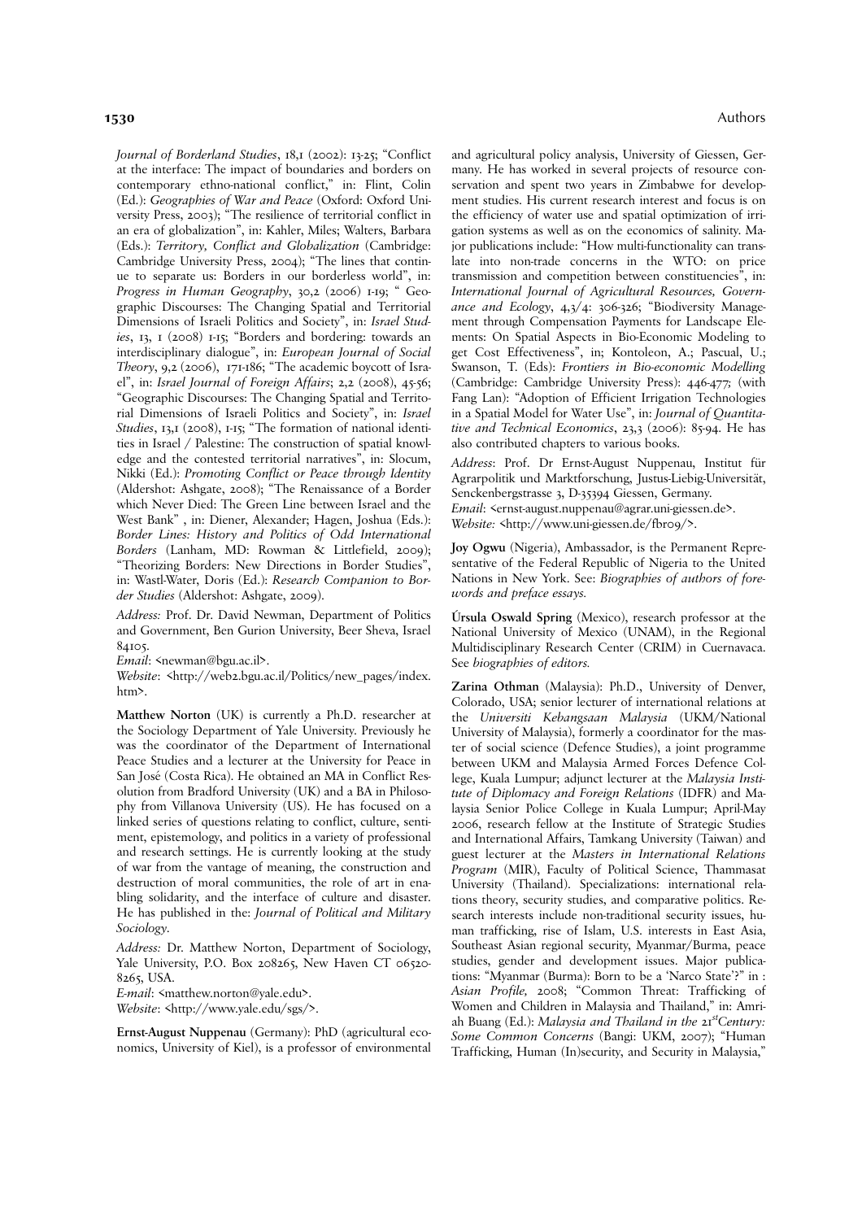*Journal of Borderland Studies*, 18,1 (2002): 13-25; "Conflict at the interface: The impact of boundaries and borders on contemporary ethno-national conflict," in: Flint, Colin (Ed.): *Geographies of War and Peace* (Oxford: Oxford University Press, 2003); "The resilience of territorial conflict in an era of globalization", in: Kahler, Miles; Walters, Barbara (Eds.): *Territory, Conflict and Globalization* (Cambridge: Cambridge University Press, 2004); "The lines that continue to separate us: Borders in our borderless world", in: *Progress in Human Geography*, 30,2 (2006) 1-19; " Geographic Discourses: The Changing Spatial and Territorial Dimensions of Israeli Politics and Society", in: *Israel Studies*, 13, 1 (2008) 1-15; "Borders and bordering: towards an interdisciplinary dialogue", in: *European Journal of Social Theory*, 9,2 (2006), 171-186; "The academic boycott of Israel", in: *Israel Journal of Foreign Affairs*; 2,2 (2008), 45-56; "Geographic Discourses: The Changing Spatial and Territorial Dimensions of Israeli Politics and Society", in: *Israel Studies*, 13,1 (2008), 1-15; "The formation of national identities in Israel / Palestine: The construction of spatial knowledge and the contested territorial narratives", in: Slocum, Nikki (Ed.): *Promoting Conflict or Peace through Identity* (Aldershot: Ashgate, 2008); "The Renaissance of a Border which Never Died: The Green Line between Israel and the West Bank" , in: Diener, Alexander; Hagen, Joshua (Eds.): *Border Lines: History and Politics of Odd International Borders* (Lanham, MD: Rowman & Littlefield, 2009); "Theorizing Borders: New Directions in Border Studies", in: Wastl-Water, Doris (Ed.): *Research Companion to Border Studies* (Aldershot: Ashgate, 2009).

*Address:* Prof. Dr. David Newman, Department of Politics and Government, Ben Gurion University, Beer Sheva, Israel 84105.
*Email*: <newman@bgu.ac.il>.
*Website*: <http://web2.bgu.ac.il/Politics/new_pages/index.htm>.

**Matthew Norton** (UK) is currently a Ph.D. researcher at the Sociology Department of Yale University. Previously he was the coordinator of the Department of International Peace Studies and a lecturer at the University for Peace in San José (Costa Rica). He obtained an MA in Conflict Resolution from Bradford University (UK) and a BA in Philosophy from Villanova University (US). He has focused on a linked series of questions relating to conflict, culture, sentiment, epistemology, and politics in a variety of professional and research settings. He is currently looking at the study of war from the vantage of meaning, the construction and destruction of moral communities, the role of art in enabling solidarity, and the interface of culture and disaster. He has published in the: *Journal of Political and Military Sociology*.

*Address:* Dr. Matthew Norton, Department of Sociology, Yale University, P.O. Box 208265, New Haven CT 06520-8265, USA.
*E-mail*: <matthew.norton@yale.edu>.
*Website*: <http://www.yale.edu/sgs/>.

**Ernst-August Nuppenau** (Germany): PhD (agricultural economics, University of Kiel), is a professor of environmental and agricultural policy analysis, University of Giessen, Germany. He has worked in several projects of resource conservation and spent two years in Zimbabwe for development studies. His current research interest and focus is on the efficiency of water use and spatial optimization of irrigation systems as well as on the economics of salinity. Major publications include: "How multi-functionality can translate into non-trade concerns in the WTO: on price transmission and competition between constituencies", in: *International Journal of Agricultural Resources, Governance and Ecology*, 4,3/4: 306-326; "Biodiversity Management through Compensation Payments for Landscape Elements: On Spatial Aspects in Bio-Economic Modeling to get Cost Effectiveness", in; Kontoleon, A.; Pascual, U.; Swanson, T. (Eds): *Frontiers in Bio-economic Modelling* (Cambridge: Cambridge University Press): 446-477; (with Fang Lan): "Adoption of Efficient Irrigation Technologies in a Spatial Model for Water Use", in: *Journal of Quantitative and Technical Economics*, 23,3 (2006): 85-94. He has also contributed chapters to various books.

*Address*: Prof. Dr Ernst-August Nuppenau, Institut für Agrarpolitik und Marktforschung, Justus-Liebig-Universität, Senckenbergstrasse 3, D-35394 Giessen, Germany.
*Email*: <ernst-august.nuppenau@agrar.uni-giessen.de>.
*Website:* <http://www.uni-giessen.de/fbr09/>.

**Joy Ogwu** (Nigeria), Ambassador, is the Permanent Representative of the Federal Republic of Nigeria to the United Nations in New York. See: *Biographies of authors of forewords and preface essays.*

**Úrsula Oswald Spring** (Mexico), research professor at the National University of Mexico (UNAM), in the Regional Multidisciplinary Research Center (CRIM) in Cuernavaca. See *biographies of editors.*

**Zarina Othman** (Malaysia): Ph.D., University of Denver, Colorado, USA; senior lecturer of international relations at the *Universiti Kebangsaan Malaysia* (UKM/National University of Malaysia), formerly a coordinator for the master of social science (Defence Studies), a joint programme between UKM and Malaysia Armed Forces Defence College, Kuala Lumpur; adjunct lecturer at the *Malaysia Institute of Diplomacy and Foreign Relations* (IDFR) and Malaysia Senior Police College in Kuala Lumpur; April-May 2006, research fellow at the Institute of Strategic Studies and International Affairs, Tamkang University (Taiwan) and guest lecturer at the *Masters in International Relations Program* (MIR), Faculty of Political Science, Thammasat University (Thailand). Specializations: international relations theory, security studies, and comparative politics. Research interests include non-traditional security issues, human trafficking, rise of Islam, U.S. interests in East Asia, Southeast Asian regional security, Myanmar/Burma, peace studies, gender and development issues. Major publications: "Myanmar (Burma): Born to be a 'Narco State'?" in : *Asian Profile,* 2008; "Common Threat: Trafficking of Women and Children in Malaysia and Thailand," in: Amriah Buang (Ed.): *Malaysia and Thailand in the 21st Century: Some Common Concerns* (Bangi: UKM, 2007); "Human Trafficking, Human (In)security, and Security in Malaysia,"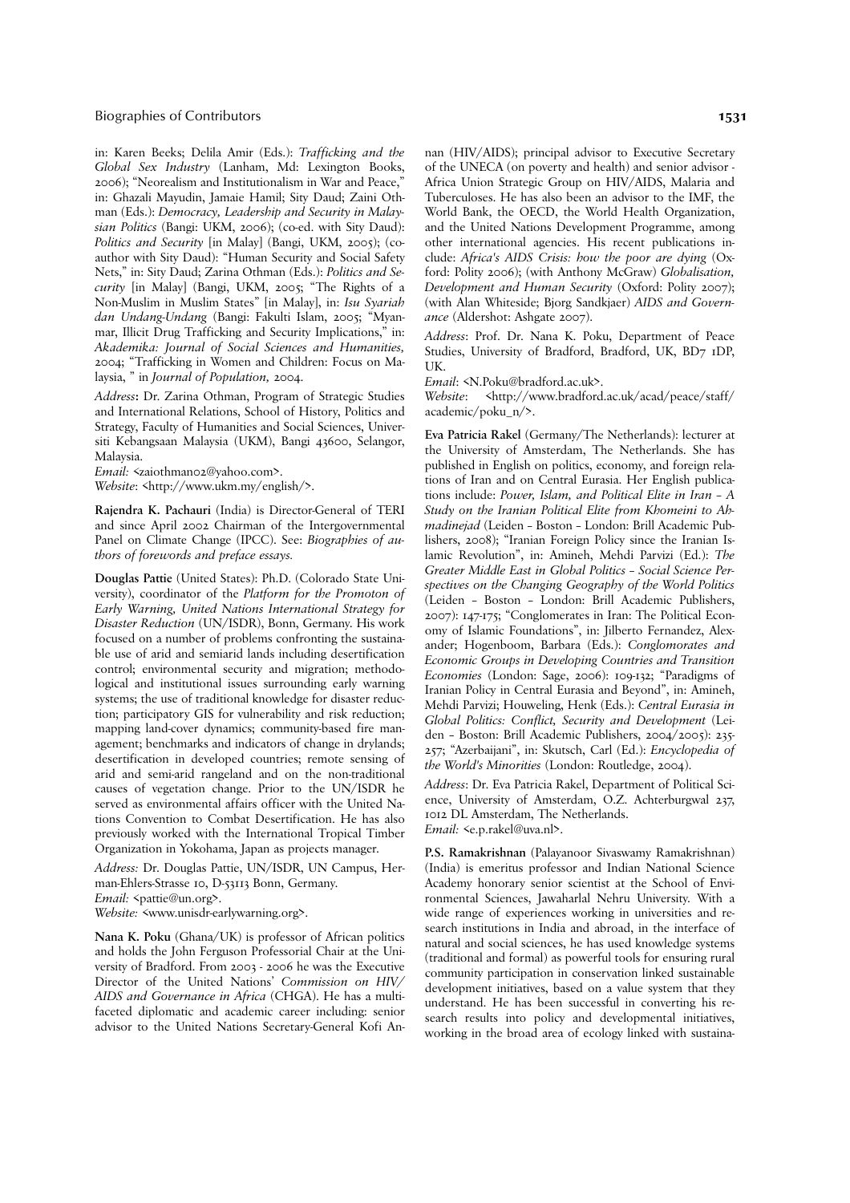in: Karen Beeks; Delila Amir (Eds.): *Trafficking and the Global Sex Industry* (Lanham, Md: Lexington Books, 2006); "Neorealism and Institutionalism in War and Peace," in: Ghazali Mayudin, Jamaie Hamil; Sity Daud; Zaini Othman (Eds.): *Democracy, Leadership and Security in Malaysian Politics* (Bangi: UKM, 2006); (co-ed. with Sity Daud): *Politics and Security* [in Malay] (Bangi, UKM, 2005); (co-author with Sity Daud): "Human Security and Social Safety Nets," in: Sity Daud; Zarina Othman (Eds.): *Politics and Security* [in Malay] (Bangi, UKM, 2005; "The Rights of a Non-Muslim in Muslim States" [in Malay], in: *Isu Syariah dan Undang-Undang* (Bangi: Fakulti Islam, 2005; "Myanmar, Illicit Drug Trafficking and Security Implications," in: *Akademika: Journal of Social Sciences and Humanities,* 2004; "Trafficking in Women and Children: Focus on Malaysia, " in *Journal of Population,* 2004.

*Address***:** Dr. Zarina Othman, Program of Strategic Studies and International Relations, School of History, Politics and Strategy, Faculty of Humanities and Social Sciences, Universiti Kebangsaan Malaysia (UKM), Bangi 43600, Selangor, Malaysia.
*Email:* <zaiothman02@yahoo.com>.
*Website*: <http://www.ukm.my/english/>.

**Rajendra K. Pachauri** (India) is Director-General of TERI and since April 2002 Chairman of the Intergovernmental Panel on Climate Change (IPCC). See: *Biographies of authors of forewords and preface essays.*

**Douglas Pattie** (United States): Ph.D. (Colorado State University), coordinator of the *Platform for the Promoton of Early Warning, United Nations International Strategy for Disaster Reduction* (UN/ISDR), Bonn, Germany. His work focused on a number of problems confronting the sustainable use of arid and semiarid lands including desertification control; environmental security and migration; methodological and institutional issues surrounding early warning systems; the use of traditional knowledge for disaster reduction; participatory GIS for vulnerability and risk reduction; mapping land-cover dynamics; community-based fire management; benchmarks and indicators of change in drylands; desertification in developed countries; remote sensing of arid and semi-arid rangeland and on the non-traditional causes of vegetation change. Prior to the UN/ISDR he served as environmental affairs officer with the United Nations Convention to Combat Desertification. He has also previously worked with the International Tropical Timber Organization in Yokohama, Japan as projects manager.

*Address:* Dr. Douglas Pattie, UN/ISDR, UN Campus, Herman-Ehlers-Strasse 10, D-53113 Bonn, Germany.
*Email:* <pattie@un.org>.
*Website:* <www.unisdr-earlywarning.org>.

**Nana K. Poku** (Ghana/UK) is professor of African politics and holds the John Ferguson Professorial Chair at the University of Bradford. From 2003 - 2006 he was the Executive Director of the United Nations' *Commission on HIV/ AIDS and Governance in Africa* (CHGA). He has a multifaceted diplomatic and academic career including: senior advisor to the United Nations Secretary-General Kofi Annan (HIV/AIDS); principal advisor to Executive Secretary of the UNECA (on poverty and health) and senior advisor - Africa Union Strategic Group on HIV/AIDS, Malaria and Tuberculoses. He has also been an advisor to the IMF, the World Bank, the OECD, the World Health Organization, and the United Nations Development Programme, among other international agencies. His recent publications include: *Africa's AIDS Crisis: how the poor are dying* (Oxford: Polity 2006); (with Anthony McGraw) *Globalisation, Development and Human Security* (Oxford: Polity 2007); (with Alan Whiteside; Bjorg Sandkjaer) *AIDS and Governance* (Aldershot: Ashgate 2007).

*Address*: Prof. Dr. Nana K. Poku, Department of Peace Studies, University of Bradford, Bradford, UK, BD7 1DP, UK.
*Email*: <N.Poku@bradford.ac.uk>.
*Website*: <http://www.bradford.ac.uk/acad/peace/staff/academic/poku_n/>.

**Eva Patricia Rakel** (Germany/The Netherlands): lecturer at the University of Amsterdam, The Netherlands. She has published in English on politics, economy, and foreign relations of Iran and on Central Eurasia. Her English publications include: *Power, Islam, and Political Elite in Iran – A Study on the Iranian Political Elite from Khomeini to Ahmadinejad* (Leiden – Boston – London: Brill Academic Publishers, 2008); "Iranian Foreign Policy since the Iranian Islamic Revolution", in: Amineh, Mehdi Parvizi (Ed.): *The Greater Middle East in Global Politics – Social Science Perspectives on the Changing Geography of the World Politics* (Leiden – Boston – London: Brill Academic Publishers, 2007): 147-175; "Conglomerates in Iran: The Political Economy of Islamic Foundations", in: Jilberto Fernandez, Alexander; Hogenboom, Barbara (Eds.): *Conglomorates and Economic Groups in Developing Countries and Transition Economies* (London: Sage, 2006): 109-132; "Paradigms of Iranian Policy in Central Eurasia and Beyond", in: Amineh, Mehdi Parvizi; Houweling, Henk (Eds.): *Central Eurasia in Global Politics: Conflict, Security and Development* (Leiden – Boston: Brill Academic Publishers, 2004/2005): 235-257; "Azerbaijani", in: Skutsch, Carl (Ed.): *Encyclopedia of the World's Minorities* (London: Routledge, 2004).

*Address*: Dr. Eva Patricia Rakel, Department of Political Science, University of Amsterdam, O.Z. Achterburgwal 237, 1012 DL Amsterdam, The Netherlands.
*Email:* <e.p.rakel@uva.nl>.

**P.S. Ramakrishnan** (Palayanoor Sivaswamy Ramakrishnan) (India) is emeritus professor and Indian National Science Academy honorary senior scientist at the School of Environmental Sciences, Jawaharlal Nehru University. With a wide range of experiences working in universities and research institutions in India and abroad, in the interface of natural and social sciences, he has used knowledge systems (traditional and formal) as powerful tools for ensuring rural community participation in conservation linked sustainable development initiatives, based on a value system that they understand. He has been successful in converting his research results into policy and developmental initiatives, working in the broad area of ecology linked with sustaina-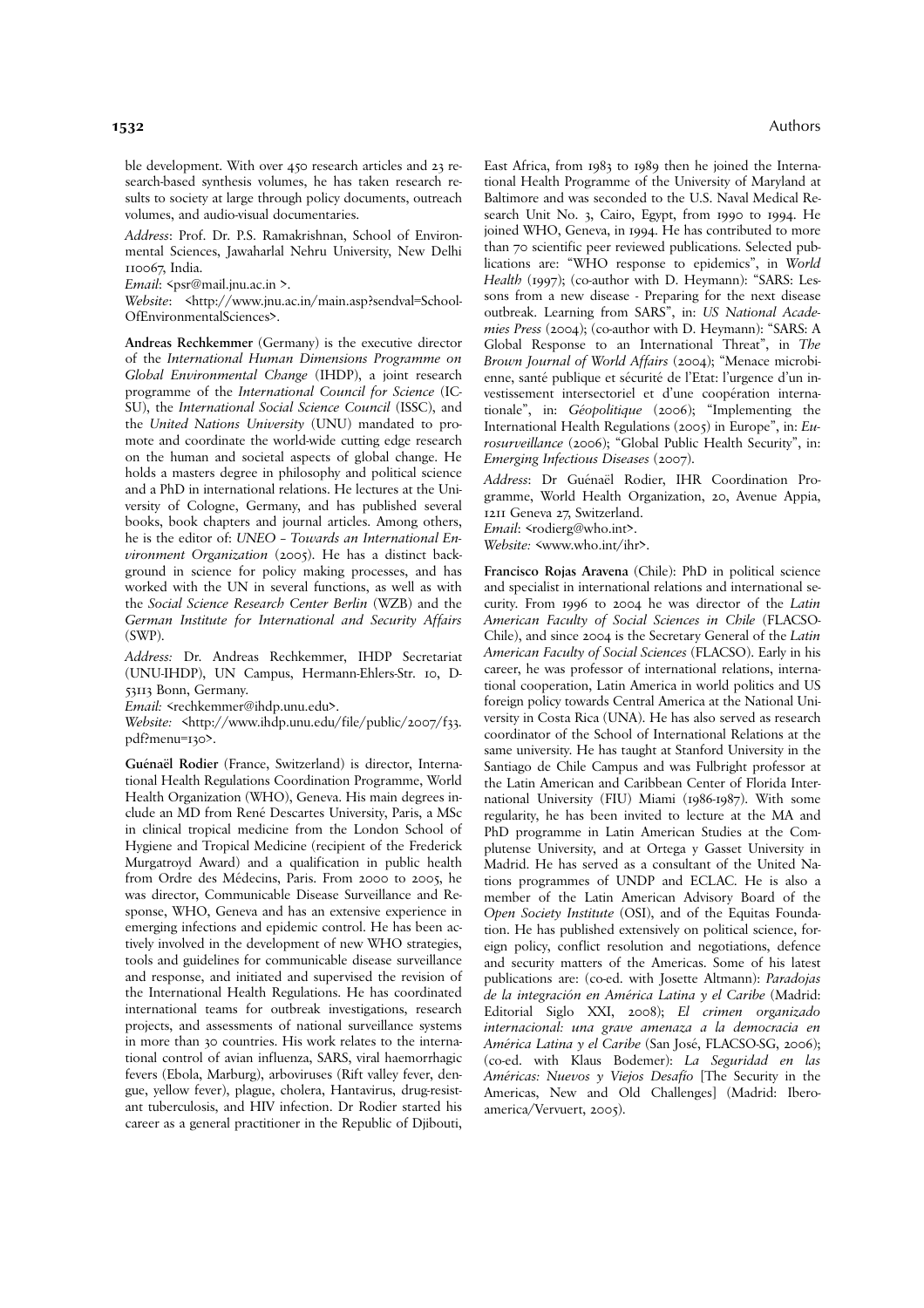ble development. With over 450 research articles and 23 research-based synthesis volumes, he has taken research results to society at large through policy documents, outreach volumes, and audio-visual documentaries.

*Address*: Prof. Dr. P.S. Ramakrishnan, School of Environmental Sciences, Jawaharlal Nehru University, New Delhi 110067, India.

*Email*: <psr@mail.jnu.ac.in >.

*Website*: <http://www.jnu.ac.in/main.asp?sendval=School-OfEnvironmentalSciences>.

**Andreas Rechkemmer** (Germany) is the executive director of the *International Human Dimensions Programme on Global Environmental Change* (IHDP), a joint research programme of the *International Council for Science* (ICSU), the *International Social Science Council* (ISSC), and the *United Nations University* (UNU) mandated to promote and coordinate the world-wide cutting edge research on the human and societal aspects of global change. He holds a masters degree in philosophy and political science and a PhD in international relations. He lectures at the University of Cologne, Germany, and has published several books, book chapters and journal articles. Among others, he is the editor of: *UNEO – Towards an International Environment Organization* (2005). He has a distinct background in science for policy making processes, and has worked with the UN in several functions, as well as with the *Social Science Research Center Berlin* (WZB) and the *German Institute for International and Security Affairs* (SWP).

*Address:* Dr. Andreas Rechkemmer, IHDP Secretariat (UNU-IHDP), UN Campus, Hermann-Ehlers-Str. 10, D-53113 Bonn, Germany.

*Email:* <rechkemmer@ihdp.unu.edu>.

*Website:* <http://www.ihdp.unu.edu/file/public/2007/f33.pdf?menu=130>.

**Guénaël Rodier** (France, Switzerland) is director, International Health Regulations Coordination Programme, World Health Organization (WHO), Geneva. His main degrees include an MD from René Descartes University, Paris, a MSc in clinical tropical medicine from the London School of Hygiene and Tropical Medicine (recipient of the Frederick Murgatroyd Award) and a qualification in public health from Ordre des Médecins, Paris. From 2000 to 2005, he was director, Communicable Disease Surveillance and Response, WHO, Geneva and has an extensive experience in emerging infections and epidemic control. He has been actively involved in the development of new WHO strategies, tools and guidelines for communicable disease surveillance and response, and initiated and supervised the revision of the International Health Regulations. He has coordinated international teams for outbreak investigations, research projects, and assessments of national surveillance systems in more than 30 countries. His work relates to the international control of avian influenza, SARS, viral haemorrhagic fevers (Ebola, Marburg), arboviruses (Rift valley fever, dengue, yellow fever), plague, cholera, Hantavirus, drug-resistant tuberculosis, and HIV infection. Dr Rodier started his career as a general practitioner in the Republic of Djibouti, East Africa, from 1983 to 1989 then he joined the International Health Programme of the University of Maryland at Baltimore and was seconded to the U.S. Naval Medical Research Unit No. 3, Cairo, Egypt, from 1990 to 1994. He joined WHO, Geneva, in 1994. He has contributed to more than 70 scientific peer reviewed publications. Selected publications are: "WHO response to epidemics", in *World Health* (1997); (co-author with D. Heymann): "SARS: Lessons from a new disease - Preparing for the next disease outbreak. Learning from SARS", in: *US National Academies Press* (2004); (co-author with D. Heymann): "SARS: A Global Response to an International Threat", in *The Brown Journal of World Affairs* (2004); "Menace microbienne, santé publique et sécurité de l'Etat: l'urgence d'un investissement intersectoriel et d'une coopération internationale", in: *Géopolitique* (2006); "Implementing the International Health Regulations (2005) in Europe", in: *Eurosurveillance* (2006); "Global Public Health Security", in: *Emerging Infectious Diseases* (2007).

*Address*: Dr Guénaël Rodier, IHR Coordination Programme, World Health Organization, 20, Avenue Appia, 1211 Geneva 27, Switzerland.

*Email*: <rodierg@who.int>.

*Website:* <www.who.int/ihr>.

**Francisco Rojas Aravena** (Chile): PhD in political science and specialist in international relations and international security. From 1996 to 2004 he was director of the *Latin American Faculty of Social Sciences in Chile* (FLACSO-Chile), and since 2004 is the Secretary General of the *Latin American Faculty of Social Sciences* (FLACSO). Early in his career, he was professor of international relations, international cooperation, Latin America in world politics and US foreign policy towards Central America at the National University in Costa Rica (UNA). He has also served as research coordinator of the School of International Relations at the same university. He has taught at Stanford University in the Santiago de Chile Campus and was Fulbright professor at the Latin American and Caribbean Center of Florida International University (FIU) Miami (1986-1987). With some regularity, he has been invited to lecture at the MA and PhD programme in Latin American Studies at the Complutense University, and at Ortega y Gasset University in Madrid. He has served as a consultant of the United Nations programmes of UNDP and ECLAC. He is also a member of the Latin American Advisory Board of the *Open Society Institute* (OSI), and of the Equitas Foundation. He has published extensively on political science, foreign policy, conflict resolution and negotiations, defence and security matters of the Americas. Some of his latest publications are: (co-ed. with Josette Altmann): *Paradojas de la integración en América Latina y el Caribe* (Madrid: Editorial Siglo XXI, 2008); *El crimen organizado internacional: una grave amenaza a la democracia en América Latina y el Caribe* (San José, FLACSO-SG, 2006); (co-ed. with Klaus Bodemer): *La Seguridad en las Américas: Nuevos y Viejos Desafío* [The Security in the Americas, New and Old Challenges] (Madrid: Iberoamerica/Vervuert, 2005).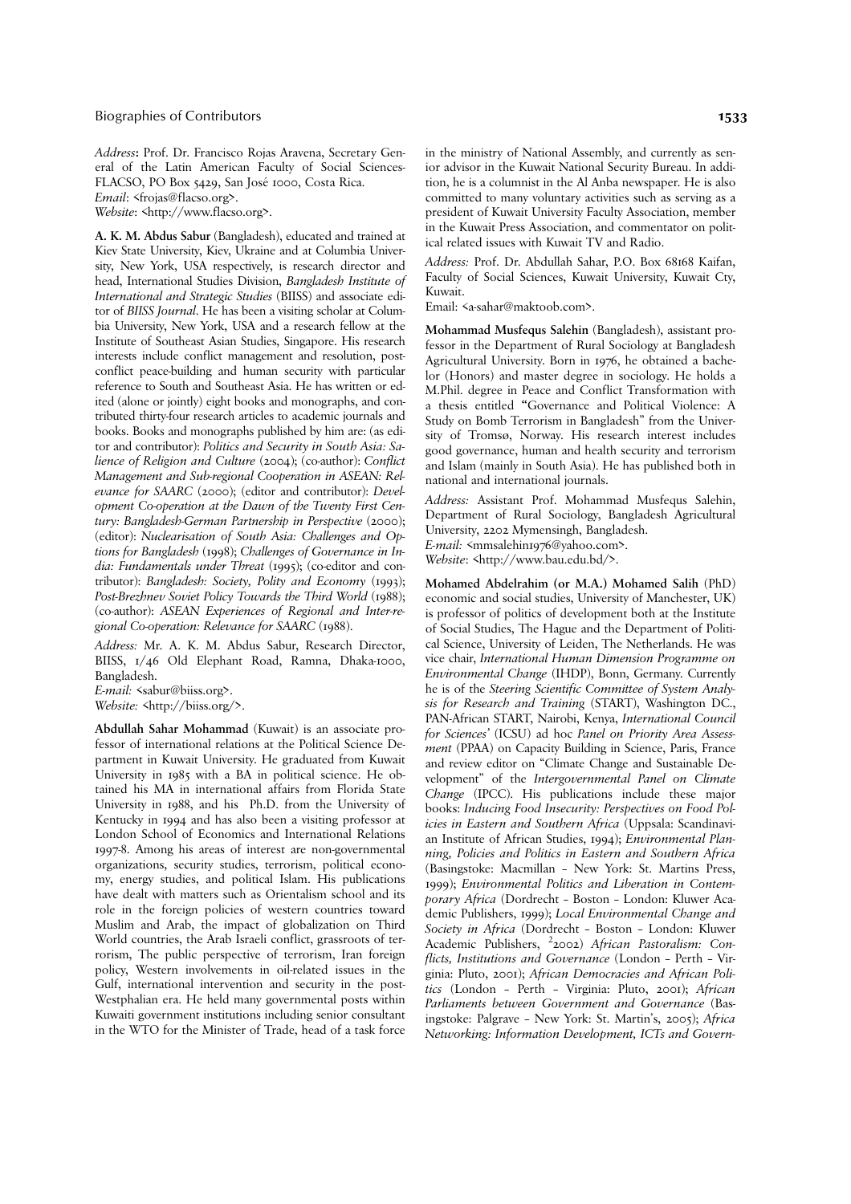*Address***:** Prof. Dr. Francisco Rojas Aravena, Secretary General of the Latin American Faculty of Social Sciences-FLACSO, PO Box 5429, San José 1000, Costa Rica.
*Email*: <frojas@flacso.org>.
*Website*: <http://www.flacso.org>.

**A. K. M. Abdus Sabur** (Bangladesh), educated and trained at Kiev State University, Kiev, Ukraine and at Columbia University, New York, USA respectively, is research director and head, International Studies Division, *Bangladesh Institute of International and Strategic Studies* (BIISS) and associate editor of *BIISS Journal*. He has been a visiting scholar at Columbia University, New York, USA and a research fellow at the Institute of Southeast Asian Studies, Singapore. His research interests include conflict management and resolution, post-conflict peace-building and human security with particular reference to South and Southeast Asia. He has written or edited (alone or jointly) eight books and monographs, and contributed thirty-four research articles to academic journals and books. Books and monographs published by him are: (as editor and contributor): *Politics and Security in South Asia: Salience of Religion and Culture* (2004); (co-author): *Conflict Management and Sub-regional Cooperation in ASEAN: Relevance for SAARC* (2000); (editor and contributor): *Development Co-operation at the Dawn of the Twenty First Century: Bangladesh-German Partnership in Perspective* (2000); (editor): *Nuclearisation of South Asia: Challenges and Options for Bangladesh* (1998); *Challenges of Governance in India: Fundamentals under Threat* (1995); (co-editor and contributor): *Bangladesh: Society, Polity and Economy* (1993); *Post-Brezhnev Soviet Policy Towards the Third World* (1988); (co-author): *ASEAN Experiences of Regional and Inter-regional Co-operation: Relevance for SAARC* (1988).

*Address:* Mr. A. K. M. Abdus Sabur, Research Director, BIISS, 1/46 Old Elephant Road, Ramna, Dhaka-1000, Bangladesh.
*E-mail:* <sabur@biiss.org>.
*Website:* <http://biiss.org/>.

**Abdullah Sahar Mohammad** (Kuwait) is an associate professor of international relations at the Political Science Department in Kuwait University. He graduated from Kuwait University in 1985 with a BA in political science. He obtained his MA in international affairs from Florida State University in 1988, and his Ph.D. from the University of Kentucky in 1994 and has also been a visiting professor at London School of Economics and International Relations 1997-8. Among his areas of interest are non-governmental organizations, security studies, terrorism, political economy, energy studies, and political Islam. His publications have dealt with matters such as Orientalism school and its role in the foreign policies of western countries toward Muslim and Arab, the impact of globalization on Third World countries, the Arab Israeli conflict, grassroots of terrorism, The public perspective of terrorism, Iran foreign policy, Western involvements in oil-related issues in the Gulf, international intervention and security in the post-Westphalian era. He held many governmental posts within Kuwaiti government institutions including senior consultant in the WTO for the Minister of Trade, head of a task force in the ministry of National Assembly, and currently as senior advisor in the Kuwait National Security Bureau. In addition, he is a columnist in the Al Anba newspaper. He is also committed to many voluntary activities such as serving as a president of Kuwait University Faculty Association, member in the Kuwait Press Association, and commentator on political related issues with Kuwait TV and Radio.

*Address:* Prof. Dr. Abdullah Sahar, P.O. Box 68168 Kaifan, Faculty of Social Sciences, Kuwait University, Kuwait Cty, Kuwait.
Email: <a-sahar@maktoob.com>.

**Mohammad Musfequs Salehin** (Bangladesh), assistant professor in the Department of Rural Sociology at Bangladesh Agricultural University. Born in 1976, he obtained a bachelor (Honors) and master degree in sociology. He holds a M.Phil. degree in Peace and Conflict Transformation with a thesis entitled "Governance and Political Violence: A Study on Bomb Terrorism in Bangladesh" from the University of Tromsø, Norway. His research interest includes good governance, human and health security and terrorism and Islam (mainly in South Asia). He has published both in national and international journals.

*Address:* Assistant Prof. Mohammad Musfequs Salehin, Department of Rural Sociology, Bangladesh Agricultural University, 2202 Mymensingh, Bangladesh.
*E-mail:* <mmsalehin1976@yahoo.com>.
*Website*: <http://www.bau.edu.bd/>.

**Mohamed Abdelrahim (or M.A.) Mohamed Salih** (PhD) economic and social studies, University of Manchester, UK) is professor of politics of development both at the Institute of Social Studies, The Hague and the Department of Political Science, University of Leiden, The Netherlands. He was vice chair, *International Human Dimension Programme on Environmental Change* (IHDP), Bonn, Germany. Currently he is of the *Steering Scientific Committee of System Analysis for Research and Training* (START), Washington DC., PAN-African START, Nairobi, Kenya, *International Council for Sciences'* (ICSU) ad hoc *Panel on Priority Area Assessment* (PPAA) on Capacity Building in Science, Paris, France and review editor on "Climate Change and Sustainable Development" of the *Intergovernmental Panel on Climate Change* (IPCC). His publications include these major books: *Inducing Food Insecurity: Perspectives on Food Policies in Eastern and Southern Africa* (Uppsala: Scandinavian Institute of African Studies, 1994); *Environmental Planning, Policies and Politics in Eastern and Southern Africa* (Basingstoke: Macmillan – New York: St. Martins Press, 1999); *Environmental Politics and Liberation in Contemporary Africa* (Dordrecht – Boston – London: Kluwer Academic Publishers, 1999); *Local Environmental Change and Society in Africa* (Dordrecht – Boston – London: Kluwer Academic Publishers, [2]2002) *African Pastoralism: Conflicts, Institutions and Governance* (London – Perth – Virginia: Pluto, 2001); *African Democracies and African Politics* (London – Perth – Virginia: Pluto, 2001); *African Parliaments between Government and Governance* (Basingstoke: Palgrave – New York: St. Martin's, 2005); *Africa Networking: Information Development, ICTs and Govern-*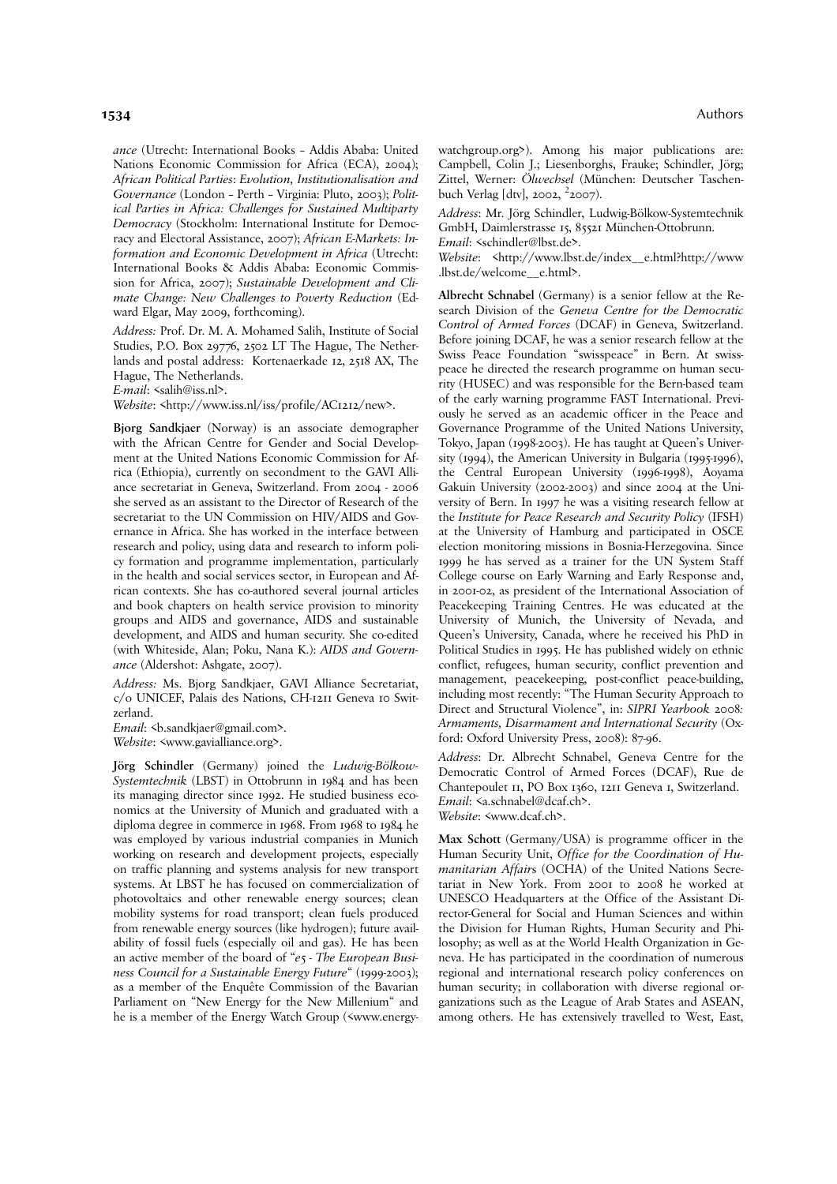*ance* (Utrecht: International Books – Addis Ababa: United Nations Economic Commission for Africa (ECA), 2004); *African Political Parties*: *Evolution, Institutionalisation and Governance* (London – Perth – Virginia: Pluto, 2003); *Political Parties in Africa: Challenges for Sustained Multiparty Democracy* (Stockholm: International Institute for Democracy and Electoral Assistance, 2007); *African E-Markets: Information and Economic Development in Africa* (Utrecht: International Books & Addis Ababa: Economic Commission for Africa, 2007); *Sustainable Development and Climate Change: New Challenges to Poverty Reduction* (Edward Elgar, May 2009, forthcoming).

*Address:* Prof. Dr. M. A. Mohamed Salih, Institute of Social Studies, P.O. Box 29776, 2502 LT The Hague, The Netherlands and postal address: Kortenaerkade 12, 2518 AX, The Hague, The Netherlands.
*E-mail*: <salih@iss.nl>.
*Website*: <http://www.iss.nl/iss/profile/AC1212/new>.

**Bjorg Sandkjaer** (Norway) is an associate demographer with the African Centre for Gender and Social Development at the United Nations Economic Commission for Africa (Ethiopia), currently on secondment to the GAVI Alliance secretariat in Geneva, Switzerland. From 2004 - 2006 she served as an assistant to the Director of Research of the secretariat to the UN Commission on HIV/AIDS and Governance in Africa. She has worked in the interface between research and policy, using data and research to inform policy formation and programme implementation, particularly in the health and social services sector, in European and African contexts. She has co-authored several journal articles and book chapters on health service provision to minority groups and AIDS and governance, AIDS and sustainable development, and AIDS and human security. She co-edited (with Whiteside, Alan; Poku, Nana K.): *AIDS and Governance* (Aldershot: Ashgate, 2007).

*Address:* Ms. Bjorg Sandkjaer, GAVI Alliance Secretariat, c/o UNICEF, Palais des Nations, CH-1211 Geneva 10 Switzerland.
*Email*: <b.sandkjaer@gmail.com>.
*Website*: <www.gavialliance.org>.

**Jörg Schindler** (Germany) joined the *Ludwig-Bölkow-Systemtechnik* (LBST) in Ottobrunn in 1984 and has been its managing director since 1992. He studied business economics at the University of Munich and graduated with a diploma degree in commerce in 1968. From 1968 to 1984 he was employed by various industrial companies in Munich working on research and development projects, especially on traffic planning and systems analysis for new transport systems. At LBST he has focused on commercialization of photovoltaics and other renewable energy sources; clean mobility systems for road transport; clean fuels produced from renewable energy sources (like hydrogen); future availability of fossil fuels (especially oil and gas). He has been an active member of the board of "*e5 - The European Business Council for a Sustainable Energy Future*" (1999-2003); as a member of the Enquête Commission of the Bavarian Parliament on "New Energy for the New Millenium" and he is a member of the Energy Watch Group (<www.energywatchgroup.org>). Among his major publications are: Campbell, Colin J.; Liesenborghs, Frauke; Schindler, Jörg; Zittel, Werner: *Ölwechsel* (München: Deutscher Taschenbuch Verlag [dtv], 2002, $^{2}$2007).

*Address*: Mr. Jörg Schindler, Ludwig-Bölkow-Systemtechnik GmbH, Daimlerstrasse 15, 85521 München-Ottobrunn.
*Email*: <schindler@lbst.de>.
*Website*: <http://www.lbst.de/index__e.html?http://www.lbst.de/welcome__e.html>.

**Albrecht Schnabel** (Germany) is a senior fellow at the Research Division of the *Geneva Centre for the Democratic Control of Armed Forces* (DCAF) in Geneva, Switzerland. Before joining DCAF, he was a senior research fellow at the Swiss Peace Foundation "swisspeace" in Bern. At swisspeace he directed the research programme on human security (HUSEC) and was responsible for the Bern-based team of the early warning programme FAST International. Previously he served as an academic officer in the Peace and Governance Programme of the United Nations University, Tokyo, Japan (1998-2003). He has taught at Queen's University (1994), the American University in Bulgaria (1995-1996), the Central European University (1996-1998), Aoyama Gakuin University (2002-2003) and since 2004 at the University of Bern. In 1997 he was a visiting research fellow at the *Institute for Peace Research and Security Policy* (IFSH) at the University of Hamburg and participated in OSCE election monitoring missions in Bosnia-Herzegovina. Since 1999 he has served as a trainer for the UN System Staff College course on Early Warning and Early Response and, in 2001-02, as president of the International Association of Peacekeeping Training Centres. He was educated at the University of Munich, the University of Nevada, and Queen's University, Canada, where he received his PhD in Political Studies in 1995. He has published widely on ethnic conflict, refugees, human security, conflict prevention and management, peacekeeping, post-conflict peace-building, including most recently: "The Human Security Approach to Direct and Structural Violence", in: *SIPRI Yearbook 2008: Armaments, Disarmament and International Security* (Oxford: Oxford University Press, 2008): 87-96.

*Address*: Dr. Albrecht Schnabel, Geneva Centre for the Democratic Control of Armed Forces (DCAF), Rue de Chantepoulet 11, PO Box 1360, 1211 Geneva 1, Switzerland.
*Email*: <a.schnabel@dcaf.ch>.
*Website*: <www.dcaf.ch>.

**Max Schott** (Germany/USA) is programme officer in the Human Security Unit, *Office for the Coordination of Humanitarian Affairs* (OCHA) of the United Nations Secretariat in New York. From 2001 to 2008 he worked at UNESCO Headquarters at the Office of the Assistant Director-General for Social and Human Sciences and within the Division for Human Rights, Human Security and Philosophy; as well as at the World Health Organization in Geneva. He has participated in the coordination of numerous regional and international research policy conferences on human security; in collaboration with diverse regional organizations such as the League of Arab States and ASEAN, among others. He has extensively travelled to West, East,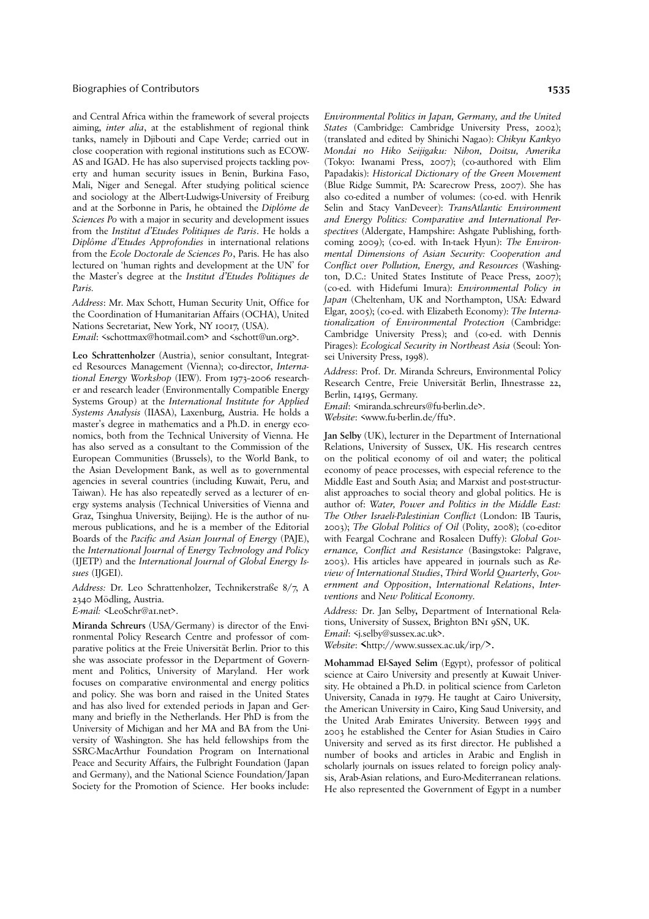and Central Africa within the framework of several projects aiming, *inter alia*, at the establishment of regional think tanks, namely in Djibouti and Cape Verde; carried out in close cooperation with regional institutions such as ECOWAS and IGAD. He has also supervised projects tackling poverty and human security issues in Benin, Burkina Faso, Mali, Niger and Senegal. After studying political science and sociology at the Albert-Ludwigs-University of Freiburg and at the Sorbonne in Paris, he obtained the *Diplôme de Sciences Po* with a major in security and development issues from the *Institut d'Etudes Politiques de Paris*. He holds a *Diplôme d'Etudes Approfondies* in international relations from the *Ecole Doctorale de Sciences Po*, Paris. He has also lectured on 'human rights and development at the UN' for the Master's degree at the *Institut d'Etudes Politiques de Paris.*

*Address*: Mr. Max Schott, Human Security Unit, Office for the Coordination of Humanitarian Affairs (OCHA), United Nations Secretariat, New York, NY 10017, (USA).
*Email*: <schottmax@hotmail.com> and <schott@un.org>.

**Leo Schrattenholzer** (Austria), senior consultant, Integrated Resources Management (Vienna); co-director, *International Energy Workshop* (IEW). From 1973–2006 researcher and research leader (Environmentally Compatible Energy Systems Group) at the *International Institute for Applied Systems Analysis* (IIASA), Laxenburg, Austria. He holds a master's degree in mathematics and a Ph.D. in energy economics, both from the Technical University of Vienna. He has also served as a consultant to the Commission of the European Communities (Brussels), to the World Bank, to the Asian Development Bank, as well as to governmental agencies in several countries (including Kuwait, Peru, and Taiwan). He has also repeatedly served as a lecturer of energy systems analysis (Technical Universities of Vienna and Graz, Tsinghua University, Beijing). He is the author of numerous publications, and he is a member of the Editorial Boards of the *Pacific and Asian Journal of Energy* (PAJE), the *International Journal of Energy Technology and Policy* (IJETP) and the *International Journal of Global Energy Issues* (IJGEI).

*Address:* Dr. Leo Schrattenholzer, Technikerstraße 8/7, A 2340 Mödling, Austria.
*E-mail:* <LeoSchr@a1.net>.

**Miranda Schreurs** (USA/Germany) is director of the Environmental Policy Research Centre and professor of comparative politics at the Freie Universität Berlin. Prior to this she was associate professor in the Department of Government and Politics, University of Maryland. Her work focuses on comparative environmental and energy politics and policy. She was born and raised in the United States and has also lived for extended periods in Japan and Germany and briefly in the Netherlands. Her PhD is from the University of Michigan and her MA and BA from the University of Washington. She has held fellowships from the SSRC-MacArthur Foundation Program on International Peace and Security Affairs, the Fulbright Foundation (Japan and Germany), and the National Science Foundation/Japan Society for the Promotion of Science. Her books include: *Environmental Politics in Japan, Germany, and the United States* (Cambridge: Cambridge University Press, 2002); (translated and edited by Shinichi Nagao): *Chikyu Kankyo Mondai no Hiko Seijigaku: Nihon, Doitsu, Amerika* (Tokyo: Iwanami Press, 2007); (co-authored with Elim Papadakis): *Historical Dictionary of the Green Movement* (Blue Ridge Summit, PA: Scarecrow Press, 2007). She has also co-edited a number of volumes: (co-ed. with Henrik Selin and Stacy VanDeveer): *TransAtlantic Environment and Energy Politics: Comparative and International Perspectives* (Aldergate, Hampshire: Ashgate Publishing, forthcoming 2009); (co-ed. with In-taek Hyun): *The Environmental Dimensions of Asian Security: Cooperation and Conflict over Pollution, Energy, and Resources* (Washington, D.C.: United States Institute of Peace Press, 2007); (co-ed. with Hidefumi Imura): *Environmental Policy in Japan* (Cheltenham, UK and Northampton, USA: Edward Elgar, 2005); (co-ed. with Elizabeth Economy): *The Internationalization of Environmental Protection* (Cambridge: Cambridge University Press); and (co-ed. with Dennis Pirages): *Ecological Security in Northeast Asia* (Seoul: Yonsei University Press, 1998).

*Address*: Prof. Dr. Miranda Schreurs, Environmental Policy Research Centre, Freie Universität Berlin, Ihnestrasse 22, Berlin, 14195, Germany.
*Email*: <miranda.schreurs@fu-berlin.de>.
*Website*: <www.fu-berlin.de/ffu>.

**Jan Selby** (UK), lecturer in the Department of International Relations, University of Sussex, UK. His research centres on the political economy of oil and water; the political economy of peace processes, with especial reference to the Middle East and South Asia; and Marxist and post-structuralist approaches to social theory and global politics. He is author of: *Water, Power and Politics in the Middle East: The Other Israeli-Palestinian Conflict* (London: IB Tauris, 2003); *The Global Politics of Oil* (Polity, 2008); (co-editor with Feargal Cochrane and Rosaleen Duffy): *Global Governance, Conflict and Resistance* (Basingstoke: Palgrave, 2003). His articles have appeared in journals such as *Review of International Studies*, *Third World Quarterly*, *Government and Opposition*, *International Relations*, *Interventions* and *New Political Economy.*

*Address:* Dr. Jan Selby, Department of International Relations, University of Sussex, Brighton BN1 9SN, UK.
*Email*: <j.selby@sussex.ac.uk>.
*Website*: <http://www.sussex.ac.uk/irp/>.

**Mohammad El-Sayed Selim** (Egypt), professor of political science at Cairo University and presently at Kuwait University. He obtained a Ph.D. in political science from Carleton University, Canada in 1979. He taught at Cairo University, the American University in Cairo, King Saud University, and the United Arab Emirates University. Between 1995 and 2003 he established the Center for Asian Studies in Cairo University and served as its first director. He published a number of books and articles in Arabic and English in scholarly journals on issues related to foreign policy analysis, Arab-Asian relations, and Euro-Mediterranean relations. He also represented the Government of Egypt in a number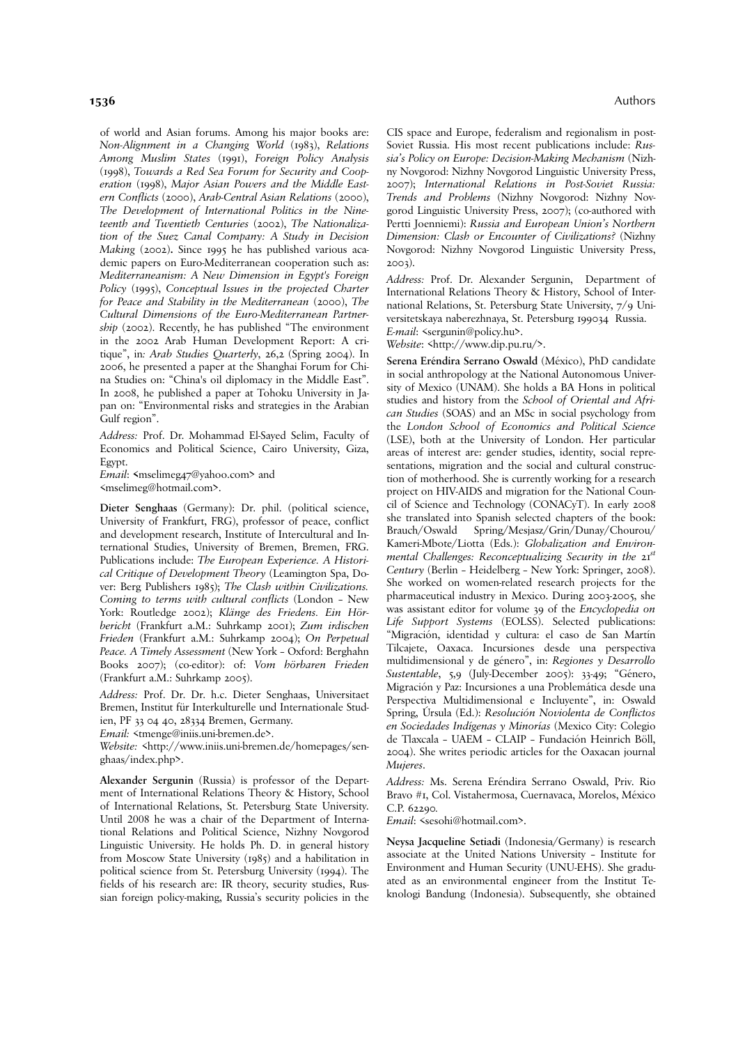of world and Asian forums. Among his major books are: *Non-Alignment in a Changing World* (1983), *Relations Among Muslim States* (1991), *Foreign Policy Analysis* (1998), *Towards a Red Sea Forum for Security and Cooperation* (1998), *Major Asian Powers and the Middle Eastern Conflicts* (2000), *Arab-Central Asian Relations* (2000), *The Development of International Politics in the Nineteenth and Twentieth Centuries* (2002), *The Nationalization of the Suez Canal Company: A Study in Decision Making* (2002). Since 1995 he has published various academic papers on Euro-Mediterranean cooperation such as: *Mediterraneanism: A New Dimension in Egypt's Foreign Policy* (1995), *Conceptual Issues in the projected Charter for Peace and Stability in the Mediterranean* (2000), *The Cultural Dimensions of the Euro-Mediterranean Partnership* (2002). Recently, he has published "The environment in the 2002 Arab Human Development Report: A critique", in: *Arab Studies Quarterly*, 26,2 (Spring 2004). In 2006, he presented a paper at the Shanghai Forum for China Studies on: "China's oil diplomacy in the Middle East". In 2008, he published a paper at Tohoku University in Japan on: "Environmental risks and strategies in the Arabian Gulf region".

*Address:* Prof. Dr. Mohammad El-Sayed Selim, Faculty of Economics and Political Science, Cairo University, Giza, Egypt.
*Email*: <mselimeg47@yahoo.com> and <mselimeg@hotmail.com>.

**Dieter Senghaas** (Germany): Dr. phil. (political science, University of Frankfurt, FRG), professor of peace, conflict and development research, Institute of Intercultural and International Studies, University of Bremen, Bremen, FRG. Publications include: *The European Experience. A Historical Critique of Development Theory* (Leamington Spa, Dover: Berg Publishers 1985); *The Clash within Civilizations. Coming to terms with cultural conflicts* (London – New York: Routledge 2002); *Klänge des Friedens. Ein Hörbericht* (Frankfurt a.M.: Suhrkamp 2001); *Zum irdischen Frieden* (Frankfurt a.M.: Suhrkamp 2004); *On Perpetual Peace. A Timely Assessment* (New York – Oxford: Berghahn Books 2007); (co-editor): of: *Vom hörbaren Frieden* (Frankfurt a.M.: Suhrkamp 2005).

*Address:* Prof. Dr. Dr. h.c. Dieter Senghaas, Universitaet Bremen, Institut für Interkulturelle und Internationale Studien, PF 33 04 40, 28334 Bremen, Germany.
*Email:* <tmenge@iniis.uni-bremen.de>.
*Website:* <http://www.iniis.uni-bremen.de/homepages/senghaas/index.php>.

**Alexander Sergunin** (Russia) is professor of the Department of International Relations Theory & History, School of International Relations, St. Petersburg State University. Until 2008 he was a chair of the Department of International Relations and Political Science, Nizhny Novgorod Linguistic University. He holds Ph. D. in general history from Moscow State University (1985) and a habilitation in political science from St. Petersburg University (1994). The fields of his research are: IR theory, security studies, Russian foreign policy-making, Russia's security policies in the CIS space and Europe, federalism and regionalism in post-Soviet Russia. His most recent publications include: *Russia's Policy on Europe: Decision-Making Mechanism* (Nizhny Novgorod: Nizhny Novgorod Linguistic University Press, 2007); *International Relations in Post-Soviet Russia: Trends and Problems* (Nizhny Novgorod: Nizhny Novgorod Linguistic University Press, 2007); (co-authored with Pertti Joenniemi): *Russia and European Union's Northern Dimension: Clash or Encounter of Civilizations?* (Nizhny Novgorod: Nizhny Novgorod Linguistic University Press, 2003).

*Address:* Prof. Dr. Alexander Sergunin, Department of International Relations Theory & History, School of International Relations, St. Petersburg State University, 7/9 Universitetskaya naberezhnaya, St. Petersburg 199034 Russia.
*E-mail*: <sergunin@policy.hu>.
*Website*: <http://www.dip.pu.ru/>.

**Serena Eréndira Serrano Oswald** (México), PhD candidate in social anthropology at the National Autonomous University of Mexico (UNAM). She holds a BA Hons in political studies and history from the *School of Oriental and African Studies* (SOAS) and an MSc in social psychology from the *London School of Economics and Political Science* (LSE), both at the University of London. Her particular areas of interest are: gender studies, identity, social representations, migration and the social and cultural construction of motherhood. She is currently working for a research project on HIV-AIDS and migration for the National Council of Science and Technology (CONACyT). In early 2008 she translated into Spanish selected chapters of the book: Brauch/Oswald Spring/Mesjasz/Grin/Dunay/Chourou/Kameri-Mbote/Liotta (Eds.): *Globalization and Environmental Challenges: Reconceptualizing Security in the 21st Century* (Berlin – Heidelberg – New York: Springer, 2008). She worked on women-related research projects for the pharmaceutical industry in Mexico. During 2003-2005, she was assistant editor for volume 39 of the *Encyclopedia on Life Support Systems* (EOLSS). Selected publications: "Migración, identidad y cultura: el caso de San Martín Tilcajete, Oaxaca. Incursiones desde una perspectiva multidimensional y de género", in: *Regiones y Desarrollo Sustentable*, 5,9 (July-December 2005): 33-49; "Género, Migración y Paz: Incursiones a una Problemática desde una Perspectiva Multidimensional e Incluyente", in: Oswald Spring, Úrsula (Ed.): *Resolución Noviolenta de Conflictos en Sociedades Indígenas y Minorías* (Mexico City: Colegio de Tlaxcala – UAEM – CLAIP – Fundación Heinrich Böll, 2004). She writes periodic articles for the Oaxacan journal *Mujeres*.

*Address:* Ms. Serena Eréndira Serrano Oswald, Priv. Rio Bravo #1, Col. Vistahermosa, Cuernavaca, Morelos, México C.P. 62290.
*Email*: <sesohi@hotmail.com>.

**Neysa Jacqueline Setiadi** (Indonesia/Germany) is research associate at the United Nations University – Institute for Environment and Human Security (UNU-EHS). She graduated as an environmental engineer from the Institut Teknologi Bandung (Indonesia). Subsequently, she obtained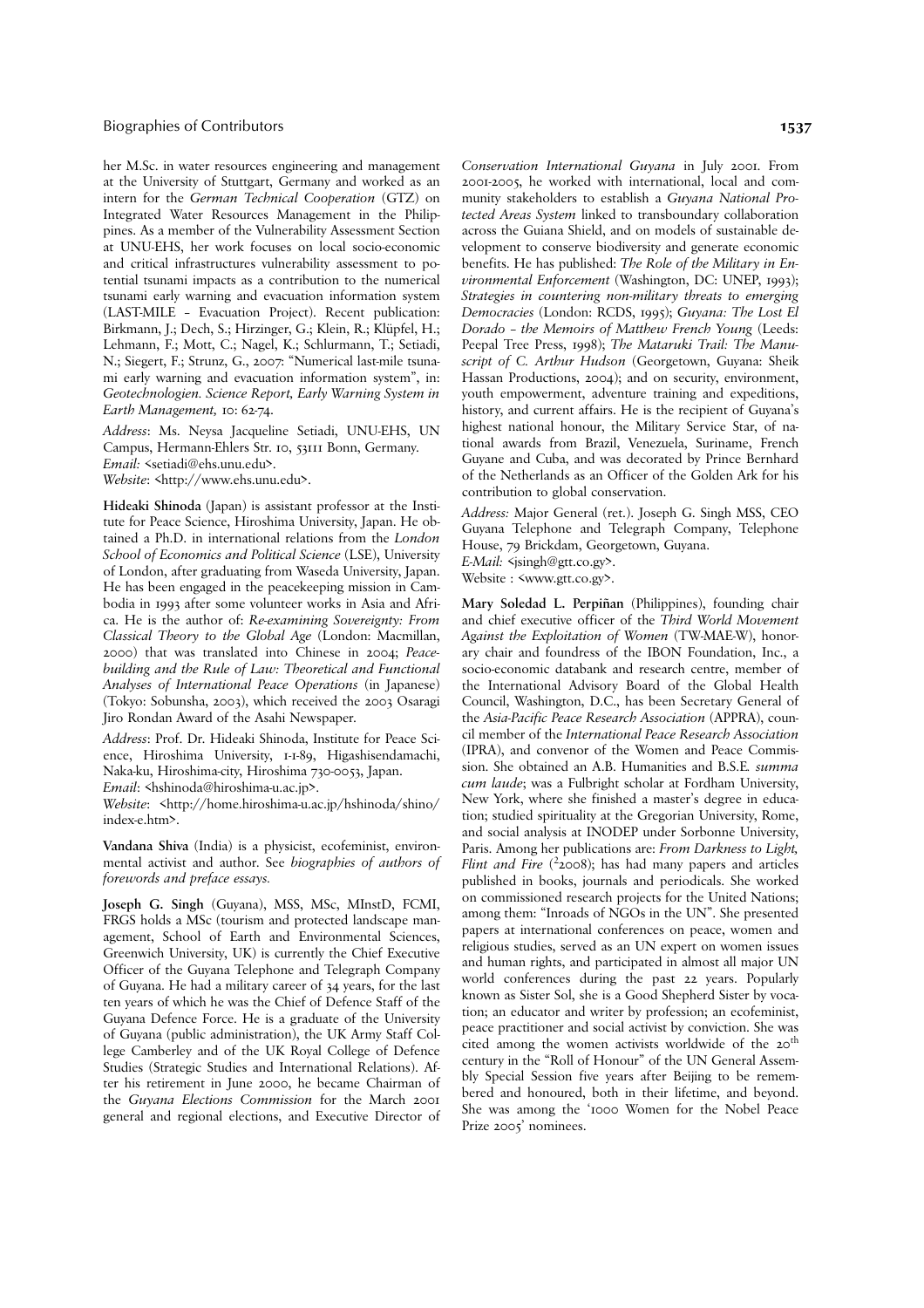her M.Sc. in water resources engineering and management at the University of Stuttgart, Germany and worked as an intern for the *German Technical Cooperation* (GTZ) on Integrated Water Resources Management in the Philippines. As a member of the Vulnerability Assessment Section at UNU-EHS, her work focuses on local socio-economic and critical infrastructures vulnerability assessment to potential tsunami impacts as a contribution to the numerical tsunami early warning and evacuation information system (LAST-MILE – Evacuation Project). Recent publication: Birkmann, J.; Dech, S.; Hirzinger, G.; Klein, R.; Klüpfel, H.; Lehmann, F.; Mott, C.; Nagel, K.; Schlurmann, T.; Setiadi, N.; Siegert, F.; Strunz, G., 2007: "Numerical last-mile tsunami early warning and evacuation information system", in: *Geotechnologien. Science Report, Early Warning System in Earth Management,* 10: 62-74.

*Address*: Ms. Neysa Jacqueline Setiadi, UNU-EHS, UN Campus, Hermann-Ehlers Str. 10, 53111 Bonn, Germany.
*Email:* <setiadi@ehs.unu.edu>.
*Website*: <http://www.ehs.unu.edu>.

**Hideaki Shinoda** (Japan) is assistant professor at the Institute for Peace Science, Hiroshima University, Japan. He obtained a Ph.D. in international relations from the *London School of Economics and Political Science* (LSE), University of London, after graduating from Waseda University, Japan. He has been engaged in the peacekeeping mission in Cambodia in 1993 after some volunteer works in Asia and Africa. He is the author of: *Re-examining Sovereignty: From Classical Theory to the Global Age* (London: Macmillan, 2000) that was translated into Chinese in 2004; *Peacebuilding and the Rule of Law: Theoretical and Functional Analyses of International Peace Operations* (in Japanese) (Tokyo: Sobunsha, 2003), which received the 2003 Osaragi Jiro Rondan Award of the Asahi Newspaper.

*Address*: Prof. Dr. Hideaki Shinoda, Institute for Peace Science, Hiroshima University, 1-1-89, Higashisendamachi, Naka-ku, Hiroshima-city, Hiroshima 730-0053, Japan.
*Email*: <hshinoda@hiroshima-u.ac.jp>.
*Website*: <http://home.hiroshima-u.ac.jp/hshinoda/shino/index-e.htm>.

**Vandana Shiva** (India) is a physicist, ecofeminist, environmental activist and author. See *biographies of authors of forewords and preface essays.*

**Joseph G. Singh** (Guyana), MSS, MSc, MInstD, FCMI, FRGS holds a MSc (tourism and protected landscape management, School of Earth and Environmental Sciences, Greenwich University, UK) is currently the Chief Executive Officer of the Guyana Telephone and Telegraph Company of Guyana. He had a military career of 34 years, for the last ten years of which he was the Chief of Defence Staff of the Guyana Defence Force. He is a graduate of the University of Guyana (public administration), the UK Army Staff College Camberley and of the UK Royal College of Defence Studies (Strategic Studies and International Relations). After his retirement in June 2000, he became Chairman of the *Guyana Elections Commission* for the March 2001 general and regional elections, and Executive Director of *Conservation International Guyana* in July 2001. From 2001-2005, he worked with international, local and community stakeholders to establish a *Guyana National Protected Areas System* linked to transboundary collaboration across the Guiana Shield, and on models of sustainable development to conserve biodiversity and generate economic benefits. He has published: *The Role of the Military in Environmental Enforcement* (Washington, DC: UNEP, 1993); *Strategies in countering non-military threats to emerging Democracies* (London: RCDS, 1995); *Guyana: The Lost El Dorado – the Memoirs of Matthew French Young* (Leeds: Peepal Tree Press, 1998); *The Mataruki Trail: The Manuscript of C. Arthur Hudson* (Georgetown, Guyana: Sheik Hassan Productions, 2004); and on security, environment, youth empowerment, adventure training and expeditions, history, and current affairs. He is the recipient of Guyana's highest national honour, the Military Service Star, of national awards from Brazil, Venezuela, Suriname, French Guyane and Cuba, and was decorated by Prince Bernhard of the Netherlands as an Officer of the Golden Ark for his contribution to global conservation.

*Address:* Major General (ret.). Joseph G. Singh MSS, CEO Guyana Telephone and Telegraph Company, Telephone House, 79 Brickdam, Georgetown, Guyana.
*E-Mail:* <jsingh@gtt.co.gy>.
Website : <www.gtt.co.gy>.

**Mary Soledad L. Perpiñan** (Philippines), founding chair and chief executive officer of the *Third World Movement Against the Exploitation of Women* (TW-MAE-W), honorary chair and foundress of the IBON Foundation, Inc., a socio-economic databank and research centre, member of the International Advisory Board of the Global Health Council, Washington, D.C., has been Secretary General of the *Asia-Pacific Peace Research Association* (APPRA), council member of the *International Peace Research Association* (IPRA), and convenor of the Women and Peace Commission. She obtained an A.B. Humanities and B.S.E. *summa cum laude*; was a Fulbright scholar at Fordham University, New York, where she finished a master's degree in education; studied spirituality at the Gregorian University, Rome, and social analysis at INODEP under Sorbonne University, Paris. Among her publications are: *From Darkness to Light, Flint and Fire* ($^2$2008); has had many papers and articles published in books, journals and periodicals. She worked on commissioned research projects for the United Nations; among them: "Inroads of NGOs in the UN". She presented papers at international conferences on peace, women and religious studies, served as an UN expert on women issues and human rights, and participated in almost all major UN world conferences during the past 22 years. Popularly known as Sister Sol, she is a Good Shepherd Sister by vocation; an educator and writer by profession; an ecofeminist, peace practitioner and social activist by conviction. She was cited among the women activists worldwide of the 20$^{th}$ century in the "Roll of Honour" of the UN General Assembly Special Session five years after Beijing to be remembered and honoured, both in their lifetime, and beyond. She was among the '1000 Women for the Nobel Peace Prize 2005' nominees.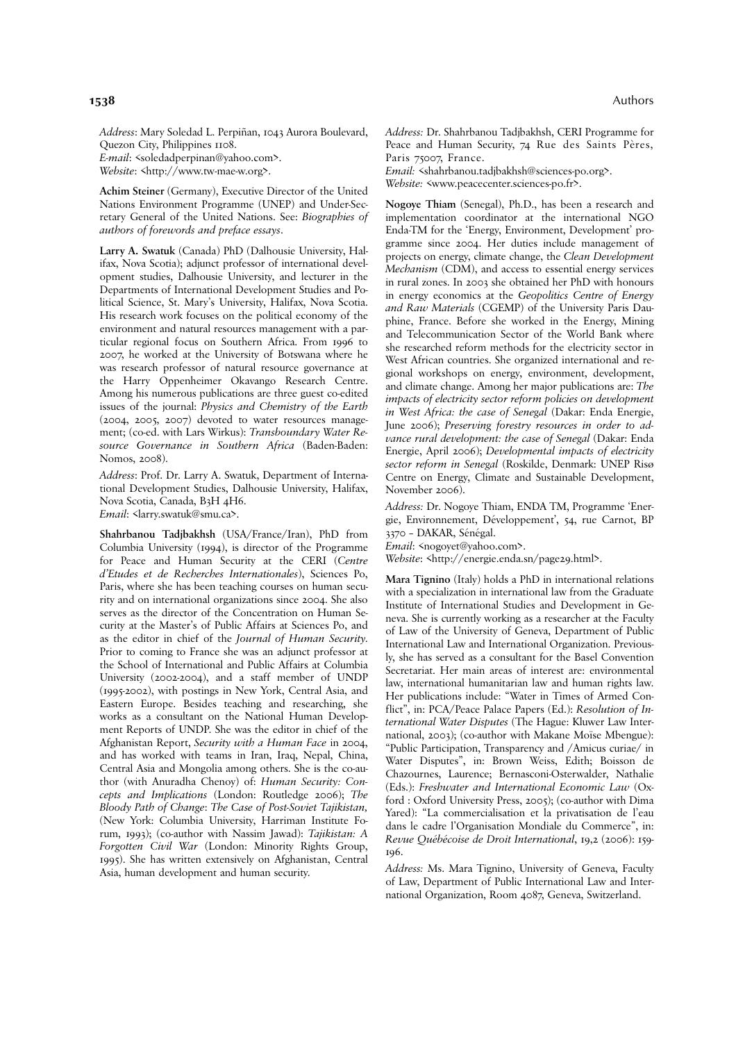*Address*: Mary Soledad L. Perpiñan, 1043 Aurora Boulevard, Quezon City, Philippines 1108.
*E-mail*: <soledadperpinan@yahoo.com>.
*Website*: <http://www.tw-mae-w.org>.

**Achim Steiner** (Germany), Executive Director of the United Nations Environment Programme (UNEP) and Under-Secretary General of the United Nations. See: *Biographies of authors of forewords and preface essays*.

**Larry A. Swatuk** (Canada) PhD (Dalhousie University, Halifax, Nova Scotia); adjunct professor of international development studies, Dalhousie University, and lecturer in the Departments of International Development Studies and Political Science, St. Mary's University, Halifax, Nova Scotia. His research work focuses on the political economy of the environment and natural resources management with a particular regional focus on Southern Africa. From 1996 to 2007, he worked at the University of Botswana where he was research professor of natural resource governance at the Harry Oppenheimer Okavango Research Centre. Among his numerous publications are three guest co-edited issues of the journal: *Physics and Chemistry of the Earth* (2004, 2005, 2007) devoted to water resources management; (co-ed. with Lars Wirkus): *Transboundary Water Resource Governance in Southern Africa* (Baden-Baden: Nomos, 2008).

*Address*: Prof. Dr. Larry A. Swatuk, Department of International Development Studies, Dalhousie University, Halifax, Nova Scotia, Canada, B3H 4H6.
*Email*: <larry.swatuk@smu.ca>.

**Shahrbanou Tadjbakhsh** (USA/France/Iran), PhD from Columbia University (1994), is director of the Programme for Peace and Human Security at the CERI (*Centre d'Etudes et de Recherches Internationales*), Sciences Po, Paris, where she has been teaching courses on human security and on international organizations since 2004. She also serves as the director of the Concentration on Human Security at the Master's of Public Affairs at Sciences Po, and as the editor in chief of the *Journal of Human Security*. Prior to coming to France she was an adjunct professor at the School of International and Public Affairs at Columbia University (2002-2004), and a staff member of UNDP (1995-2002), with postings in New York, Central Asia, and Eastern Europe. Besides teaching and researching, she works as a consultant on the National Human Development Reports of UNDP. She was the editor in chief of the Afghanistan Report, *Security with a Human Face* in 2004, and has worked with teams in Iran, Iraq, Nepal, China, Central Asia and Mongolia among others. She is the co-author (with Anuradha Chenoy) of: *Human Security: Concepts and Implications* (London: Routledge 2006); *The Bloody Path of Change*: *The Case of Post-Soviet Tajikistan*, (New York: Columbia University, Harriman Institute Forum, 1993); (co-author with Nassim Jawad): *Tajikistan: A Forgotten Civil War* (London: Minority Rights Group, 1995). She has written extensively on Afghanistan, Central Asia, human development and human security.

*Address:* Dr. Shahrbanou Tadjbakhsh, CERI Programme for Peace and Human Security, 74 Rue des Saints Pères, Paris 75007, France.
*Email:* <shahrbanou.tadjbakhsh@sciences-po.org>.
*Website:* <www.peacecenter.sciences-po.fr>.

**Nogoye Thiam** (Senegal), Ph.D., has been a research and implementation coordinator at the international NGO Enda-TM for the 'Energy, Environment, Development' programme since 2004. Her duties include management of projects on energy, climate change, the *Clean Development Mechanism* (CDM), and access to essential energy services in rural zones. In 2003 she obtained her PhD with honours in energy economics at the *Geopolitics Centre of Energy and Raw Materials* (CGEMP) of the University Paris Dauphine, France. Before she worked in the Energy, Mining and Telecommunication Sector of the World Bank where she researched reform methods for the electricity sector in West African countries. She organized international and regional workshops on energy, environment, development, and climate change. Among her major publications are: *The impacts of electricity sector reform policies on development in West Africa: the case of Senegal* (Dakar: Enda Energie, June 2006); *Preserving forestry resources in order to advance rural development: the case of Senegal* (Dakar: Enda Energie, April 2006); *Developmental impacts of electricity sector reform in Senegal* (Roskilde, Denmark: UNEP Risø Centre on Energy, Climate and Sustainable Development, November 2006).

*Address:* Dr. Nogoye Thiam, ENDA TM, Programme 'Energie, Environnement, Développement', 54, rue Carnot, BP 3370 – DAKAR, Sénégal.
*Email*: <nogoyet@yahoo.com>.
*Website*: <http://energie.enda.sn/page29.html>.

**Mara Tignino** (Italy) holds a PhD in international relations with a specialization in international law from the Graduate Institute of International Studies and Development in Geneva. She is currently working as a researcher at the Faculty of Law of the University of Geneva, Department of Public International Law and International Organization. Previously, she has served as a consultant for the Basel Convention Secretariat. Her main areas of interest are: environmental law, international humanitarian law and human rights law. Her publications include: "Water in Times of Armed Conflict", in: PCA/Peace Palace Papers (Ed.): *Resolution of International Water Disputes* (The Hague: Kluwer Law International, 2003); (co-author with Makane Moïse Mbengue): "Public Participation, Transparency and /Amicus curiae/ in Water Disputes", in: Brown Weiss, Edith; Boisson de Chazournes, Laurence; Bernasconi-Osterwalder, Nathalie (Eds.): *Freshwater and International Economic Law* (Oxford : Oxford University Press, 2005); (co-author with Dima Yared): "La commercialisation et la privatisation de l'eau dans le cadre l'Organisation Mondiale du Commerce", in: *Revue Québécoise de Droit International*, 19,2 (2006): 159-196.

*Address:* Ms. Mara Tignino, University of Geneva, Faculty of Law, Department of Public International Law and International Organization, Room 4087, Geneva, Switzerland.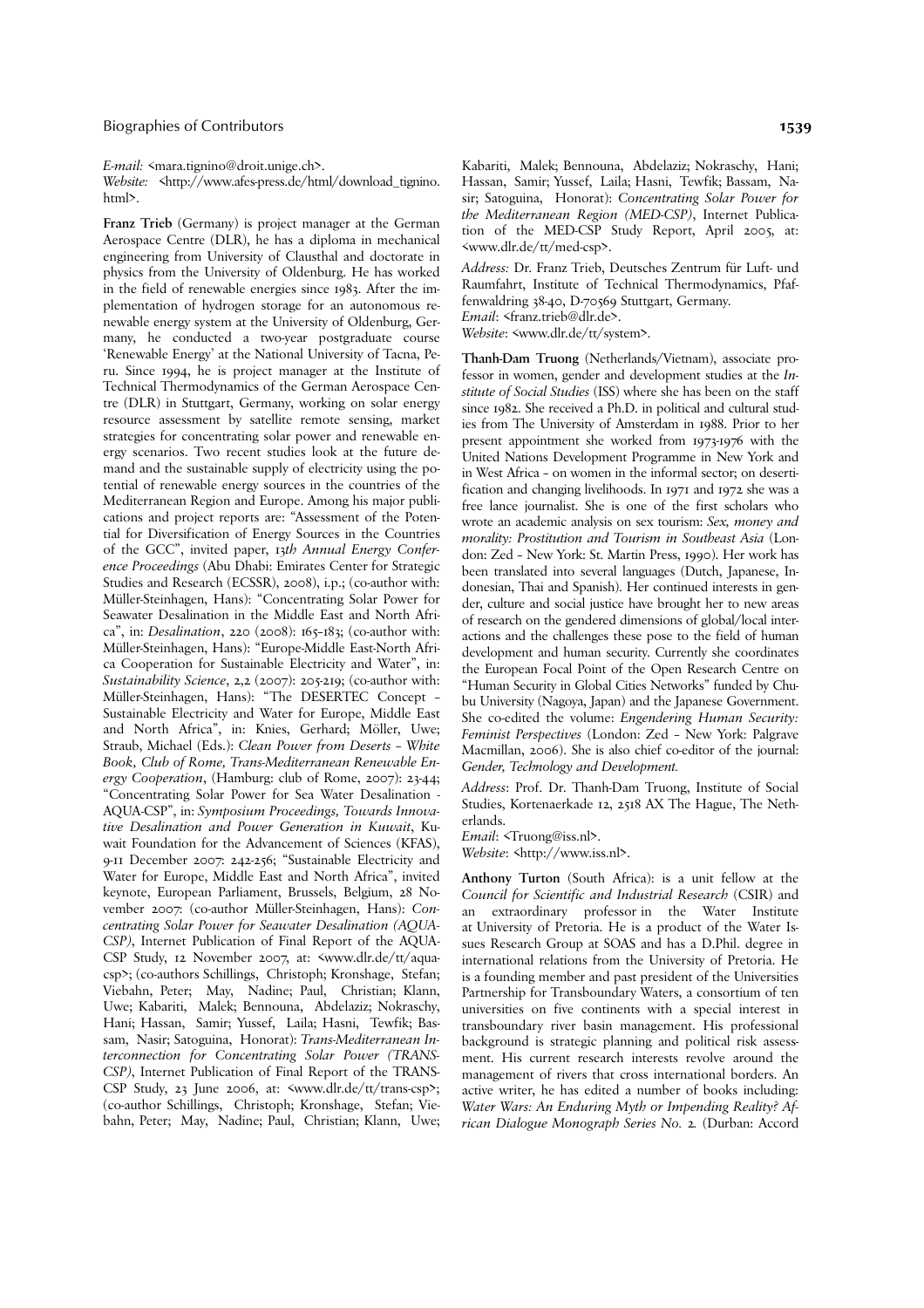*E-mail:* <mara.tignino@droit.unige.ch>.
*Website:* <http://www.afes-press.de/html/download_tignino.html>.

**Franz Trieb** (Germany) is project manager at the German Aerospace Centre (DLR), he has a diploma in mechanical engineering from University of Clausthal and doctorate in physics from the University of Oldenburg. He has worked in the field of renewable energies since 1983. After the implementation of hydrogen storage for an autonomous renewable energy system at the University of Oldenburg, Germany, he conducted a two-year postgraduate course 'Renewable Energy' at the National University of Tacna, Peru. Since 1994, he is project manager at the Institute of Technical Thermodynamics of the German Aerospace Centre (DLR) in Stuttgart, Germany, working on solar energy resource assessment by satellite remote sensing, market strategies for concentrating solar power and renewable energy scenarios. Two recent studies look at the future demand and the sustainable supply of electricity using the potential of renewable energy sources in the countries of the Mediterranean Region and Europe. Among his major publications and project reports are: "Assessment of the Potential for Diversification of Energy Sources in the Countries of the GCC", invited paper, *13th Annual Energy Conference Proceedings* (Abu Dhabi: Emirates Center for Strategic Studies and Research (ECSSR), 2008), i.p.; (co-author with: Müller-Steinhagen, Hans): "Concentrating Solar Power for Seawater Desalination in the Middle East and North Africa", in: *Desalination*, 220 (2008): 165–183; (co-author with: Müller-Steinhagen, Hans): "Europe-Middle East-North Africa Cooperation for Sustainable Electricity and Water", in: *Sustainability Science*, 2,2 (2007): 205-219; (co-author with: Müller-Steinhagen, Hans): "The DESERTEC Concept – Sustainable Electricity and Water for Europe, Middle East and North Africa", in: Knies, Gerhard; Möller, Uwe; Straub, Michael (Eds.): *Clean Power from Deserts – White Book, Club of Rome, Trans-Mediterranean Renewable Energy Cooperation*, (Hamburg: club of Rome, 2007): 23-44; "Concentrating Solar Power for Sea Water Desalination - AQUA-CSP", in: *Symposium Proceedings, Towards Innovative Desalination and Power Generation in Kuwait*, Kuwait Foundation for the Advancement of Sciences (KFAS), 9-11 December 2007: 242-256; "Sustainable Electricity and Water for Europe, Middle East and North Africa", invited keynote, European Parliament, Brussels, Belgium, 28 November 2007: (co-author Müller-Steinhagen, Hans): *Concentrating Solar Power for Seawater Desalination (AQUA-CSP)*, Internet Publication of Final Report of the AQUA-CSP Study, 12 November 2007, at: <www.dlr.de/tt/aqua-csp>; (co-authors Schillings, Christoph; Kronshage, Stefan; Viebahn, Peter; May, Nadine; Paul, Christian; Klann, Uwe; Kabariti, Malek; Bennouna, Abdelaziz; Nokraschy, Hani; Hassan, Samir; Yussef, Laila; Hasni, Tewfik; Bassam, Nasir; Satoguina, Honorat): *Trans-Mediterranean Interconnection for Concentrating Solar Power (TRANS-CSP)*, Internet Publication of Final Report of the TRANS-CSP Study, 23 June 2006, at: <www.dlr.de/tt/trans-csp>; (co-author Schillings, Christoph; Kronshage, Stefan; Viebahn, Peter; May, Nadine; Paul, Christian; Klann, Uwe; Kabariti, Malek; Bennouna, Abdelaziz; Nokraschy, Hani; Hassan, Samir; Yussef, Laila; Hasni, Tewfik; Bassam, Nasir; Satoguina, Honorat): *Concentrating Solar Power for the Mediterranean Region (MED-CSP)*, Internet Publication of the MED-CSP Study Report, April 2005, at: <www.dlr.de/tt/med-csp>.

*Address:* Dr. Franz Trieb, Deutsches Zentrum für Luft- und Raumfahrt, Institute of Technical Thermodynamics, Pfaffenwaldring 38-40, D-70569 Stuttgart, Germany.
*Email*: <franz.trieb@dlr.de>.
*Website*: <www.dlr.de/tt/system>.

**Thanh-Dam Truong** (Netherlands/Vietnam), associate professor in women, gender and development studies at the *Institute of Social Studies* (ISS) where she has been on the staff since 1982. She received a Ph.D. in political and cultural studies from The University of Amsterdam in 1988. Prior to her present appointment she worked from 1973-1976 with the United Nations Development Programme in New York and in West Africa – on women in the informal sector; on desertification and changing livelihoods. In 1971 and 1972 she was a free lance journalist. She is one of the first scholars who wrote an academic analysis on sex tourism: *Sex, money and morality: Prostitution and Tourism in Southeast Asia* (London: Zed – New York: St. Martin Press, 1990). Her work has been translated into several languages (Dutch, Japanese, Indonesian, Thai and Spanish). Her continued interests in gender, culture and social justice have brought her to new areas of research on the gendered dimensions of global/local interactions and the challenges these pose to the field of human development and human security. Currently she coordinates the European Focal Point of the Open Research Centre on "Human Security in Global Cities Networks" funded by Chubu University (Nagoya, Japan) and the Japanese Government. She co-edited the volume: *Engendering Human Security: Feminist Perspectives* (London: Zed – New York: Palgrave Macmillan, 2006). She is also chief co-editor of the journal: *Gender, Technology and Development.*

*Address*: Prof. Dr. Thanh-Dam Truong, Institute of Social Studies, Kortenaerkade 12, 2518 AX The Hague, The Netherlands.
*Email*: <Truong@iss.nl>.
*Website*: <http://www.iss.nl>.

**Anthony Turton** (South Africa): is a unit fellow at the *Council for Scientific and Industrial Research* (CSIR) and an extraordinary professor in the Water Institute at University of Pretoria. He is a product of the Water Issues Research Group at SOAS and has a D.Phil. degree in international relations from the University of Pretoria. He is a founding member and past president of the Universities Partnership for Transboundary Waters, a consortium of ten universities on five continents with a special interest in transboundary river basin management. His professional background is strategic planning and political risk assessment. His current research interests revolve around the management of rivers that cross international borders. An active writer, he has edited a number of books including: *Water Wars: An Enduring Myth or Impending Reality? African Dialogue Monograph Series No. 2.* (Durban: Accord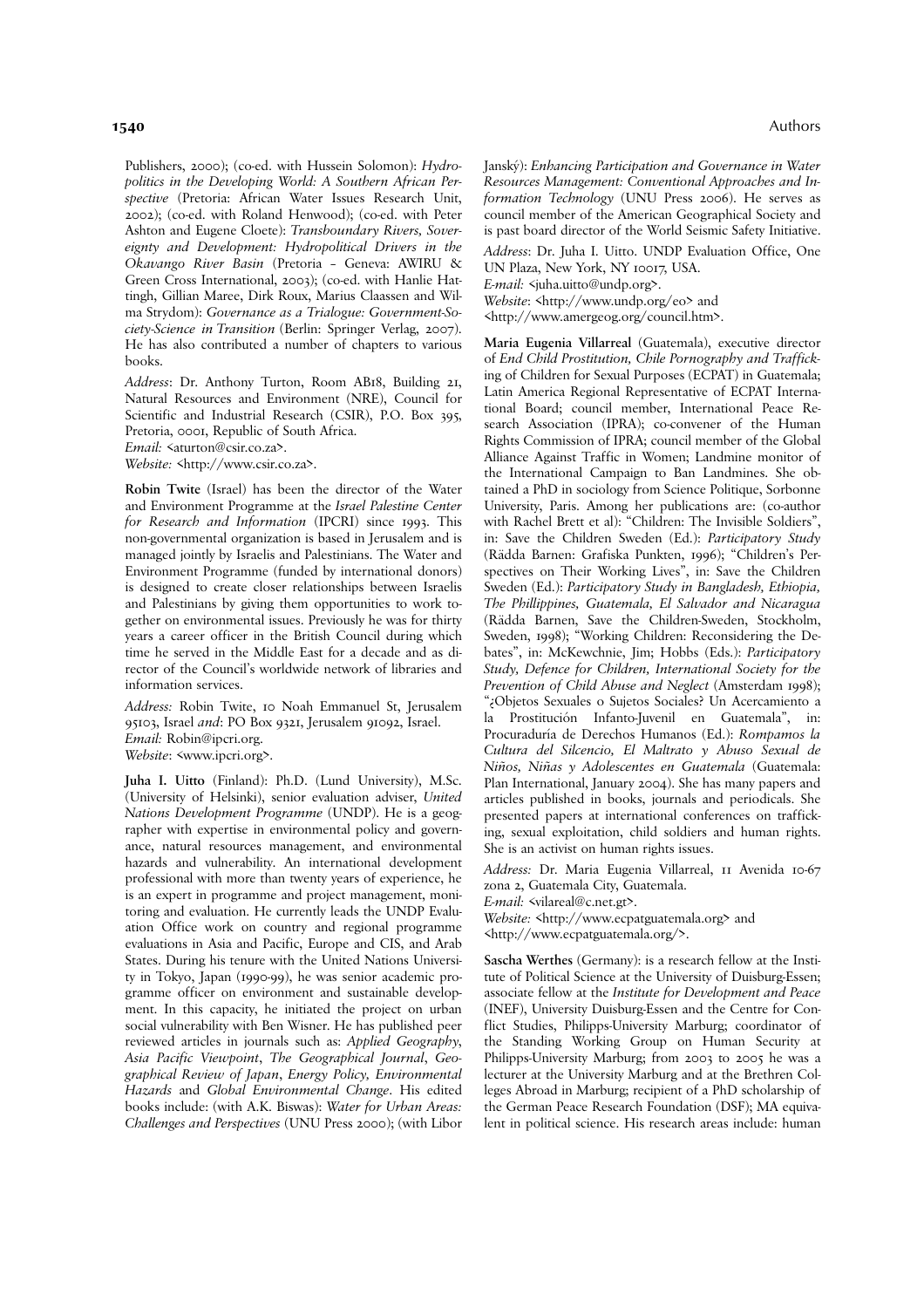Publishers, 2000); (co-ed. with Hussein Solomon): *Hydropolitics in the Developing World: A Southern African Perspective* (Pretoria: African Water Issues Research Unit, 2002); (co-ed. with Roland Henwood); (co-ed. with Peter Ashton and Eugene Cloete): *Transboundary Rivers, Sovereignty and Development: Hydropolitical Drivers in the Okavango River Basin* (Pretoria – Geneva: AWIRU & Green Cross International, 2003); (co-ed. with Hanlie Hattingh, Gillian Maree, Dirk Roux, Marius Claassen and Wilma Strydom): *Governance as a Trialogue: Government-Society-Science in Transition* (Berlin: Springer Verlag, 2007). He has also contributed a number of chapters to various books.

*Address*: Dr. Anthony Turton, Room AB18, Building 21, Natural Resources and Environment (NRE), Council for Scientific and Industrial Research (CSIR), P.O. Box 395, Pretoria, 0001, Republic of South Africa.
*Email:* <aturton@csir.co.za>.
*Website:* <http://www.csir.co.za>.

**Robin Twite** (Israel) has been the director of the Water and Environment Programme at the *Israel Palestine Center for Research and Information* (IPCRI) since 1993. This non-governmental organization is based in Jerusalem and is managed jointly by Israelis and Palestinians. The Water and Environment Programme (funded by international donors) is designed to create closer relationships between Israelis and Palestinians by giving them opportunities to work together on environmental issues. Previously he was for thirty years a career officer in the British Council during which time he served in the Middle East for a decade and as director of the Council's worldwide network of libraries and information services.

*Address:* Robin Twite, 10 Noah Emmanuel St, Jerusalem 95103, Israel *and*: PO Box 9321, Jerusalem 91092, Israel.
*Email:* Robin@ipcri.org.
*Website*: <www.ipcri.org>.

**Juha I. Uitto** (Finland): Ph.D. (Lund University), M.Sc. (University of Helsinki), senior evaluation adviser, *United Nations Development Programme* (UNDP). He is a geographer with expertise in environmental policy and governance, natural resources management, and environmental hazards and vulnerability. An international development professional with more than twenty years of experience, he is an expert in programme and project management, monitoring and evaluation. He currently leads the UNDP Evaluation Office work on country and regional programme evaluations in Asia and Pacific, Europe and CIS, and Arab States. During his tenure with the United Nations University in Tokyo, Japan (1990-99), he was senior academic programme officer on environment and sustainable development. In this capacity, he initiated the project on urban social vulnerability with Ben Wisner. He has published peer reviewed articles in journals such as: *Applied Geography*, *Asia Pacific Viewpoint*, *The Geographical Journal*, *Geographical Review of Japan*, *Energy Policy, Environmental Hazards* and *Global Environmental Change*. His edited books include: (with A.K. Biswas): *Water for Urban Areas: Challenges and Perspectives* (UNU Press 2000); (with Libor Janský): *Enhancing Participation and Governance in Water Resources Management: Conventional Approaches and Information Technology* (UNU Press 2006). He serves as council member of the American Geographical Society and is past board director of the World Seismic Safety Initiative.

*Address*: Dr. Juha I. Uitto. UNDP Evaluation Office, One UN Plaza, New York, NY 10017, USA.
*E-mail:* <juha.uitto@undp.org>.
*Website*: <http://www.undp.org/eo> and <http://www.amergeog.org/council.htm>.

**Maria Eugenia Villarreal** (Guatemala), executive director of *End Child Prostitution, Chile Pornography and Trafficking of Children for Sexual Purposes* (ECPAT) in Guatemala; Latin America Regional Representative of ECPAT International Board; council member, International Peace Research Association (IPRA); co-convener of the Human Rights Commission of IPRA; council member of the Global Alliance Against Traffic in Women; Landmine monitor of the International Campaign to Ban Landmines. She obtained a PhD in sociology from Science Politique, Sorbonne University, Paris. Among her publications are: (co-author with Rachel Brett et al): "Children: The Invisible Soldiers", in: Save the Children Sweden (Ed.): *Participatory Study* (Rädda Barnen: Grafiska Punkten, 1996); "Children's Perspectives on Their Working Lives", in: Save the Children Sweden (Ed.): *Participatory Study in Bangladesh, Ethiopia, The Phillippines, Guatemala, El Salvador and Nicaragua* (Rädda Barnen, Save the Children-Sweden, Stockholm, Sweden, 1998); "Working Children: Reconsidering the Debates", in: McKewchnie, Jim; Hobbs (Eds.): *Participatory Study, Defence for Children, International Society for the Prevention of Child Abuse and Neglect* (Amsterdam 1998); "¿Objetos Sexuales o Sujetos Sociales? Un Acercamiento a la Prostitución Infanto-Juvenil en Guatemala", in: Procuraduría de Derechos Humanos (Ed.): *Rompamos la Cultura del Silcencio, El Maltrato y Abuso Sexual de Niños, Niñas y Adolescentes en Guatemala* (Guatemala: Plan International, January 2004). She has many papers and articles published in books, journals and periodicals. She presented papers at international conferences on trafficking, sexual exploitation, child soldiers and human rights. She is an activist on human rights issues.

*Address:* Dr. Maria Eugenia Villarreal, 11 Avenida 10-67 zona 2, Guatemala City, Guatemala.
*E-mail:* <vilareal@c.net.gt>.
*Website:* <http://www.ecpatguatemala.org> and <http://www.ecpatguatemala.org/>.

**Sascha Werthes** (Germany): is a research fellow at the Institute of Political Science at the University of Duisburg-Essen; associate fellow at the *Institute for Development and Peace* (INEF), University Duisburg-Essen and the Centre for Conflict Studies, Philipps-University Marburg; coordinator of the Standing Working Group on Human Security at Philipps-University Marburg; from 2003 to 2005 he was a lecturer at the University Marburg and at the Brethren Colleges Abroad in Marburg; recipient of a PhD scholarship of the German Peace Research Foundation (DSF); MA equivalent in political science. His research areas include: human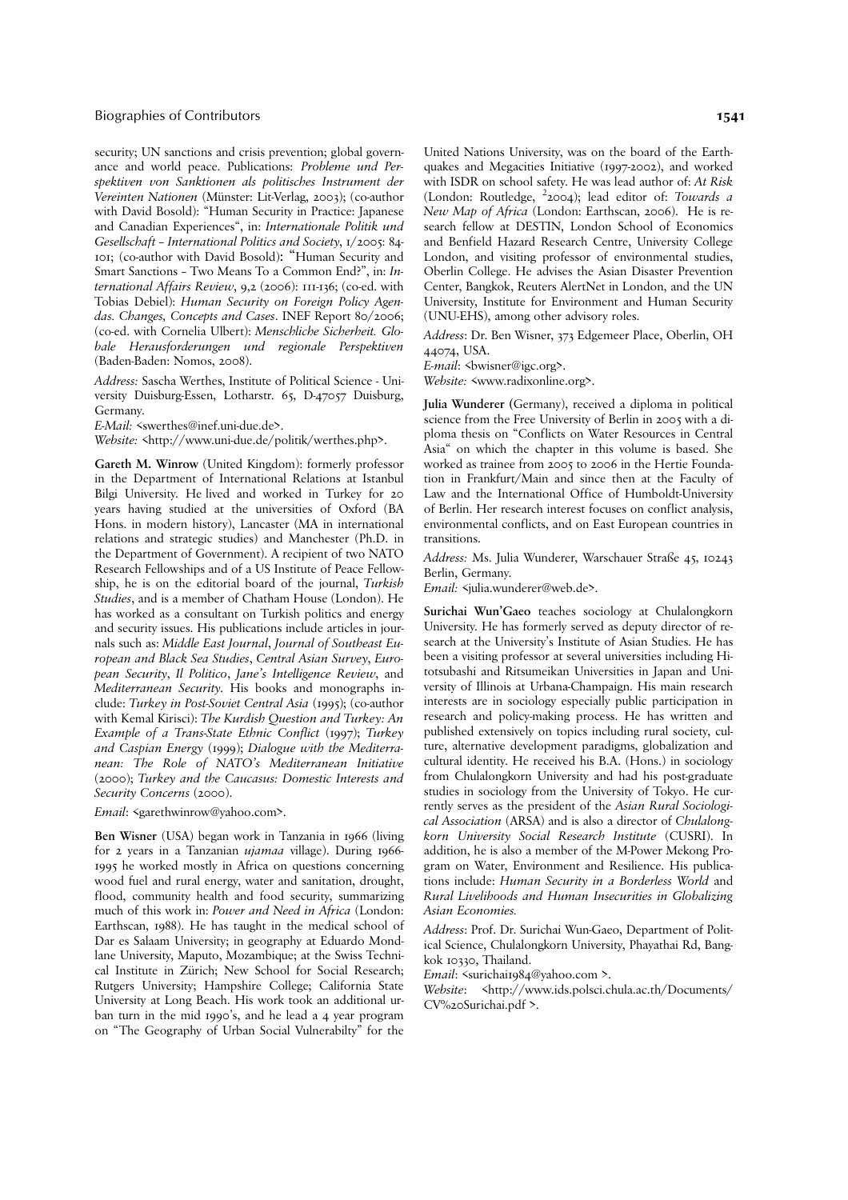security; UN sanctions and crisis prevention; global governance and world peace. Publications: *Probleme und Perspektiven von Sanktionen als politisches Instrument der Vereinten Nationen* (Münster: Lit-Verlag, 2003); (co-author with David Bosold): "Human Security in Practice: Japanese and Canadian Experiences", in: *Internationale Politik und Gesellschaft – International Politics and Society*, 1/2005: 84-101; (co-author with David Bosold): "Human Security and Smart Sanctions – Two Means To a Common End?", in: *International Affairs Review*, 9,2 (2006): 111-136; (co-ed. with Tobias Debiel): *Human Security on Foreign Policy Agendas. Changes, Concepts and Cases*. INEF Report 80/2006; (co-ed. with Cornelia Ulbert): *Menschliche Sicherheit. Globale Herausforderungen und regionale Perspektiven* (Baden-Baden: Nomos, 2008).

*Address:* Sascha Werthes, Institute of Political Science - University Duisburg-Essen, Lotharstr. 65, D-47057 Duisburg, Germany.

*E-Mail:* <swerthes@inef.uni-due.de>.

*Website:* <http://www.uni-due.de/politik/werthes.php>.

**Gareth M. Winrow** (United Kingdom): formerly professor in the Department of International Relations at Istanbul Bilgi University. He lived and worked in Turkey for 20 years having studied at the universities of Oxford (BA Hons. in modern history), Lancaster (MA in international relations and strategic studies) and Manchester (Ph.D. in the Department of Government). A recipient of two NATO Research Fellowships and of a US Institute of Peace Fellowship, he is on the editorial board of the journal, *Turkish Studies*, and is a member of Chatham House (London). He has worked as a consultant on Turkish politics and energy and security issues. His publications include articles in journals such as: *Middle East Journal*, *Journal of Southeast European and Black Sea Studies*, *Central Asian Survey*, *European Security*, *Il Politico*, *Jane's Intelligence Review*, and *Mediterranean Security*. His books and monographs include: *Turkey in Post-Soviet Central Asia* (1995); (co-author with Kemal Kirisci): *The Kurdish Question and Turkey: An Example of a Trans-State Ethnic Conflict* (1997); *Turkey and Caspian Energy* (1999); *Dialogue with the Mediterranean: The Role of NATO's Mediterranean Initiative* (2000); *Turkey and the Caucasus: Domestic Interests and Security Concerns* (2000).

*Email*: <garethwinrow@yahoo.com>.

**Ben Wisner** (USA) began work in Tanzania in 1966 (living for 2 years in a Tanzanian *ujamaa* village). During 1966-1995 he worked mostly in Africa on questions concerning wood fuel and rural energy, water and sanitation, drought, flood, community health and food security, summarizing much of this work in: *Power and Need in Africa* (London: Earthscan, 1988). He has taught in the medical school of Dar es Salaam University; in geography at Eduardo Mondlane University, Maputo, Mozambique; at the Swiss Technical Institute in Zürich; New School for Social Research; Rutgers University; Hampshire College; California State University at Long Beach. His work took an additional urban turn in the mid 1990's, and he lead a 4 year program on "The Geography of Urban Social Vulnerabilty" for the United Nations University, was on the board of the Earthquakes and Megacities Initiative (1997-2002), and worked with ISDR on school safety. He was lead author of: *At Risk* (London: Routledge, [2]2004); lead editor of: *Towards a New Map of Africa* (London: Earthscan, 2006). He is research fellow at DESTIN, London School of Economics and Benfield Hazard Research Centre, University College London, and visiting professor of environmental studies, Oberlin College. He advises the Asian Disaster Prevention Center, Bangkok, Reuters AlertNet in London, and the UN University, Institute for Environment and Human Security (UNU-EHS), among other advisory roles.

*Address*: Dr. Ben Wisner, 373 Edgemeer Place, Oberlin, OH 44074, USA.

*E-mail*: <bwisner@igc.org>.

*Website:* <www.radixonline.org>.

**Julia Wunderer** (Germany), received a diploma in political science from the Free University of Berlin in 2005 with a diploma thesis on "Conflicts on Water Resources in Central Asia" on which the chapter in this volume is based. She worked as trainee from 2005 to 2006 in the Hertie Foundation in Frankfurt/Main and since then at the Faculty of Law and the International Office of Humboldt-University of Berlin. Her research interest focuses on conflict analysis, environmental conflicts, and on East European countries in transitions.

*Address:* Ms. Julia Wunderer, Warschauer Straße 45, 10243 Berlin, Germany.

*Email:* <julia.wunderer@web.de>.

**Surichai Wun'Gaeo** teaches sociology at Chulalongkorn University. He has formerly served as deputy director of research at the University's Institute of Asian Studies. He has been a visiting professor at several universities including Hitotsubashi and Ritsumeikan Universities in Japan and University of Illinois at Urbana-Champaign. His main research interests are in sociology especially public participation in research and policy-making process. He has written and published extensively on topics including rural society, culture, alternative development paradigms, globalization and cultural identity. He received his B.A. (Hons.) in sociology from Chulalongkorn University and had his post-graduate studies in sociology from the University of Tokyo. He currently serves as the president of the *Asian Rural Sociological Association* (ARSA) and is also a director of *Chulalongkorn University Social Research Institute* (CUSRI). In addition, he is also a member of the M-Power Mekong Program on Water, Environment and Resilience. His publications include: *Human Security in a Borderless World* and *Rural Livelihoods and Human Insecurities in Globalizing Asian Economies.*

*Address*: Prof. Dr. Surichai Wun-Gaeo, Department of Political Science, Chulalongkorn University, Phayathai Rd, Bangkok 10330, Thailand.

*Email*: <surichai1984@yahoo.com >.

*Website*: <http://www.ids.polsci.chula.ac.th/Documents/CV%20Surichai.pdf >.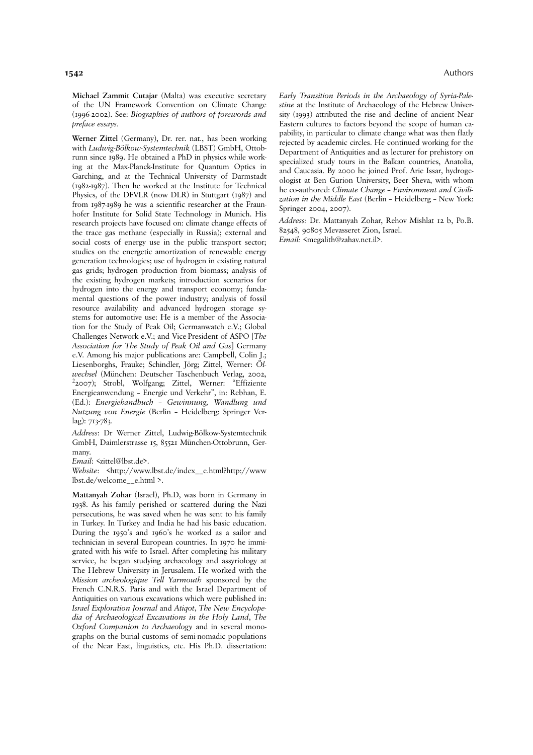**Michael Zammit Cutajar** (Malta) was executive secretary of the UN Framework Convention on Climate Change (1996-2002). See: *Biographies of authors of forewords and preface essays.*

**Werner Zittel** (Germany), Dr. rer. nat., has been working with *Ludwig-Bölkow-Systemtechnik* (LBST) GmbH, Ottobrunn since 1989. He obtained a PhD in physics while working at the Max-Planck-Institute for Quantum Optics in Garching, and at the Technical University of Darmstadt (1982-1987). Then he worked at the Institute for Technical Physics, of the DFVLR (now DLR) in Stuttgart (1987) and from 1987-1989 he was a scientific researcher at the Fraunhofer Institute for Solid State Technology in Munich. His research projects have focused on: climate change effects of the trace gas methane (especially in Russia); external and social costs of energy use in the public transport sector; studies on the energetic amortization of renewable energy generation technologies; use of hydrogen in existing natural gas grids; hydrogen production from biomass; analysis of the existing hydrogen markets; introduction scenarios for hydrogen into the energy and transport economy; fundamental questions of the power industry; analysis of fossil resource availability and advanced hydrogen storage systems for automotive use: He is a member of the Association for the Study of Peak Oil; Germanwatch e.V.; Global Challenges Network e.V.; and Vice-President of ASPO [*The Association for The Study of Peak Oil and Gas*] Germany e.V. Among his major publications are: Campbell, Colin J.; Liesenborghs, Frauke; Schindler, Jörg; Zittel, Werner: *Ölwechsel* (München: Deutscher Taschenbuch Verlag, 2002, [2]2007); Strobl, Wolfgang; Zittel, Werner: "Effiziente Energieanwendung – Energie und Verkehr", in: Rebhan, E. (Ed.): *Energiehandbuch – Gewinnung, Wandlung und Nutzung von Energie* (Berlin – Heidelberg: Springer Verlag): 713-783.

*Address*: Dr Werner Zittel, Ludwig-Bölkow-Systemtechnik GmbH, Daimlerstrasse 15, 85521 München-Ottobrunn, Germany.
*Email*: <zittel@lbst.de>.
*Website*: <http://www.lbst.de/index__e.html?http://www lbst.de/welcome__e.html >.

**Mattanyah Zohar** (Israel), Ph.D, was born in Germany in 1938. As his family perished or scattered during the Nazi persecutions, he was saved when he was sent to his family in Turkey. In Turkey and India he had his basic education. During the 1950's and 1960's he worked as a sailor and technician in several European countries. In 1970 he immigrated with his wife to Israel. After completing his military service, he began studying archaeology and assyriology at The Hebrew University in Jerusalem. He worked with the *Mission archeologique Tell Yarmouth* sponsored by the French C.N.R.S. Paris and with the Israel Department of Antiquities on various excavations which were published in: *Israel Exploration Journal* and *Atiqot*, *The New Encyclopedia of Archaeological Excavations in the Holy Land*, *The Oxford Companion to Archaeology* and in several monographs on the burial customs of semi-nomadic populations of the Near East, linguistics, etc. His Ph.D. dissertation: *Early Transition Periods in the Archaeology of Syria-Palestine* at the Institute of Archaeology of the Hebrew University (1993) attributed the rise and decline of ancient Near Eastern cultures to factors beyond the scope of human capability, in particular to climate change what was then flatly rejected by academic circles. He continued working for the Department of Antiquities and as lecturer for prehistory on specialized study tours in the Balkan countries, Anatolia, and Caucasia. By 2000 he joined Prof. Arie Issar, hydrogeologist at Ben Gurion University, Beer Sheva, with whom he co-authored: *Climate Change – Environment and Civilization in the Middle East* (Berlin – Heidelberg – New York: Springer 2004, 2007).

*Address:* Dr. Mattanyah Zohar, Rehov Mishlat 12 b, Po.B. 82548, 90805 Mevasseret Zion, Israel.
*Email:* <megalith@zahav.net.il>.